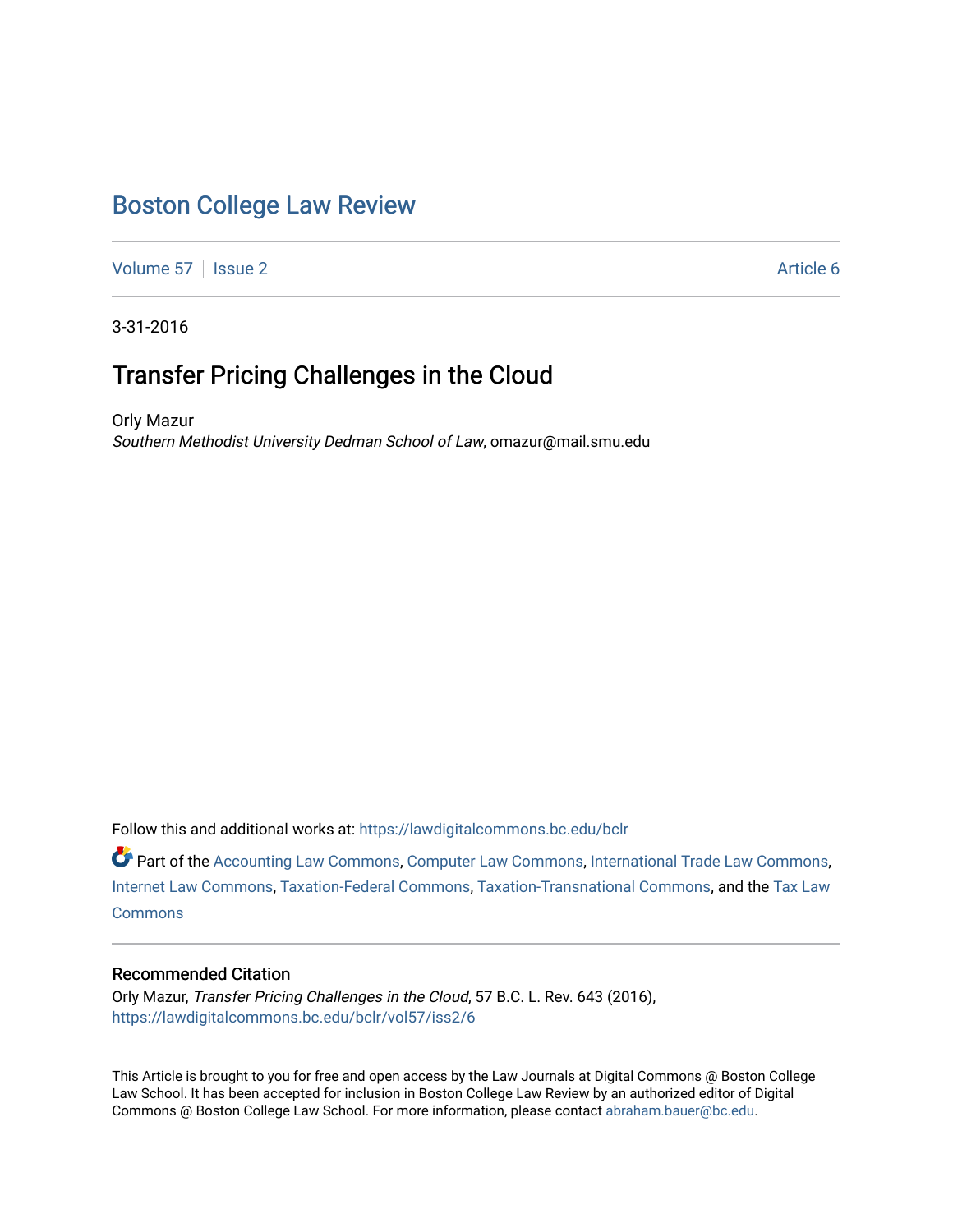# Boston College Law Review

Volume 57 | Issue 2 | Article 6

3-31-2016

## Transfer Pricing Challenges in the Cloud

Orly Mazur
*Southern Methodist University Dedman School of Law*, omazur@mail.smu.edu

Follow this and additional works at: https://lawdigitalcommons.bc.edu/bclr

Part of the Accounting Law Commons, Computer Law Commons, International Trade Law Commons, Internet Law Commons, Taxation-Federal Commons, Taxation-Transnational Commons, and the Tax Law Commons

### Recommended Citation

Orly Mazur, *Transfer Pricing Challenges in the Cloud*, 57 B.C. L. Rev. 643 (2016), https://lawdigitalcommons.bc.edu/bclr/vol57/iss2/6

This Article is brought to you for free and open access by the Law Journals at Digital Commons @ Boston College Law School. It has been accepted for inclusion in Boston College Law Review by an authorized editor of Digital Commons @ Boston College Law School. For more information, please contact abraham.bauer@bc.edu.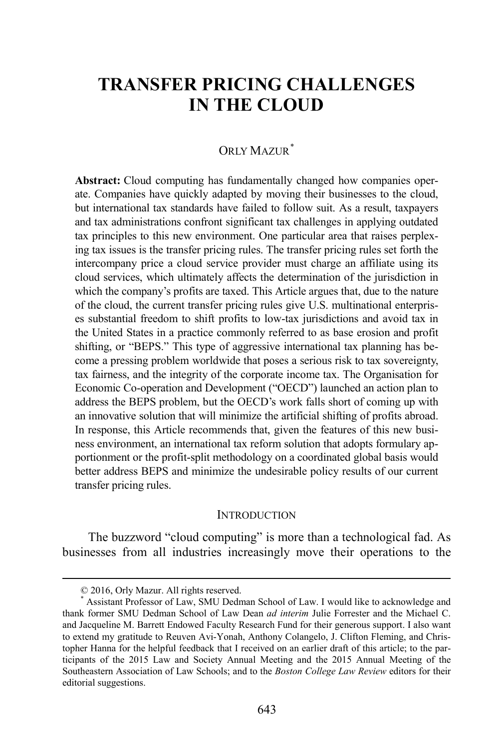# TRANSFER PRICING CHALLENGES IN THE CLOUD

ORLY MAZUR*

**Abstract:** Cloud computing has fundamentally changed how companies operate. Companies have quickly adapted by moving their businesses to the cloud, but international tax standards have failed to follow suit. As a result, taxpayers and tax administrations confront significant tax challenges in applying outdated tax principles to this new environment. One particular area that raises perplexing tax issues is the transfer pricing rules. The transfer pricing rules set forth the intercompany price a cloud service provider must charge an affiliate using its cloud services, which ultimately affects the determination of the jurisdiction in which the company's profits are taxed. This Article argues that, due to the nature of the cloud, the current transfer pricing rules give U.S. multinational enterprises substantial freedom to shift profits to low-tax jurisdictions and avoid tax in the United States in a practice commonly referred to as base erosion and profit shifting, or "BEPS." This type of aggressive international tax planning has become a pressing problem worldwide that poses a serious risk to tax sovereignty, tax fairness, and the integrity of the corporate income tax. The Organisation for Economic Co-operation and Development ("OECD") launched an action plan to address the BEPS problem, but the OECD's work falls short of coming up with an innovative solution that will minimize the artificial shifting of profits abroad. In response, this Article recommends that, given the features of this new business environment, an international tax reform solution that adopts formulary apportionment or the profit-split methodology on a coordinated global basis would better address BEPS and minimize the undesirable policy results of our current transfer pricing rules.

## INTRODUCTION

The buzzword "cloud computing" is more than a technological fad. As businesses from all industries increasingly move their operations to the

---

© 2016, Orly Mazur. All rights reserved.

* Assistant Professor of Law, SMU Dedman School of Law. I would like to acknowledge and thank former SMU Dedman School of Law Dean *ad interim* Julie Forrester and the Michael C. and Jacqueline M. Barrett Endowed Faculty Research Fund for their generous support. I also want to extend my gratitude to Reuven Avi-Yonah, Anthony Colangelo, J. Clifton Fleming, and Christopher Hanna for the helpful feedback that I received on an earlier draft of this article; to the participants of the 2015 Law and Society Annual Meeting and the 2015 Annual Meeting of the Southeastern Association of Law Schools; and to the *Boston College Law Review* editors for their editorial suggestions.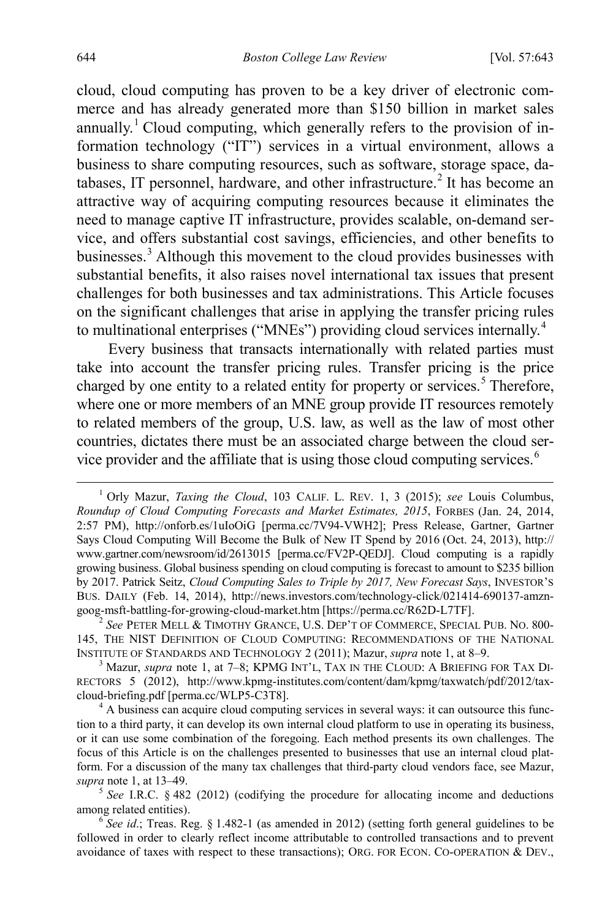cloud, cloud computing has proven to be a key driver of electronic commerce and has already generated more than $150 billion in market sales annually.[1] Cloud computing, which generally refers to the provision of information technology ("IT") services in a virtual environment, allows a business to share computing resources, such as software, storage space, databases, IT personnel, hardware, and other infrastructure.[2] It has become an attractive way of acquiring computing resources because it eliminates the need to manage captive IT infrastructure, provides scalable, on-demand service, and offers substantial cost savings, efficiencies, and other benefits to businesses.[3] Although this movement to the cloud provides businesses with substantial benefits, it also raises novel international tax issues that present challenges for both businesses and tax administrations. This Article focuses on the significant challenges that arise in applying the transfer pricing rules to multinational enterprises ("MNEs") providing cloud services internally.[4]

Every business that transacts internationally with related parties must take into account the transfer pricing rules. Transfer pricing is the price charged by one entity to a related entity for property or services.[5] Therefore, where one or more members of an MNE group provide IT resources remotely to related members of the group, U.S. law, as well as the law of most other countries, dictates there must be an associated charge between the cloud service provider and the affiliate that is using those cloud computing services.[6]

---

[1] Orly Mazur, *Taxing the Cloud*, 103 CALIF. L. REV. 1, 3 (2015); *see* Louis Columbus, *Roundup of Cloud Computing Forecasts and Market Estimates, 2015*, FORBES (Jan. 24, 2014, 2:57 PM), http://onforb.es/1uIoOiG [perma.cc/7V94-VWH2]; Press Release, Gartner, Gartner Says Cloud Computing Will Become the Bulk of New IT Spend by 2016 (Oct. 24, 2013), http://www.gartner.com/newsroom/id/2613015 [perma.cc/FV2P-QEDJ]. Cloud computing is a rapidly growing business. Global business spending on cloud computing is forecast to amount to $235 billion by 2017. Patrick Seitz, *Cloud Computing Sales to Triple by 2017, New Forecast Says*, INVESTOR'S BUS. DAILY (Feb. 14, 2014), http://news.investors.com/technology-click/021414-690137-amzn-goog-msft-battling-for-growing-cloud-market.htm [https://perma.cc/R62D-L7TF].

[2] *See* PETER MELL & TIMOTHY GRANCE, U.S. DEP'T OF COMMERCE, SPECIAL PUB. NO. 800-145, THE NIST DEFINITION OF CLOUD COMPUTING: RECOMMENDATIONS OF THE NATIONAL INSTITUTE OF STANDARDS AND TECHNOLOGY 2 (2011); Mazur, *supra* note 1, at 8–9.

[3] Mazur, *supra* note 1, at 7–8; KPMG INT'L, TAX IN THE CLOUD: A BRIEFING FOR TAX DIRECTORS 5 (2012), http://www.kpmg-institutes.com/content/dam/kpmg/taxwatch/pdf/2012/tax-cloud-briefing.pdf [perma.cc/WLP5-C3T8].

[4] A business can acquire cloud computing services in several ways: it can outsource this function to a third party, it can develop its own internal cloud platform to use in operating its business, or it can use some combination of the foregoing. Each method presents its own challenges. The focus of this Article is on the challenges presented to businesses that use an internal cloud platform. For a discussion of the many tax challenges that third-party cloud vendors face, see Mazur, *supra* note 1, at 13–49.

[5] *See* I.R.C. § 482 (2012) (codifying the procedure for allocating income and deductions among related entities).

[6] *See id.*; Treas. Reg. § 1.482-1 (as amended in 2012) (setting forth general guidelines to be followed in order to clearly reflect income attributable to controlled transactions and to prevent avoidance of taxes with respect to these transactions); ORG. FOR ECON. CO-OPERATION & DEV.,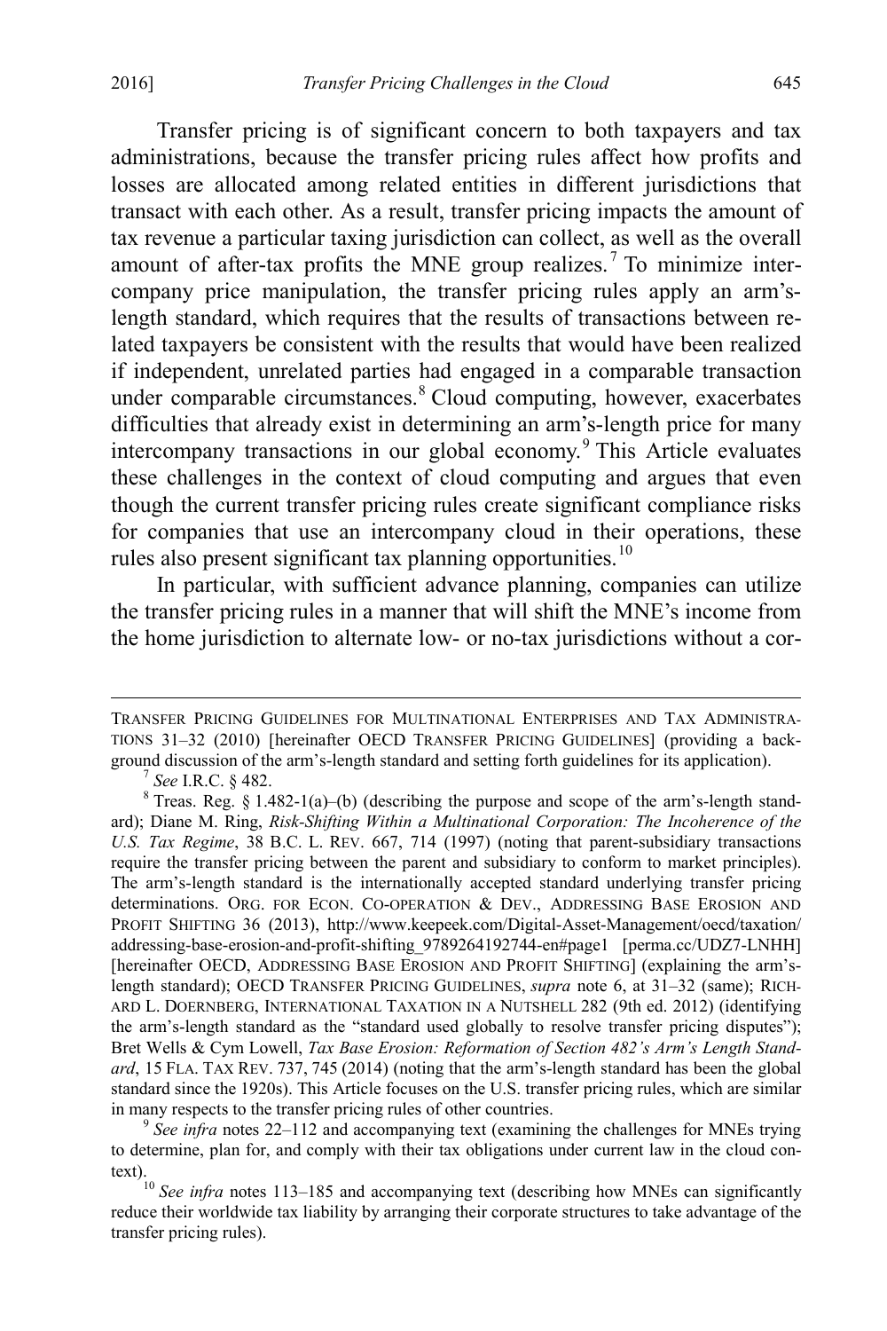Transfer pricing is of significant concern to both taxpayers and tax administrations, because the transfer pricing rules affect how profits and losses are allocated among related entities in different jurisdictions that transact with each other. As a result, transfer pricing impacts the amount of tax revenue a particular taxing jurisdiction can collect, as well as the overall amount of after-tax profits the MNE group realizes.[7] To minimize intercompany price manipulation, the transfer pricing rules apply an arm's-length standard, which requires that the results of transactions between related taxpayers be consistent with the results that would have been realized if independent, unrelated parties had engaged in a comparable transaction under comparable circumstances.[8] Cloud computing, however, exacerbates difficulties that already exist in determining an arm's-length price for many intercompany transactions in our global economy.[9] This Article evaluates these challenges in the context of cloud computing and argues that even though the current transfer pricing rules create significant compliance risks for companies that use an intercompany cloud in their operations, these rules also present significant tax planning opportunities.[10]

In particular, with sufficient advance planning, companies can utilize the transfer pricing rules in a manner that will shift the MNE's income from the home jurisdiction to alternate low- or no-tax jurisdictions without a cor-

---

TRANSFER PRICING GUIDELINES FOR MULTINATIONAL ENTERPRISES AND TAX ADMINISTRATIONS 31–32 (2010) [hereinafter OECD TRANSFER PRICING GUIDELINES] (providing a background discussion of the arm's-length standard and setting forth guidelines for its application).

[7] *See* I.R.C. § 482.

[8] Treas. Reg. § 1.482-1(a)–(b) (describing the purpose and scope of the arm's-length standard); Diane M. Ring, *Risk-Shifting Within a Multinational Corporation: The Incoherence of the U.S. Tax Regime*, 38 B.C. L. REV. 667, 714 (1997) (noting that parent-subsidiary transactions require the transfer pricing between the parent and subsidiary to conform to market principles). The arm's-length standard is the internationally accepted standard underlying transfer pricing determinations. ORG. FOR ECON. CO-OPERATION & DEV., ADDRESSING BASE EROSION AND PROFIT SHIFTING 36 (2013), http://www.keepeek.com/Digital-Asset-Management/oecd/taxation/addressing-base-erosion-and-profit-shifting_9789264192744-en#page1 [perma.cc/UDZ7-LNHH] [hereinafter OECD, ADDRESSING BASE EROSION AND PROFIT SHIFTING] (explaining the arm's-length standard); OECD TRANSFER PRICING GUIDELINES, *supra* note 6, at 31–32 (same); RICHARD L. DOERNBERG, INTERNATIONAL TAXATION IN A NUTSHELL 282 (9th ed. 2012) (identifying the arm's-length standard as the "standard used globally to resolve transfer pricing disputes"); Bret Wells & Cym Lowell, *Tax Base Erosion: Reformation of Section 482's Arm's Length Standard*, 15 FLA. TAX REV. 737, 745 (2014) (noting that the arm's-length standard has been the global standard since the 1920s). This Article focuses on the U.S. transfer pricing rules, which are similar in many respects to the transfer pricing rules of other countries.

[9] *See infra* notes 22–112 and accompanying text (examining the challenges for MNEs trying to determine, plan for, and comply with their tax obligations under current law in the cloud context).

[10] *See infra* notes 113–185 and accompanying text (describing how MNEs can significantly reduce their worldwide tax liability by arranging their corporate structures to take advantage of the transfer pricing rules).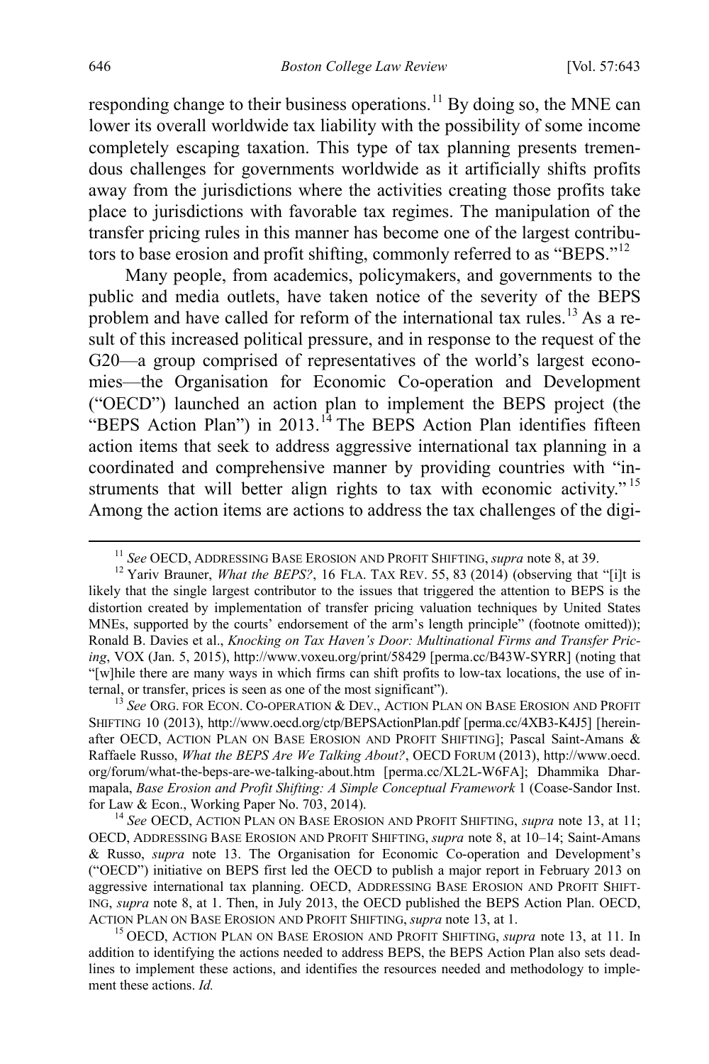responding change to their business operations.[11] By doing so, the MNE can lower its overall worldwide tax liability with the possibility of some income completely escaping taxation. This type of tax planning presents tremendous challenges for governments worldwide as it artificially shifts profits away from the jurisdictions where the activities creating those profits take place to jurisdictions with favorable tax regimes. The manipulation of the transfer pricing rules in this manner has become one of the largest contributors to base erosion and profit shifting, commonly referred to as "BEPS."[12]

Many people, from academics, policymakers, and governments to the public and media outlets, have taken notice of the severity of the BEPS problem and have called for reform of the international tax rules.[13] As a result of this increased political pressure, and in response to the request of the G20—a group comprised of representatives of the world's largest economies—the Organisation for Economic Co-operation and Development ("OECD") launched an action plan to implement the BEPS project (the "BEPS Action Plan") in 2013.[14] The BEPS Action Plan identifies fifteen action items that seek to address aggressive international tax planning in a coordinated and comprehensive manner by providing countries with "instruments that will better align rights to tax with economic activity."[15] Among the action items are actions to address the tax challenges of the digi-

---

[11] *See* OECD, ADDRESSING BASE EROSION AND PROFIT SHIFTING, *supra* note 8, at 39.

[12] Yariv Brauner, *What the BEPS?*, 16 FLA. TAX REV. 55, 83 (2014) (observing that "[i]t is likely that the single largest contributor to the issues that triggered the attention to BEPS is the distortion created by implementation of transfer pricing valuation techniques by United States MNEs, supported by the courts' endorsement of the arm's length principle" (footnote omitted)); Ronald B. Davies et al., *Knocking on Tax Haven's Door: Multinational Firms and Transfer Pricing*, VOX (Jan. 5, 2015), http://www.voxeu.org/print/58429 [perma.cc/B43W-SYRR] (noting that "[w]hile there are many ways in which firms can shift profits to low-tax locations, the use of internal, or transfer, prices is seen as one of the most significant").

[13] *See* ORG. FOR ECON. CO-OPERATION & DEV., ACTION PLAN ON BASE EROSION AND PROFIT SHIFTING 10 (2013), http://www.oecd.org/ctp/BEPSActionPlan.pdf [perma.cc/4XB3-K4J5] [hereinafter OECD, ACTION PLAN ON BASE EROSION AND PROFIT SHIFTING]; Pascal Saint-Amans & Raffaele Russo, *What the BEPS Are We Talking About?*, OECD FORUM (2013), http://www.oecd.org/forum/what-the-beps-are-we-talking-about.htm [perma.cc/XL2L-W6FA]; Dhammika Dharmapala, *Base Erosion and Profit Shifting: A Simple Conceptual Framework* 1 (Coase-Sandor Inst. for Law & Econ., Working Paper No. 703, 2014).

[14] *See* OECD, ACTION PLAN ON BASE EROSION AND PROFIT SHIFTING, *supra* note 13, at 11; OECD, ADDRESSING BASE EROSION AND PROFIT SHIFTING, *supra* note 8, at 10–14; Saint-Amans & Russo, *supra* note 13. The Organisation for Economic Co-operation and Development's ("OECD") initiative on BEPS first led the OECD to publish a major report in February 2013 on aggressive international tax planning. OECD, ADDRESSING BASE EROSION AND PROFIT SHIFTING, *supra* note 8, at 1. Then, in July 2013, the OECD published the BEPS Action Plan. OECD, ACTION PLAN ON BASE EROSION AND PROFIT SHIFTING, *supra* note 13, at 1.

[15] OECD, ACTION PLAN ON BASE EROSION AND PROFIT SHIFTING, *supra* note 13, at 11. In addition to identifying the actions needed to address BEPS, the BEPS Action Plan also sets deadlines to implement these actions, and identifies the resources needed and methodology to implement these actions. *Id.*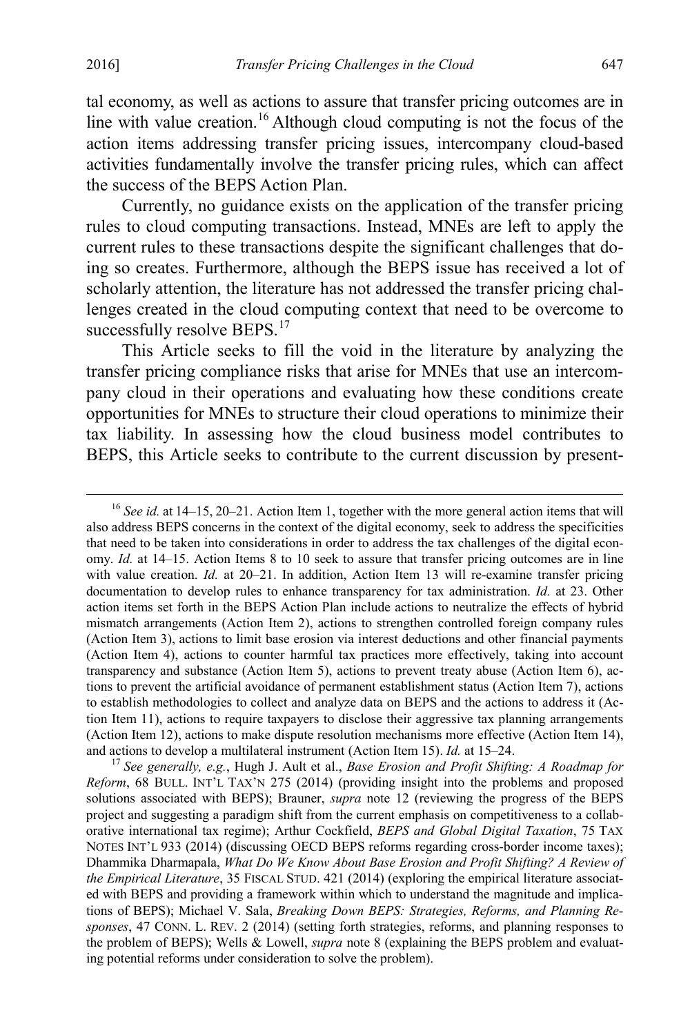tal economy, as well as actions to assure that transfer pricing outcomes are in line with value creation.[16] Although cloud computing is not the focus of the action items addressing transfer pricing issues, intercompany cloud-based activities fundamentally involve the transfer pricing rules, which can affect the success of the BEPS Action Plan.

Currently, no guidance exists on the application of the transfer pricing rules to cloud computing transactions. Instead, MNEs are left to apply the current rules to these transactions despite the significant challenges that doing so creates. Furthermore, although the BEPS issue has received a lot of scholarly attention, the literature has not addressed the transfer pricing challenges created in the cloud computing context that need to be overcome to successfully resolve BEPS.[17]

This Article seeks to fill the void in the literature by analyzing the transfer pricing compliance risks that arise for MNEs that use an intercompany cloud in their operations and evaluating how these conditions create opportunities for MNEs to structure their cloud operations to minimize their tax liability. In assessing how the cloud business model contributes to BEPS, this Article seeks to contribute to the current discussion by present-

---

[16] *See id.* at 14–15, 20–21. Action Item 1, together with the more general action items that will also address BEPS concerns in the context of the digital economy, seek to address the specificities that need to be taken into considerations in order to address the tax challenges of the digital economy. *Id.* at 14–15. Action Items 8 to 10 seek to assure that transfer pricing outcomes are in line with value creation. *Id.* at 20–21. In addition, Action Item 13 will re-examine transfer pricing documentation to develop rules to enhance transparency for tax administration. *Id.* at 23. Other action items set forth in the BEPS Action Plan include actions to neutralize the effects of hybrid mismatch arrangements (Action Item 2), actions to strengthen controlled foreign company rules (Action Item 3), actions to limit base erosion via interest deductions and other financial payments (Action Item 4), actions to counter harmful tax practices more effectively, taking into account transparency and substance (Action Item 5), actions to prevent treaty abuse (Action Item 6), actions to prevent the artificial avoidance of permanent establishment status (Action Item 7), actions to establish methodologies to collect and analyze data on BEPS and the actions to address it (Action Item 11), actions to require taxpayers to disclose their aggressive tax planning arrangements (Action Item 12), actions to make dispute resolution mechanisms more effective (Action Item 14), and actions to develop a multilateral instrument (Action Item 15). *Id.* at 15–24.

[17] *See generally, e.g.*, Hugh J. Ault et al., *Base Erosion and Profit Shifting: A Roadmap for Reform*, 68 BULL. INT'L TAX'N 275 (2014) (providing insight into the problems and proposed solutions associated with BEPS); Brauner, *supra* note 12 (reviewing the progress of the BEPS project and suggesting a paradigm shift from the current emphasis on competitiveness to a collaborative international tax regime); Arthur Cockfield, *BEPS and Global Digital Taxation*, 75 TAX NOTES INT'L 933 (2014) (discussing OECD BEPS reforms regarding cross-border income taxes); Dhammika Dharmapala, *What Do We Know About Base Erosion and Profit Shifting? A Review of the Empirical Literature*, 35 FISCAL STUD. 421 (2014) (exploring the empirical literature associated with BEPS and providing a framework within which to understand the magnitude and implications of BEPS); Michael V. Sala, *Breaking Down BEPS: Strategies, Reforms, and Planning Responses*, 47 CONN. L. REV. 2 (2014) (setting forth strategies, reforms, and planning responses to the problem of BEPS); Wells & Lowell, *supra* note 8 (explaining the BEPS problem and evaluating potential reforms under consideration to solve the problem).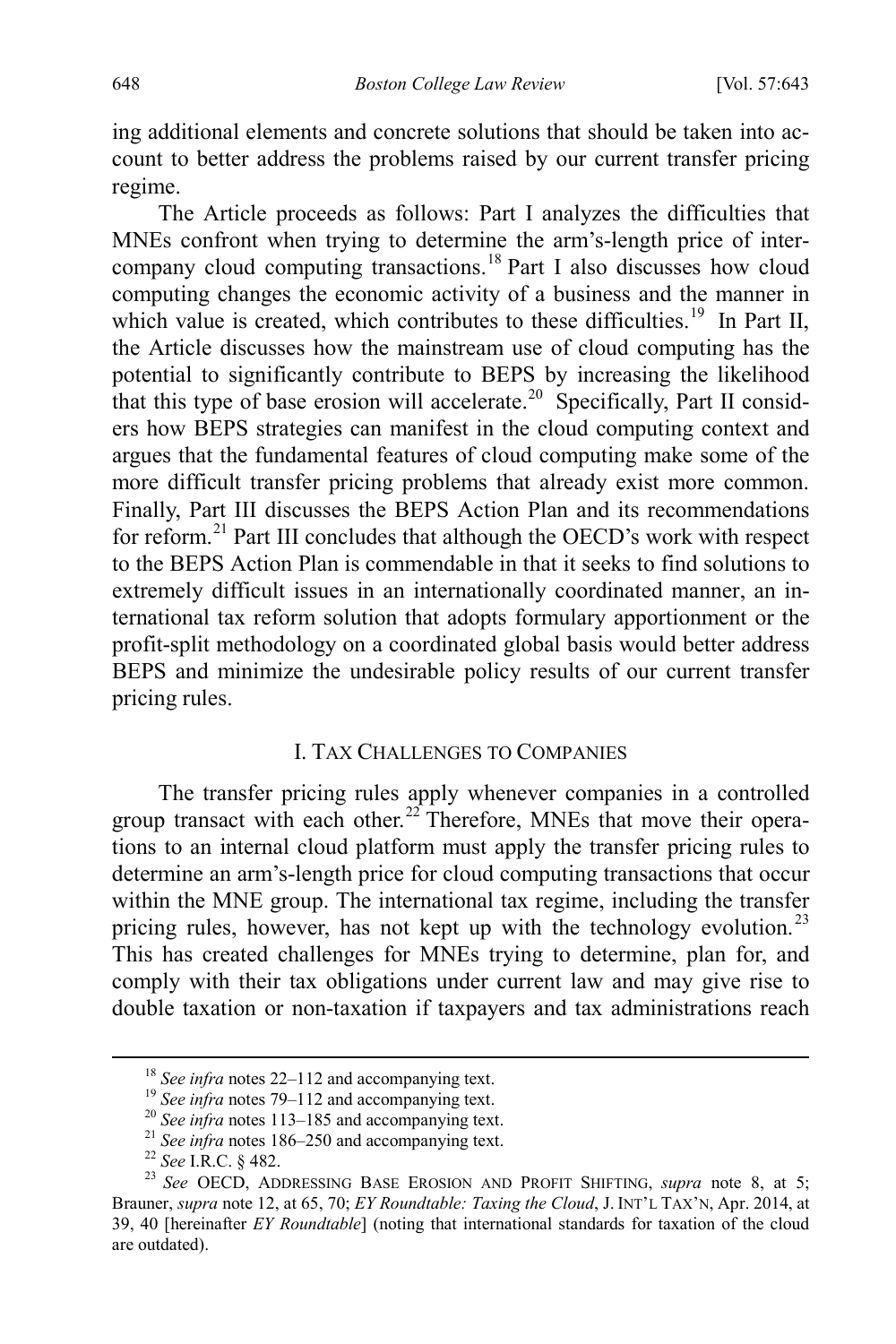ing additional elements and concrete solutions that should be taken into account to better address the problems raised by our current transfer pricing regime.

The Article proceeds as follows: Part I analyzes the difficulties that MNEs confront when trying to determine the arm's-length price of intercompany cloud computing transactions.[18] Part I also discusses how cloud computing changes the economic activity of a business and the manner in which value is created, which contributes to these difficulties.[19] In Part II, the Article discusses how the mainstream use of cloud computing has the potential to significantly contribute to BEPS by increasing the likelihood that this type of base erosion will accelerate.[20] Specifically, Part II considers how BEPS strategies can manifest in the cloud computing context and argues that the fundamental features of cloud computing make some of the more difficult transfer pricing problems that already exist more common. Finally, Part III discusses the BEPS Action Plan and its recommendations for reform.[21] Part III concludes that although the OECD's work with respect to the BEPS Action Plan is commendable in that it seeks to find solutions to extremely difficult issues in an internationally coordinated manner, an international tax reform solution that adopts formulary apportionment or the profit-split methodology on a coordinated global basis would better address BEPS and minimize the undesirable policy results of our current transfer pricing rules.

## I. TAX CHALLENGES TO COMPANIES

The transfer pricing rules apply whenever companies in a controlled group transact with each other.[22] Therefore, MNEs that move their operations to an internal cloud platform must apply the transfer pricing rules to determine an arm's-length price for cloud computing transactions that occur within the MNE group. The international tax regime, including the transfer pricing rules, however, has not kept up with the technology evolution.[23] This has created challenges for MNEs trying to determine, plan for, and comply with their tax obligations under current law and may give rise to double taxation or non-taxation if taxpayers and tax administrations reach

---

[18] *See infra* notes 22–112 and accompanying text.

[19] *See infra* notes 79–112 and accompanying text.

[20] *See infra* notes 113–185 and accompanying text.

[21] *See infra* notes 186–250 and accompanying text.

[22] *See* I.R.C. § 482.

[23] *See* OECD, ADDRESSING BASE EROSION AND PROFIT SHIFTING, *supra* note 8, at 5; Brauner, *supra* note 12, at 65, 70; *EY Roundtable: Taxing the Cloud*, J. INT'L TAX'N, Apr. 2014, at 39, 40 [hereinafter *EY Roundtable*] (noting that international standards for taxation of the cloud are outdated).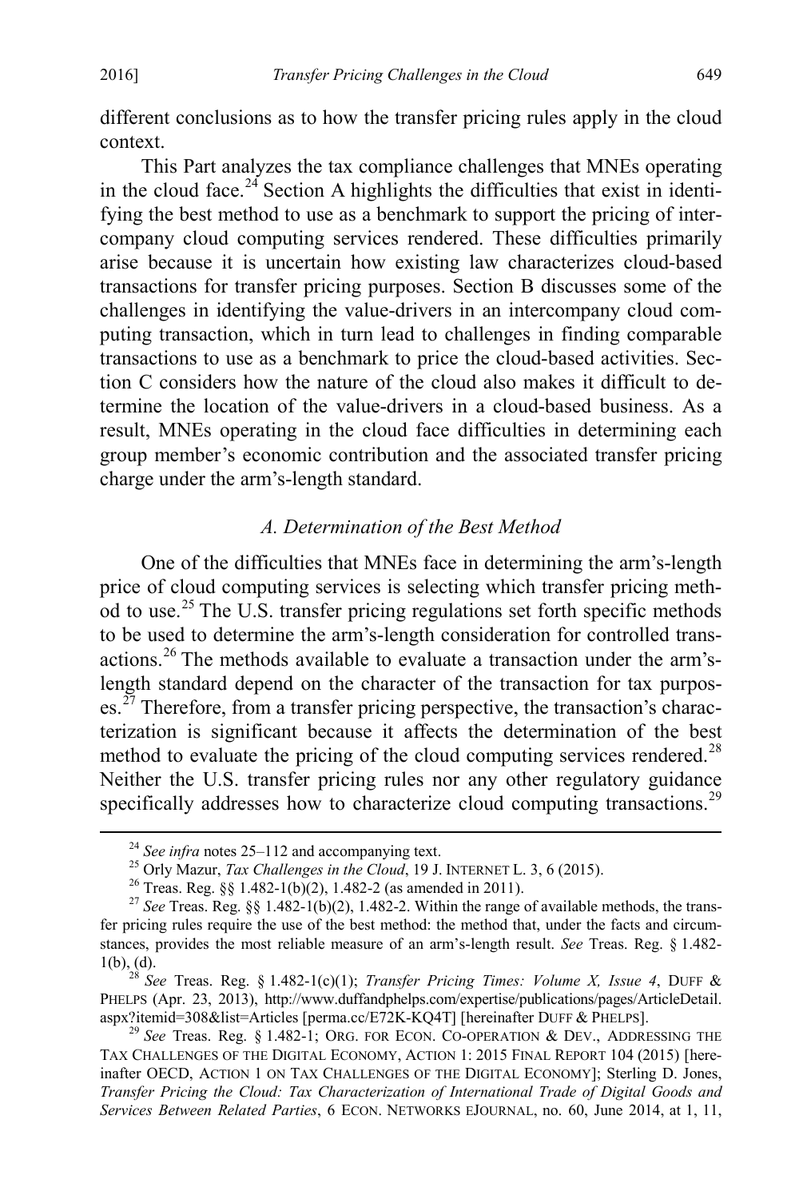different conclusions as to how the transfer pricing rules apply in the cloud context.

This Part analyzes the tax compliance challenges that MNEs operating in the cloud face.[24] Section A highlights the difficulties that exist in identifying the best method to use as a benchmark to support the pricing of intercompany cloud computing services rendered. These difficulties primarily arise because it is uncertain how existing law characterizes cloud-based transactions for transfer pricing purposes. Section B discusses some of the challenges in identifying the value-drivers in an intercompany cloud computing transaction, which in turn lead to challenges in finding comparable transactions to use as a benchmark to price the cloud-based activities. Section C considers how the nature of the cloud also makes it difficult to determine the location of the value-drivers in a cloud-based business. As a result, MNEs operating in the cloud face difficulties in determining each group member's economic contribution and the associated transfer pricing charge under the arm's-length standard.

### *A. Determination of the Best Method*

One of the difficulties that MNEs face in determining the arm's-length price of cloud computing services is selecting which transfer pricing method to use.[25] The U.S. transfer pricing regulations set forth specific methods to be used to determine the arm's-length consideration for controlled transactions.[26] The methods available to evaluate a transaction under the arm's-length standard depend on the character of the transaction for tax purposes.[27] Therefore, from a transfer pricing perspective, the transaction's characterization is significant because it affects the determination of the best method to evaluate the pricing of the cloud computing services rendered.[28] Neither the U.S. transfer pricing rules nor any other regulatory guidance specifically addresses how to characterize cloud computing transactions.[29]

---

[24] *See infra* notes 25–112 and accompanying text.

[25] Orly Mazur, *Tax Challenges in the Cloud*, 19 J. INTERNET L. 3, 6 (2015).

[26] Treas. Reg. §§ 1.482-1(b)(2), 1.482-2 (as amended in 2011).

[27] *See* Treas. Reg. §§ 1.482-1(b)(2), 1.482-2. Within the range of available methods, the transfer pricing rules require the use of the best method: the method that, under the facts and circumstances, provides the most reliable measure of an arm's-length result. *See* Treas. Reg. § 1.482-1(b), (d).

[28] *See* Treas. Reg. § 1.482-1(c)(1); *Transfer Pricing Times: Volume X, Issue 4*, DUFF & PHELPS (Apr. 23, 2013), http://www.duffandphelps.com/expertise/publications/pages/ArticleDetail.aspx?itemid=308&list=Articles [perma.cc/E72K-KQ4T] [hereinafter DUFF & PHELPS].

[29] *See* Treas. Reg. § 1.482-1; ORG. FOR ECON. CO-OPERATION & DEV., ADDRESSING THE TAX CHALLENGES OF THE DIGITAL ECONOMY, ACTION 1: 2015 FINAL REPORT 104 (2015) [hereinafter OECD, ACTION 1 ON TAX CHALLENGES OF THE DIGITAL ECONOMY]; Sterling D. Jones, *Transfer Pricing the Cloud: Tax Characterization of International Trade of Digital Goods and Services Between Related Parties*, 6 ECON. NETWORKS EJOURNAL, no. 60, June 2014, at 1, 11,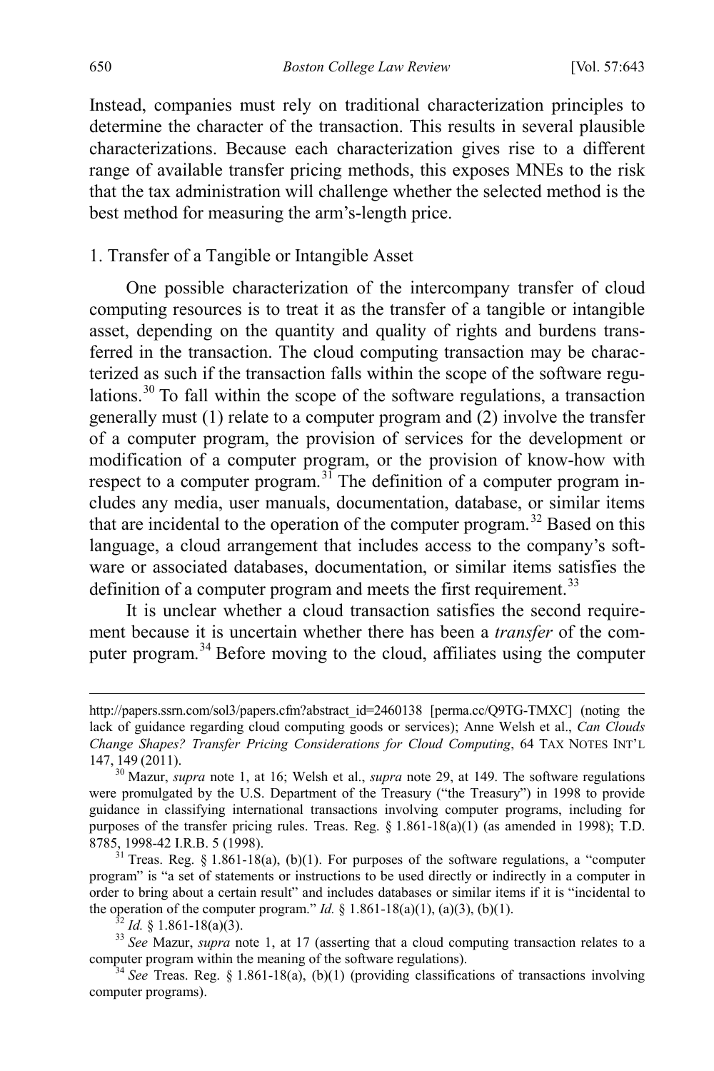Instead, companies must rely on traditional characterization principles to determine the character of the transaction. This results in several plausible characterizations. Because each characterization gives rise to a different range of available transfer pricing methods, this exposes MNEs to the risk that the tax administration will challenge whether the selected method is the best method for measuring the arm's-length price.

### 1. Transfer of a Tangible or Intangible Asset

One possible characterization of the intercompany transfer of cloud computing resources is to treat it as the transfer of a tangible or intangible asset, depending on the quantity and quality of rights and burdens transferred in the transaction. The cloud computing transaction may be characterized as such if the transaction falls within the scope of the software regulations.[30] To fall within the scope of the software regulations, a transaction generally must (1) relate to a computer program and (2) involve the transfer of a computer program, the provision of services for the development or modification of a computer program, or the provision of know-how with respect to a computer program.[31] The definition of a computer program includes any media, user manuals, documentation, database, or similar items that are incidental to the operation of the computer program.[32] Based on this language, a cloud arrangement that includes access to the company's software or associated databases, documentation, or similar items satisfies the definition of a computer program and meets the first requirement.[33]

It is unclear whether a cloud transaction satisfies the second requirement because it is uncertain whether there has been a *transfer* of the computer program.[34] Before moving to the cloud, affiliates using the computer

---

http://papers.ssrn.com/sol3/papers.cfm?abstract_id=2460138 [perma.cc/Q9TG-TMXC] (noting the lack of guidance regarding cloud computing goods or services); Anne Welsh et al., *Can Clouds Change Shapes? Transfer Pricing Considerations for Cloud Computing*, 64 TAX NOTES INT'L 147, 149 (2011).

[30] Mazur, *supra* note 1, at 16; Welsh et al., *supra* note 29, at 149. The software regulations were promulgated by the U.S. Department of the Treasury ("the Treasury") in 1998 to provide guidance in classifying international transactions involving computer programs, including for purposes of the transfer pricing rules. Treas. Reg. § 1.861-18(a)(1) (as amended in 1998); T.D. 8785, 1998-42 I.R.B. 5 (1998).

[31] Treas. Reg. § 1.861-18(a), (b)(1). For purposes of the software regulations, a "computer program" is "a set of statements or instructions to be used directly or indirectly in a computer in order to bring about a certain result" and includes databases or similar items if it is "incidental to the operation of the computer program." *Id.* § 1.861-18(a)(1), (a)(3), (b)(1).

[32] *Id.* § 1.861-18(a)(3).

[33] *See* Mazur, *supra* note 1, at 17 (asserting that a cloud computing transaction relates to a computer program within the meaning of the software regulations).

[34] *See* Treas. Reg. § 1.861-18(a), (b)(1) (providing classifications of transactions involving computer programs).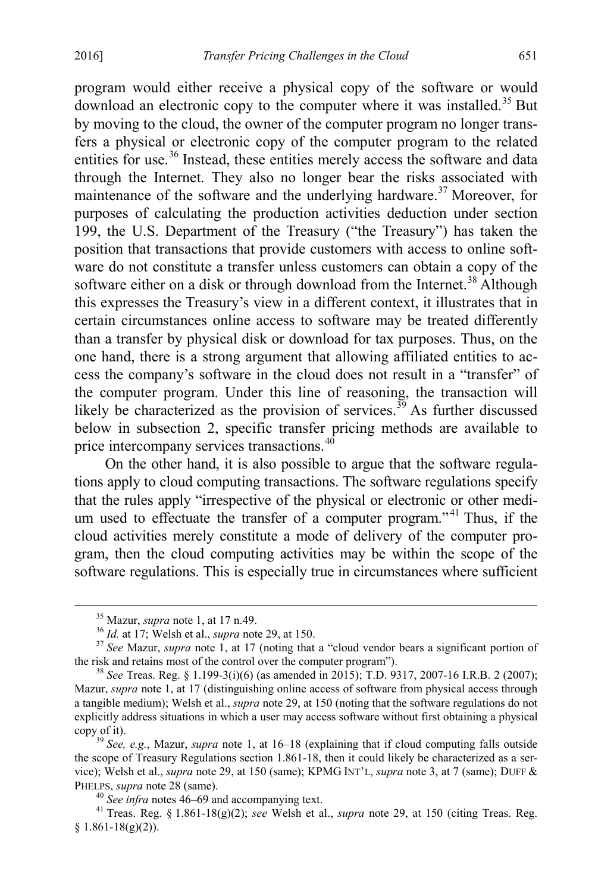program would either receive a physical copy of the software or would download an electronic copy to the computer where it was installed.[35] But by moving to the cloud, the owner of the computer program no longer transfers a physical or electronic copy of the computer program to the related entities for use.[36] Instead, these entities merely access the software and data through the Internet. They also no longer bear the risks associated with maintenance of the software and the underlying hardware.[37] Moreover, for purposes of calculating the production activities deduction under section 199, the U.S. Department of the Treasury ("the Treasury") has taken the position that transactions that provide customers with access to online software do not constitute a transfer unless customers can obtain a copy of the software either on a disk or through download from the Internet.[38] Although this expresses the Treasury's view in a different context, it illustrates that in certain circumstances online access to software may be treated differently than a transfer by physical disk or download for tax purposes. Thus, on the one hand, there is a strong argument that allowing affiliated entities to access the company's software in the cloud does not result in a "transfer" of the computer program. Under this line of reasoning, the transaction will likely be characterized as the provision of services.[39] As further discussed below in subsection 2, specific transfer pricing methods are available to price intercompany services transactions.[40]

On the other hand, it is also possible to argue that the software regulations apply to cloud computing transactions. The software regulations specify that the rules apply "irrespective of the physical or electronic or other medium used to effectuate the transfer of a computer program."[41] Thus, if the cloud activities merely constitute a mode of delivery of the computer program, then the cloud computing activities may be within the scope of the software regulations. This is especially true in circumstances where sufficient

---

[35] Mazur, *supra* note 1, at 17 n.49.

[36] *Id.* at 17; Welsh et al., *supra* note 29, at 150.

[37] *See* Mazur, *supra* note 1, at 17 (noting that a "cloud vendor bears a significant portion of the risk and retains most of the control over the computer program").

[38] *See* Treas. Reg. § 1.199-3(i)(6) (as amended in 2015); T.D. 9317, 2007-16 I.R.B. 2 (2007); Mazur, *supra* note 1, at 17 (distinguishing online access of software from physical access through a tangible medium); Welsh et al., *supra* note 29, at 150 (noting that the software regulations do not explicitly address situations in which a user may access software without first obtaining a physical copy of it).

[39] *See, e.g.*, Mazur, *supra* note 1, at 16–18 (explaining that if cloud computing falls outside the scope of Treasury Regulations section 1.861-18, then it could likely be characterized as a service); Welsh et al., *supra* note 29, at 150 (same); KPMG INT'L, *supra* note 3, at 7 (same); DUFF & PHELPS, *supra* note 28 (same).

[40] *See infra* notes 46–69 and accompanying text.

[41] Treas. Reg. § 1.861-18(g)(2); *see* Welsh et al., *supra* note 29, at 150 (citing Treas. Reg. § 1.861-18(g)(2)).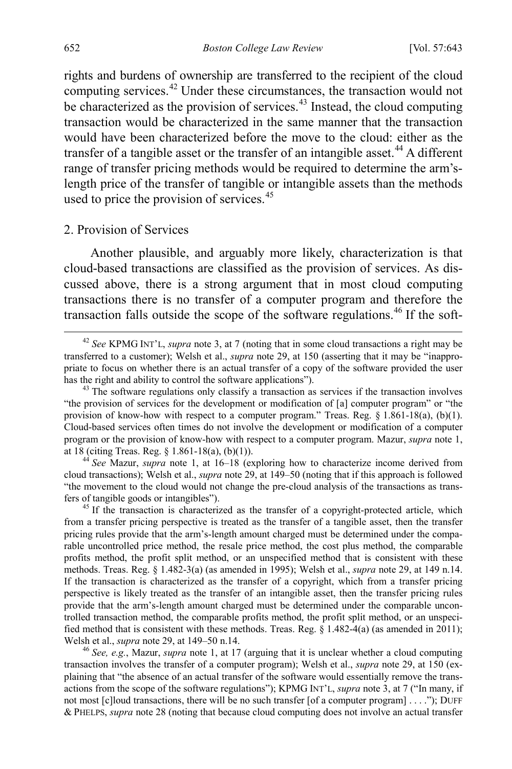rights and burdens of ownership are transferred to the recipient of the cloud computing services.[42] Under these circumstances, the transaction would not be characterized as the provision of services.[43] Instead, the cloud computing transaction would be characterized in the same manner that the transaction would have been characterized before the move to the cloud: either as the transfer of a tangible asset or the transfer of an intangible asset.[44] A different range of transfer pricing methods would be required to determine the arm's-length price of the transfer of tangible or intangible assets than the methods used to price the provision of services.[45]

### 2. Provision of Services

Another plausible, and arguably more likely, characterization is that cloud-based transactions are classified as the provision of services. As discussed above, there is a strong argument that in most cloud computing transactions there is no transfer of a computer program and therefore the transaction falls outside the scope of the software regulations.[46] If the soft-

---

[42] *See* KPMG INT'L, *supra* note 3, at 7 (noting that in some cloud transactions a right may be transferred to a customer); Welsh et al., *supra* note 29, at 150 (asserting that it may be "inappropriate to focus on whether there is an actual transfer of a copy of the software provided the user has the right and ability to control the software applications").

[43] The software regulations only classify a transaction as services if the transaction involves "the provision of services for the development or modification of [a] computer program" or "the provision of know-how with respect to a computer program." Treas. Reg. § 1.861-18(a), (b)(1). Cloud-based services often times do not involve the development or modification of a computer program or the provision of know-how with respect to a computer program. Mazur, *supra* note 1, at 18 (citing Treas. Reg. § 1.861-18(a), (b)(1)).

[44] *See* Mazur, *supra* note 1, at 16–18 (exploring how to characterize income derived from cloud transactions); Welsh et al., *supra* note 29, at 149–50 (noting that if this approach is followed "the movement to the cloud would not change the pre-cloud analysis of the transactions as transfers of tangible goods or intangibles").

[45] If the transaction is characterized as the transfer of a copyright-protected article, which from a transfer pricing perspective is treated as the transfer of a tangible asset, then the transfer pricing rules provide that the arm's-length amount charged must be determined under the comparable uncontrolled price method, the resale price method, the cost plus method, the comparable profits method, the profit split method, or an unspecified method that is consistent with these methods. Treas. Reg. § 1.482-3(a) (as amended in 1995); Welsh et al., *supra* note 29, at 149 n.14. If the transaction is characterized as the transfer of a copyright, which from a transfer pricing perspective is likely treated as the transfer of an intangible asset, then the transfer pricing rules provide that the arm's-length amount charged must be determined under the comparable uncontrolled transaction method, the comparable profits method, the profit split method, or an unspecified method that is consistent with these methods. Treas. Reg. § 1.482-4(a) (as amended in 2011); Welsh et al., *supra* note 29, at 149–50 n.14.

[46] *See, e.g.*, Mazur, *supra* note 1, at 17 (arguing that it is unclear whether a cloud computing transaction involves the transfer of a computer program); Welsh et al., *supra* note 29, at 150 (explaining that "the absence of an actual transfer of the software would essentially remove the transactions from the scope of the software regulations"); KPMG INT'L, *supra* note 3, at 7 ("In many, if not most [c]loud transactions, there will be no such transfer [of a computer program] . . . ."); DUFF & PHELPS, *supra* note 28 (noting that because cloud computing does not involve an actual transfer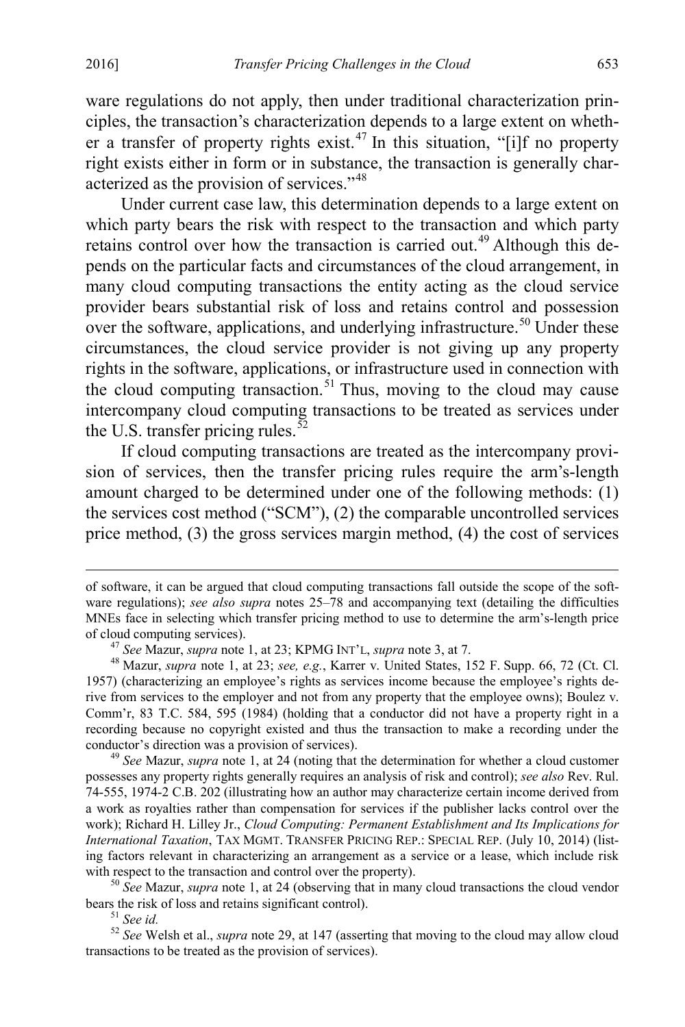ware regulations do not apply, then under traditional characterization principles, the transaction's characterization depends to a large extent on whether a transfer of property rights exist.[47] In this situation, "[i]f no property right exists either in form or in substance, the transaction is generally characterized as the provision of services."[48]

Under current case law, this determination depends to a large extent on which party bears the risk with respect to the transaction and which party retains control over how the transaction is carried out.[49] Although this depends on the particular facts and circumstances of the cloud arrangement, in many cloud computing transactions the entity acting as the cloud service provider bears substantial risk of loss and retains control and possession over the software, applications, and underlying infrastructure.[50] Under these circumstances, the cloud service provider is not giving up any property rights in the software, applications, or infrastructure used in connection with the cloud computing transaction.[51] Thus, moving to the cloud may cause intercompany cloud computing transactions to be treated as services under the U.S. transfer pricing rules.[52]

If cloud computing transactions are treated as the intercompany provision of services, then the transfer pricing rules require the arm's-length amount charged to be determined under one of the following methods: (1) the services cost method ("SCM"), (2) the comparable uncontrolled services price method, (3) the gross services margin method, (4) the cost of services

---

of software, it can be argued that cloud computing transactions fall outside the scope of the software regulations); *see also supra* notes 25–78 and accompanying text (detailing the difficulties MNEs face in selecting which transfer pricing method to use to determine the arm's-length price of cloud computing services).

[47] *See* Mazur, *supra* note 1, at 23; KPMG INT'L, *supra* note 3, at 7.

[48] Mazur, *supra* note 1, at 23; *see, e.g.*, Karrer v. United States, 152 F. Supp. 66, 72 (Ct. Cl. 1957) (characterizing an employee's rights as services income because the employee's rights derive from services to the employer and not from any property that the employee owns); Boulez v. Comm'r, 83 T.C. 584, 595 (1984) (holding that a conductor did not have a property right in a recording because no copyright existed and thus the transaction to make a recording under the conductor's direction was a provision of services).

[49] *See* Mazur, *supra* note 1, at 24 (noting that the determination for whether a cloud customer possesses any property rights generally requires an analysis of risk and control); *see also* Rev. Rul. 74-555, 1974-2 C.B. 202 (illustrating how an author may characterize certain income derived from a work as royalties rather than compensation for services if the publisher lacks control over the work); Richard H. Lilley Jr., *Cloud Computing: Permanent Establishment and Its Implications for International Taxation*, TAX MGMT. TRANSFER PRICING REP.: SPECIAL REP. (July 10, 2014) (listing factors relevant in characterizing an arrangement as a service or a lease, which include risk with respect to the transaction and control over the property).

[50] *See* Mazur, *supra* note 1, at 24 (observing that in many cloud transactions the cloud vendor bears the risk of loss and retains significant control).

[51] *See id.*

[52] *See* Welsh et al., *supra* note 29, at 147 (asserting that moving to the cloud may allow cloud transactions to be treated as the provision of services).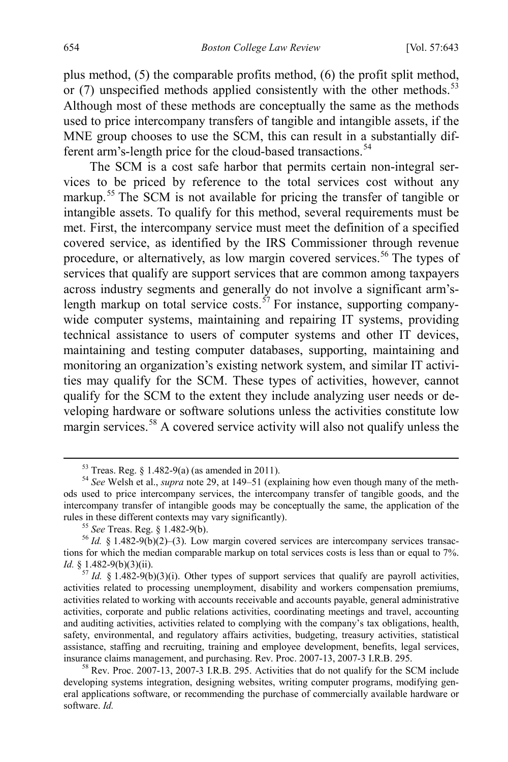plus method, (5) the comparable profits method, (6) the profit split method, or (7) unspecified methods applied consistently with the other methods.[53] Although most of these methods are conceptually the same as the methods used to price intercompany transfers of tangible and intangible assets, if the MNE group chooses to use the SCM, this can result in a substantially different arm's-length price for the cloud-based transactions.[54]

The SCM is a cost safe harbor that permits certain non-integral services to be priced by reference to the total services cost without any markup.[55] The SCM is not available for pricing the transfer of tangible or intangible assets. To qualify for this method, several requirements must be met. First, the intercompany service must meet the definition of a specified covered service, as identified by the IRS Commissioner through revenue procedure, or alternatively, as low margin covered services.[56] The types of services that qualify are support services that are common among taxpayers across industry segments and generally do not involve a significant arm's-length markup on total service costs.[57] For instance, supporting company-wide computer systems, maintaining and repairing IT systems, providing technical assistance to users of computer systems and other IT devices, maintaining and testing computer databases, supporting, maintaining and monitoring an organization's existing network system, and similar IT activities may qualify for the SCM. These types of activities, however, cannot qualify for the SCM to the extent they include analyzing user needs or developing hardware or software solutions unless the activities constitute low margin services.[58] A covered service activity will also not qualify unless the

---

[53] Treas. Reg. § 1.482-9(a) (as amended in 2011).

[54] *See* Welsh et al., *supra* note 29, at 149–51 (explaining how even though many of the methods used to price intercompany services, the intercompany transfer of tangible goods, and the intercompany transfer of intangible goods may be conceptually the same, the application of the rules in these different contexts may vary significantly).

[55] *See* Treas. Reg. § 1.482-9(b).

[56] *Id.* § 1.482-9(b)(2)–(3). Low margin covered services are intercompany services transactions for which the median comparable markup on total services costs is less than or equal to 7%. *Id.* § 1.482-9(b)(3)(ii).

[57] *Id.* § 1.482-9(b)(3)(i). Other types of support services that qualify are payroll activities, activities related to processing unemployment, disability and workers compensation premiums, activities related to working with accounts receivable and accounts payable, general administrative activities, corporate and public relations activities, coordinating meetings and travel, accounting and auditing activities, activities related to complying with the company's tax obligations, health, safety, environmental, and regulatory affairs activities, budgeting, treasury activities, statistical assistance, staffing and recruiting, training and employee development, benefits, legal services, insurance claims management, and purchasing. Rev. Proc. 2007-13, 2007-3 I.R.B. 295.

[58] Rev. Proc. 2007-13, 2007-3 I.R.B. 295. Activities that do not qualify for the SCM include developing systems integration, designing websites, writing computer programs, modifying general applications software, or recommending the purchase of commercially available hardware or software. *Id.*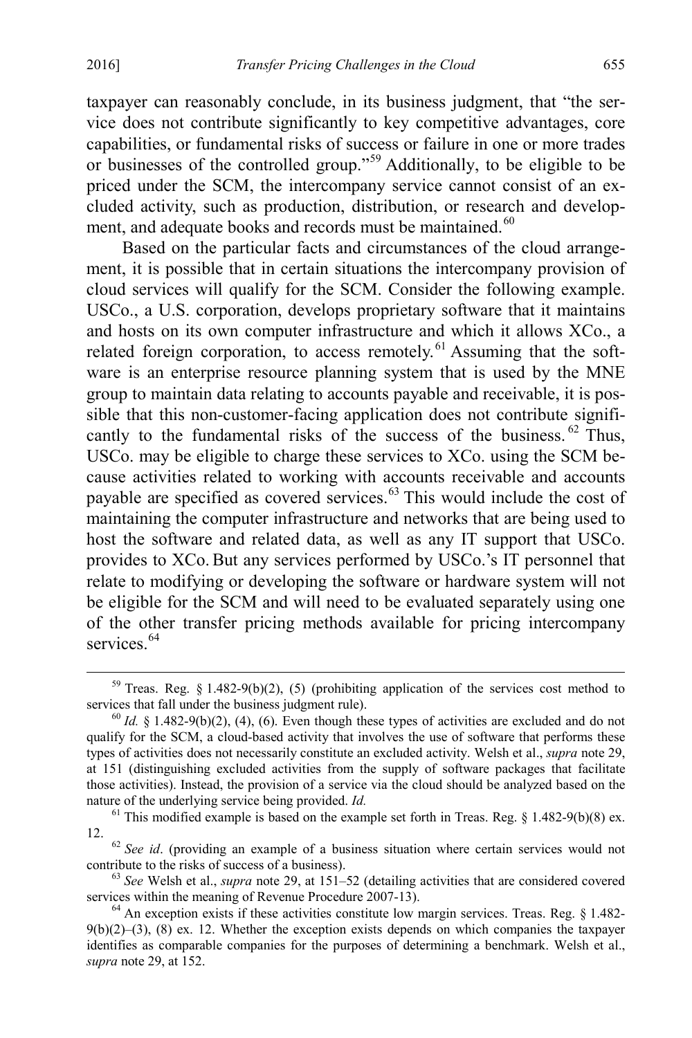taxpayer can reasonably conclude, in its business judgment, that "the service does not contribute significantly to key competitive advantages, core capabilities, or fundamental risks of success or failure in one or more trades or businesses of the controlled group."[59] Additionally, to be eligible to be priced under the SCM, the intercompany service cannot consist of an excluded activity, such as production, distribution, or research and development, and adequate books and records must be maintained.[60]

Based on the particular facts and circumstances of the cloud arrangement, it is possible that in certain situations the intercompany provision of cloud services will qualify for the SCM. Consider the following example. USCo., a U.S. corporation, develops proprietary software that it maintains and hosts on its own computer infrastructure and which it allows XCo., a related foreign corporation, to access remotely.[61] Assuming that the software is an enterprise resource planning system that is used by the MNE group to maintain data relating to accounts payable and receivable, it is possible that this non-customer-facing application does not contribute significantly to the fundamental risks of the success of the business.[62] Thus, USCo. may be eligible to charge these services to XCo. using the SCM because activities related to working with accounts receivable and accounts payable are specified as covered services.[63] This would include the cost of maintaining the computer infrastructure and networks that are being used to host the software and related data, as well as any IT support that USCo. provides to XCo. But any services performed by USCo.'s IT personnel that relate to modifying or developing the software or hardware system will not be eligible for the SCM and will need to be evaluated separately using one of the other transfer pricing methods available for pricing intercompany services.[64]

---

[59] Treas. Reg. § 1.482-9(b)(2), (5) (prohibiting application of the services cost method to services that fall under the business judgment rule).

[60] *Id.* § 1.482-9(b)(2), (4), (6). Even though these types of activities are excluded and do not qualify for the SCM, a cloud-based activity that involves the use of software that performs these types of activities does not necessarily constitute an excluded activity. Welsh et al., *supra* note 29, at 151 (distinguishing excluded activities from the supply of software packages that facilitate those activities). Instead, the provision of a service via the cloud should be analyzed based on the nature of the underlying service being provided. *Id.*

[61] This modified example is based on the example set forth in Treas. Reg. § 1.482-9(b)(8) ex. 12.

[62] *See id*. (providing an example of a business situation where certain services would not contribute to the risks of success of a business).

[63] *See* Welsh et al., *supra* note 29, at 151–52 (detailing activities that are considered covered services within the meaning of Revenue Procedure 2007-13).

[64] An exception exists if these activities constitute low margin services. Treas. Reg. § 1.482-9(b)(2)–(3), (8) ex. 12. Whether the exception exists depends on which companies the taxpayer identifies as comparable companies for the purposes of determining a benchmark. Welsh et al., *supra* note 29, at 152.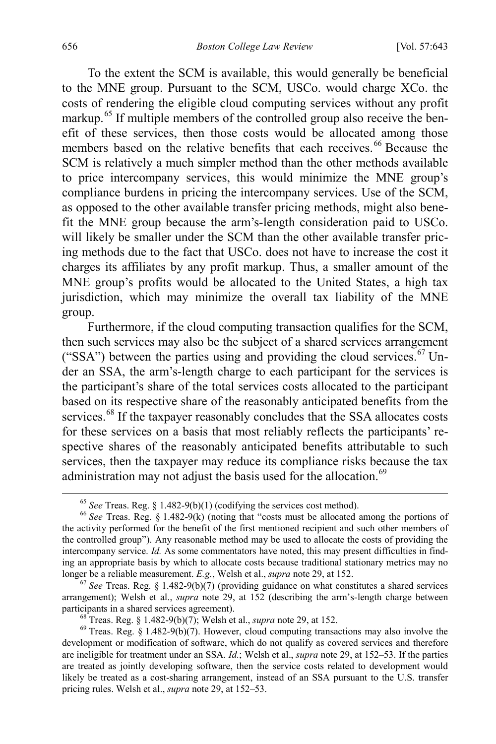To the extent the SCM is available, this would generally be beneficial to the MNE group. Pursuant to the SCM, USCo. would charge XCo. the costs of rendering the eligible cloud computing services without any profit markup.[65] If multiple members of the controlled group also receive the benefit of these services, then those costs would be allocated among those members based on the relative benefits that each receives.[66] Because the SCM is relatively a much simpler method than the other methods available to price intercompany services, this would minimize the MNE group's compliance burdens in pricing the intercompany services. Use of the SCM, as opposed to the other available transfer pricing methods, might also benefit the MNE group because the arm's-length consideration paid to USCo. will likely be smaller under the SCM than the other available transfer pricing methods due to the fact that USCo. does not have to increase the cost it charges its affiliates by any profit markup. Thus, a smaller amount of the MNE group's profits would be allocated to the United States, a high tax jurisdiction, which may minimize the overall tax liability of the MNE group.

Furthermore, if the cloud computing transaction qualifies for the SCM, then such services may also be the subject of a shared services arrangement ("SSA") between the parties using and providing the cloud services.[67] Under an SSA, the arm's-length charge to each participant for the services is the participant's share of the total services costs allocated to the participant based on its respective share of the reasonably anticipated benefits from the services.[68] If the taxpayer reasonably concludes that the SSA allocates costs for these services on a basis that most reliably reflects the participants' respective shares of the reasonably anticipated benefits attributable to such services, then the taxpayer may reduce its compliance risks because the tax administration may not adjust the basis used for the allocation.[69]

---

[65] *See* Treas. Reg. § 1.482-9(b)(1) (codifying the services cost method).

[66] *See* Treas. Reg. § 1.482-9(k) (noting that "costs must be allocated among the portions of the activity performed for the benefit of the first mentioned recipient and such other members of the controlled group"). Any reasonable method may be used to allocate the costs of providing the intercompany service. *Id.* As some commentators have noted, this may present difficulties in finding an appropriate basis by which to allocate costs because traditional stationary metrics may no longer be a reliable measurement. *E.g.*, Welsh et al., *supra* note 29, at 152.

[67] *See* Treas. Reg. § 1.482-9(b)(7) (providing guidance on what constitutes a shared services arrangement); Welsh et al., *supra* note 29, at 152 (describing the arm's-length charge between participants in a shared services agreement).

[68] Treas. Reg. § 1.482-9(b)(7); Welsh et al., *supra* note 29, at 152.

[69] Treas. Reg. § 1.482-9(b)(7). However, cloud computing transactions may also involve the development or modification of software, which do not qualify as covered services and therefore are ineligible for treatment under an SSA. *Id.*; Welsh et al., *supra* note 29, at 152–53. If the parties are treated as jointly developing software, then the service costs related to development would likely be treated as a cost-sharing arrangement, instead of an SSA pursuant to the U.S. transfer pricing rules. Welsh et al., *supra* note 29, at 152–53.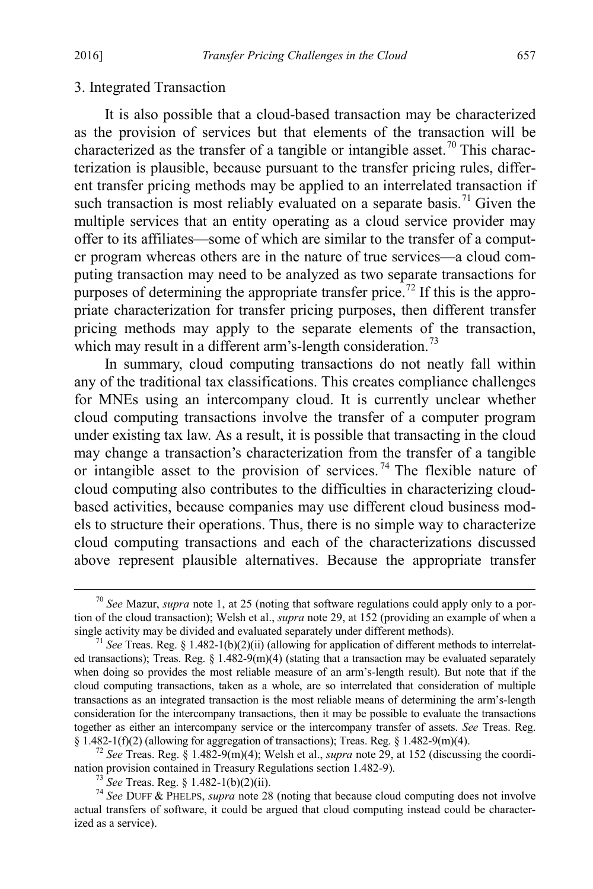### 3. Integrated Transaction

It is also possible that a cloud-based transaction may be characterized as the provision of services but that elements of the transaction will be characterized as the transfer of a tangible or intangible asset.[70] This characterization is plausible, because pursuant to the transfer pricing rules, different transfer pricing methods may be applied to an interrelated transaction if such transaction is most reliably evaluated on a separate basis.[71] Given the multiple services that an entity operating as a cloud service provider may offer to its affiliates—some of which are similar to the transfer of a computer program whereas others are in the nature of true services—a cloud computing transaction may need to be analyzed as two separate transactions for purposes of determining the appropriate transfer price.[72] If this is the appropriate characterization for transfer pricing purposes, then different transfer pricing methods may apply to the separate elements of the transaction, which may result in a different arm's-length consideration.[73]

In summary, cloud computing transactions do not neatly fall within any of the traditional tax classifications. This creates compliance challenges for MNEs using an intercompany cloud. It is currently unclear whether cloud computing transactions involve the transfer of a computer program under existing tax law. As a result, it is possible that transacting in the cloud may change a transaction's characterization from the transfer of a tangible or intangible asset to the provision of services.[74] The flexible nature of cloud computing also contributes to the difficulties in characterizing cloud-based activities, because companies may use different cloud business models to structure their operations. Thus, there is no simple way to characterize cloud computing transactions and each of the characterizations discussed above represent plausible alternatives. Because the appropriate transfer

---

[70] *See* Mazur, *supra* note 1, at 25 (noting that software regulations could apply only to a portion of the cloud transaction); Welsh et al., *supra* note 29, at 152 (providing an example of when a single activity may be divided and evaluated separately under different methods).

[71] *See* Treas. Reg. § 1.482-1(b)(2)(ii) (allowing for application of different methods to interrelated transactions); Treas. Reg. § 1.482-9(m)(4) (stating that a transaction may be evaluated separately when doing so provides the most reliable measure of an arm's-length result). But note that if the cloud computing transactions, taken as a whole, are so interrelated that consideration of multiple transactions as an integrated transaction is the most reliable means of determining the arm's-length consideration for the intercompany transactions, then it may be possible to evaluate the transactions together as either an intercompany service or the intercompany transfer of assets. *See* Treas. Reg. § 1.482-1(f)(2) (allowing for aggregation of transactions); Treas. Reg. § 1.482-9(m)(4).

[72] *See* Treas. Reg. § 1.482-9(m)(4); Welsh et al., *supra* note 29, at 152 (discussing the coordination provision contained in Treasury Regulations section 1.482-9).

[73] *See* Treas. Reg. § 1.482-1(b)(2)(ii).

[74] *See* DUFF & PHELPS, *supra* note 28 (noting that because cloud computing does not involve actual transfers of software, it could be argued that cloud computing instead could be characterized as a service).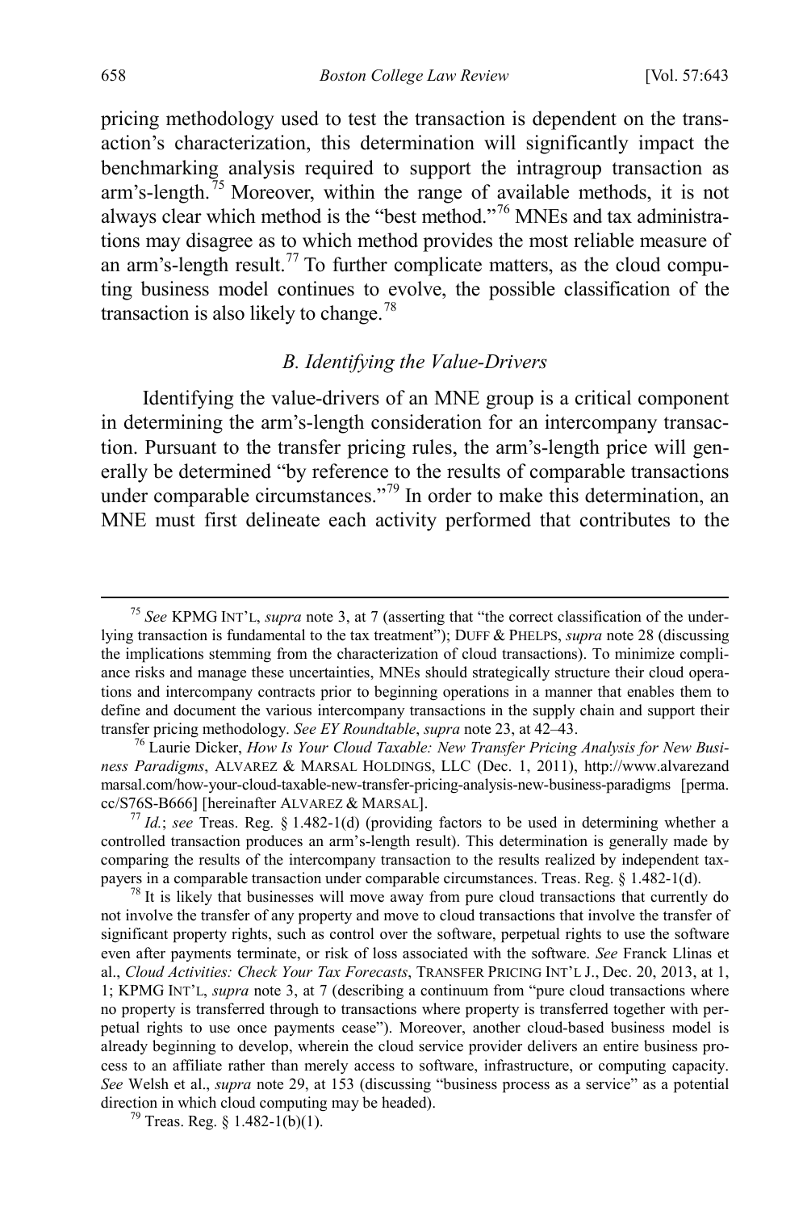pricing methodology used to test the transaction is dependent on the transaction's characterization, this determination will significantly impact the benchmarking analysis required to support the intragroup transaction as arm's-length.[75] Moreover, within the range of available methods, it is not always clear which method is the "best method."[76] MNEs and tax administrations may disagree as to which method provides the most reliable measure of an arm's-length result.[77] To further complicate matters, as the cloud computing business model continues to evolve, the possible classification of the transaction is also likely to change.[78]

### *B. Identifying the Value-Drivers*

Identifying the value-drivers of an MNE group is a critical component in determining the arm's-length consideration for an intercompany transaction. Pursuant to the transfer pricing rules, the arm's-length price will generally be determined "by reference to the results of comparable transactions under comparable circumstances."[79] In order to make this determination, an MNE must first delineate each activity performed that contributes to the

---

[75] *See* KPMG INT'L, *supra* note 3, at 7 (asserting that "the correct classification of the underlying transaction is fundamental to the tax treatment"); DUFF & PHELPS, *supra* note 28 (discussing the implications stemming from the characterization of cloud transactions). To minimize compliance risks and manage these uncertainties, MNEs should strategically structure their cloud operations and intercompany contracts prior to beginning operations in a manner that enables them to define and document the various intercompany transactions in the supply chain and support their transfer pricing methodology. *See EY Roundtable*, *supra* note 23, at 42–43.

[76] Laurie Dicker, *How Is Your Cloud Taxable: New Transfer Pricing Analysis for New Business Paradigms*, ALVAREZ & MARSAL HOLDINGS, LLC (Dec. 1, 2011), http://www.alvarezandmarsal.com/how-your-cloud-taxable-new-transfer-pricing-analysis-new-business-paradigms [perma.cc/S76S-B666] [hereinafter ALVAREZ & MARSAL].

[77] *Id.*; *see* Treas. Reg. § 1.482-1(d) (providing factors to be used in determining whether a controlled transaction produces an arm's-length result). This determination is generally made by comparing the results of the intercompany transaction to the results realized by independent taxpayers in a comparable transaction under comparable circumstances. Treas. Reg. § 1.482-1(d).

[78] It is likely that businesses will move away from pure cloud transactions that currently do not involve the transfer of any property and move to cloud transactions that involve the transfer of significant property rights, such as control over the software, perpetual rights to use the software even after payments terminate, or risk of loss associated with the software. *See* Franck Llinas et al., *Cloud Activities: Check Your Tax Forecasts*, TRANSFER PRICING INT'L J., Dec. 20, 2013, at 1, 1; KPMG INT'L, *supra* note 3, at 7 (describing a continuum from "pure cloud transactions where no property is transferred through to transactions where property is transferred together with perpetual rights to use once payments cease"). Moreover, another cloud-based business model is already beginning to develop, wherein the cloud service provider delivers an entire business process to an affiliate rather than merely access to software, infrastructure, or computing capacity. *See* Welsh et al., *supra* note 29, at 153 (discussing "business process as a service" as a potential direction in which cloud computing may be headed).

[79] Treas. Reg. § 1.482-1(b)(1).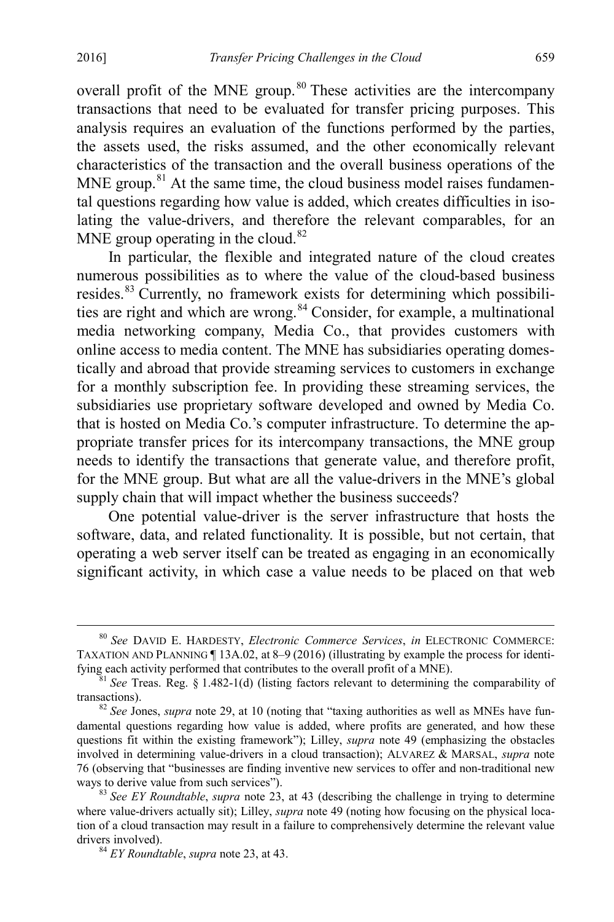overall profit of the MNE group.[80] These activities are the intercompany transactions that need to be evaluated for transfer pricing purposes. This analysis requires an evaluation of the functions performed by the parties, the assets used, the risks assumed, and the other economically relevant characteristics of the transaction and the overall business operations of the MNE group.[81] At the same time, the cloud business model raises fundamental questions regarding how value is added, which creates difficulties in isolating the value-drivers, and therefore the relevant comparables, for an MNE group operating in the cloud.[82]

In particular, the flexible and integrated nature of the cloud creates numerous possibilities as to where the value of the cloud-based business resides.[83] Currently, no framework exists for determining which possibilities are right and which are wrong.[84] Consider, for example, a multinational media networking company, Media Co., that provides customers with online access to media content. The MNE has subsidiaries operating domestically and abroad that provide streaming services to customers in exchange for a monthly subscription fee. In providing these streaming services, the subsidiaries use proprietary software developed and owned by Media Co. that is hosted on Media Co.'s computer infrastructure. To determine the appropriate transfer prices for its intercompany transactions, the MNE group needs to identify the transactions that generate value, and therefore profit, for the MNE group. But what are all the value-drivers in the MNE's global supply chain that will impact whether the business succeeds?

One potential value-driver is the server infrastructure that hosts the software, data, and related functionality. It is possible, but not certain, that operating a web server itself can be treated as engaging in an economically significant activity, in which case a value needs to be placed on that web

---

[80] *See* DAVID E. HARDESTY, *Electronic Commerce Services*, *in* ELECTRONIC COMMERCE: TAXATION AND PLANNING ¶ 13A.02, at 8–9 (2016) (illustrating by example the process for identifying each activity performed that contributes to the overall profit of a MNE).

[81] *See* Treas. Reg. § 1.482-1(d) (listing factors relevant to determining the comparability of transactions).

[82] *See* Jones, *supra* note 29, at 10 (noting that "taxing authorities as well as MNEs have fundamental questions regarding how value is added, where profits are generated, and how these questions fit within the existing framework"); Lilley, *supra* note 49 (emphasizing the obstacles involved in determining value-drivers in a cloud transaction); ALVAREZ & MARSAL, *supra* note 76 (observing that "businesses are finding inventive new services to offer and non-traditional new ways to derive value from such services").

[83] *See EY Roundtable*, *supra* note 23, at 43 (describing the challenge in trying to determine where value-drivers actually sit); Lilley, *supra* note 49 (noting how focusing on the physical location of a cloud transaction may result in a failure to comprehensively determine the relevant value drivers involved).

[84] *EY Roundtable*, *supra* note 23, at 43.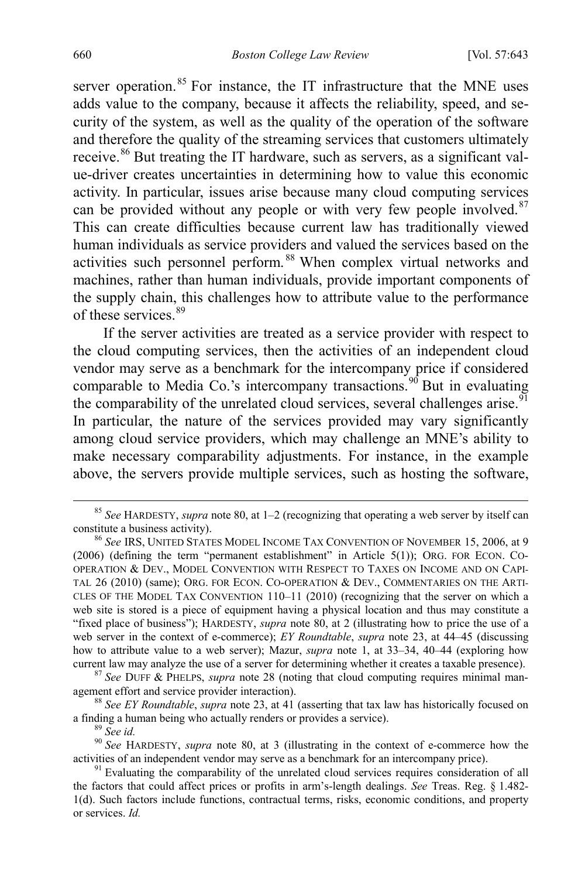server operation.[85] For instance, the IT infrastructure that the MNE uses adds value to the company, because it affects the reliability, speed, and security of the system, as well as the quality of the operation of the software and therefore the quality of the streaming services that customers ultimately receive.[86] But treating the IT hardware, such as servers, as a significant value-driver creates uncertainties in determining how to value this economic activity. In particular, issues arise because many cloud computing services can be provided without any people or with very few people involved.[87] This can create difficulties because current law has traditionally viewed human individuals as service providers and valued the services based on the activities such personnel perform.[88] When complex virtual networks and machines, rather than human individuals, provide important components of the supply chain, this challenges how to attribute value to the performance of these services.[89]

If the server activities are treated as a service provider with respect to the cloud computing services, then the activities of an independent cloud vendor may serve as a benchmark for the intercompany price if considered comparable to Media Co.'s intercompany transactions.[90] But in evaluating the comparability of the unrelated cloud services, several challenges arise.[91] In particular, the nature of the services provided may vary significantly among cloud service providers, which may challenge an MNE's ability to make necessary comparability adjustments. For instance, in the example above, the servers provide multiple services, such as hosting the software,

---

[85] *See* HARDESTY, *supra* note 80, at 1–2 (recognizing that operating a web server by itself can constitute a business activity).

[86] *See* IRS, UNITED STATES MODEL INCOME TAX CONVENTION OF NOVEMBER 15, 2006, at 9 (2006) (defining the term "permanent establishment" in Article 5(1)); ORG. FOR ECON. CO-OPERATION & DEV., MODEL CONVENTION WITH RESPECT TO TAXES ON INCOME AND ON CAPITAL 26 (2010) (same); ORG. FOR ECON. CO-OPERATION & DEV., COMMENTARIES ON THE ARTICLES OF THE MODEL TAX CONVENTION 110–11 (2010) (recognizing that the server on which a web site is stored is a piece of equipment having a physical location and thus may constitute a "fixed place of business"); HARDESTY, *supra* note 80, at 2 (illustrating how to price the use of a web server in the context of e-commerce); *EY Roundtable*, *supra* note 23, at 44–45 (discussing how to attribute value to a web server); Mazur, *supra* note 1, at 33–34, 40–44 (exploring how current law may analyze the use of a server for determining whether it creates a taxable presence).

[87] *See* DUFF & PHELPS, *supra* note 28 (noting that cloud computing requires minimal management effort and service provider interaction).

[88] *See EY Roundtable*, *supra* note 23, at 41 (asserting that tax law has historically focused on a finding a human being who actually renders or provides a service).

[89] *See id.*

[90] *See* HARDESTY, *supra* note 80, at 3 (illustrating in the context of e-commerce how the activities of an independent vendor may serve as a benchmark for an intercompany price).

[91] Evaluating the comparability of the unrelated cloud services requires consideration of all the factors that could affect prices or profits in arm's-length dealings. *See* Treas. Reg. § 1.482-1(d). Such factors include functions, contractual terms, risks, economic conditions, and property or services. *Id.*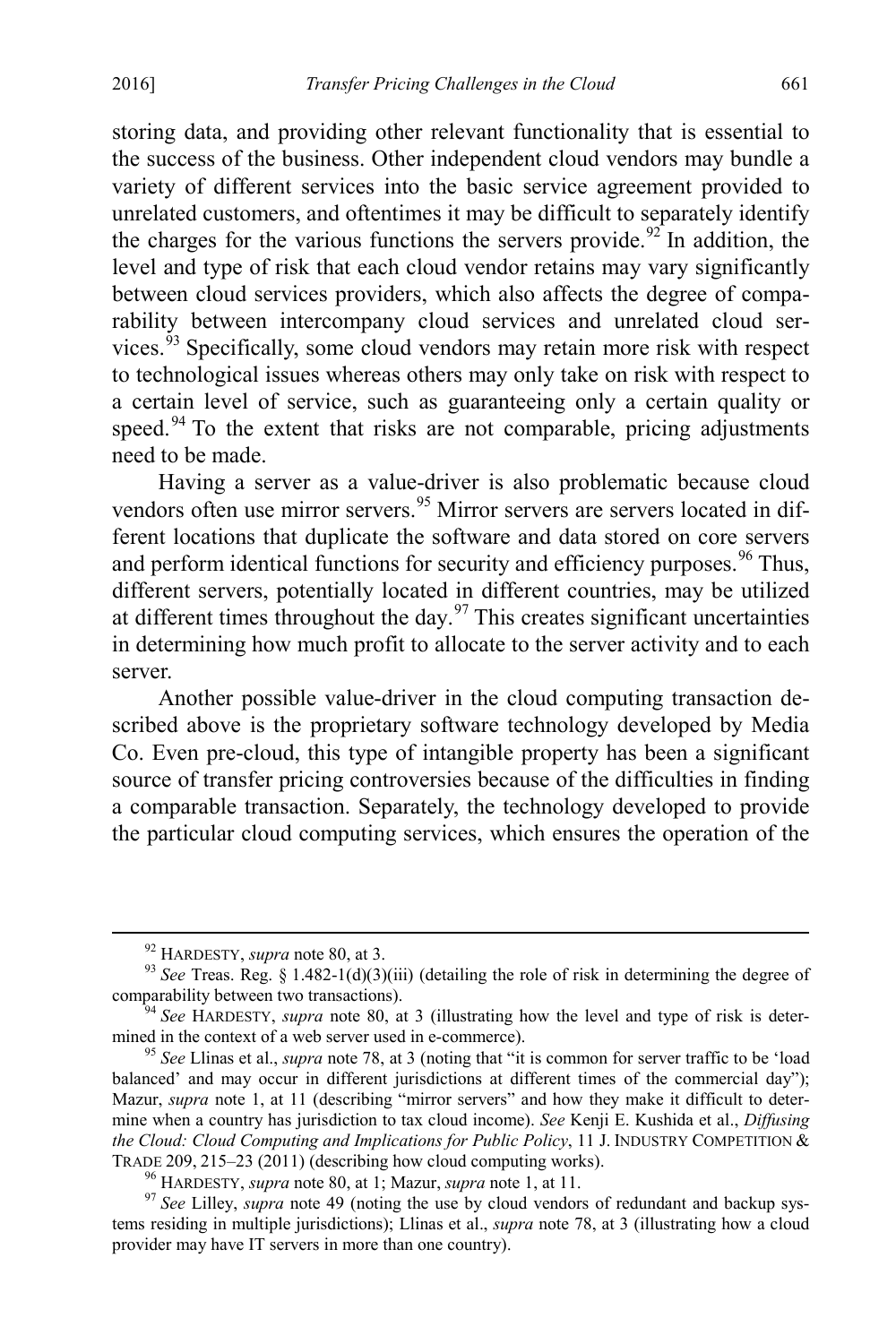storing data, and providing other relevant functionality that is essential to the success of the business. Other independent cloud vendors may bundle a variety of different services into the basic service agreement provided to unrelated customers, and oftentimes it may be difficult to separately identify the charges for the various functions the servers provide.[92] In addition, the level and type of risk that each cloud vendor retains may vary significantly between cloud services providers, which also affects the degree of comparability between intercompany cloud services and unrelated cloud services.[93] Specifically, some cloud vendors may retain more risk with respect to technological issues whereas others may only take on risk with respect to a certain level of service, such as guaranteeing only a certain quality or speed.[94] To the extent that risks are not comparable, pricing adjustments need to be made.

Having a server as a value-driver is also problematic because cloud vendors often use mirror servers.[95] Mirror servers are servers located in different locations that duplicate the software and data stored on core servers and perform identical functions for security and efficiency purposes.[96] Thus, different servers, potentially located in different countries, may be utilized at different times throughout the day.[97] This creates significant uncertainties in determining how much profit to allocate to the server activity and to each server.

Another possible value-driver in the cloud computing transaction described above is the proprietary software technology developed by Media Co. Even pre-cloud, this type of intangible property has been a significant source of transfer pricing controversies because of the difficulties in finding a comparable transaction. Separately, the technology developed to provide the particular cloud computing services, which ensures the operation of the

---

[92] HARDESTY, *supra* note 80, at 3.

[93] *See* Treas. Reg. § 1.482-1(d)(3)(iii) (detailing the role of risk in determining the degree of comparability between two transactions).

[94] *See* HARDESTY, *supra* note 80, at 3 (illustrating how the level and type of risk is determined in the context of a web server used in e-commerce).

[95] *See* Llinas et al., *supra* note 78, at 3 (noting that "it is common for server traffic to be 'load balanced' and may occur in different jurisdictions at different times of the commercial day"); Mazur, *supra* note 1, at 11 (describing "mirror servers" and how they make it difficult to determine when a country has jurisdiction to tax cloud income). *See* Kenji E. Kushida et al., *Diffusing the Cloud: Cloud Computing and Implications for Public Policy*, 11 J. INDUSTRY COMPETITION & TRADE 209, 215–23 (2011) (describing how cloud computing works).

[96] HARDESTY, *supra* note 80, at 1; Mazur, *supra* note 1, at 11.

[97] *See* Lilley, *supra* note 49 (noting the use by cloud vendors of redundant and backup systems residing in multiple jurisdictions); Llinas et al., *supra* note 78, at 3 (illustrating how a cloud provider may have IT servers in more than one country).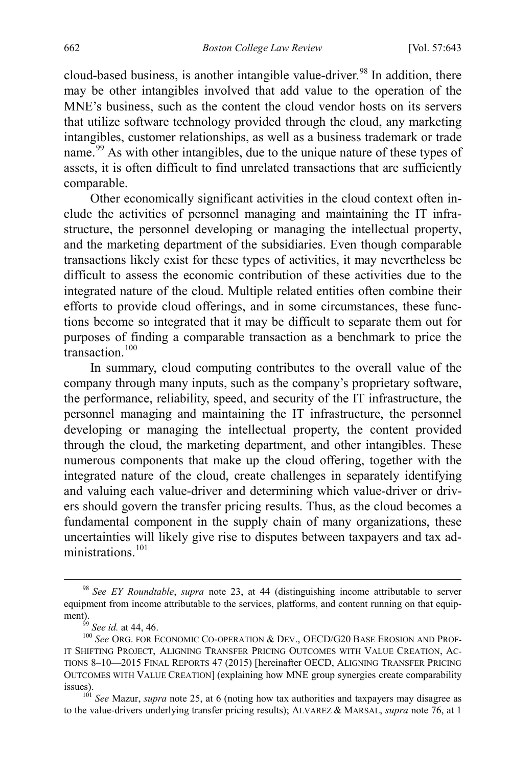cloud-based business, is another intangible value-driver.[98] In addition, there may be other intangibles involved that add value to the operation of the MNE's business, such as the content the cloud vendor hosts on its servers that utilize software technology provided through the cloud, any marketing intangibles, customer relationships, as well as a business trademark or trade name.[99] As with other intangibles, due to the unique nature of these types of assets, it is often difficult to find unrelated transactions that are sufficiently comparable.

Other economically significant activities in the cloud context often include the activities of personnel managing and maintaining the IT infrastructure, the personnel developing or managing the intellectual property, and the marketing department of the subsidiaries. Even though comparable transactions likely exist for these types of activities, it may nevertheless be difficult to assess the economic contribution of these activities due to the integrated nature of the cloud. Multiple related entities often combine their efforts to provide cloud offerings, and in some circumstances, these functions become so integrated that it may be difficult to separate them out for purposes of finding a comparable transaction as a benchmark to price the transaction.[100]

In summary, cloud computing contributes to the overall value of the company through many inputs, such as the company's proprietary software, the performance, reliability, speed, and security of the IT infrastructure, the personnel managing and maintaining the IT infrastructure, the personnel developing or managing the intellectual property, the content provided through the cloud, the marketing department, and other intangibles. These numerous components that make up the cloud offering, together with the integrated nature of the cloud, create challenges in separately identifying and valuing each value-driver and determining which value-driver or drivers should govern the transfer pricing results. Thus, as the cloud becomes a fundamental component in the supply chain of many organizations, these uncertainties will likely give rise to disputes between taxpayers and tax administrations.[101]

---

[98] *See EY Roundtable*, *supra* note 23, at 44 (distinguishing income attributable to server equipment from income attributable to the services, platforms, and content running on that equipment).

[99] *See id.* at 44, 46.

[100] *See* ORG. FOR ECONOMIC CO-OPERATION & DEV., OECD/G20 BASE EROSION AND PROFIT SHIFTING PROJECT, ALIGNING TRANSFER PRICING OUTCOMES WITH VALUE CREATION, ACTIONS 8–10—2015 FINAL REPORTS 47 (2015) [hereinafter OECD, ALIGNING TRANSFER PRICING OUTCOMES WITH VALUE CREATION] (explaining how MNE group synergies create comparability issues).

[101] *See* Mazur, *supra* note 25, at 6 (noting how tax authorities and taxpayers may disagree as to the value-drivers underlying transfer pricing results); ALVAREZ & MARSAL, *supra* note 76, at 1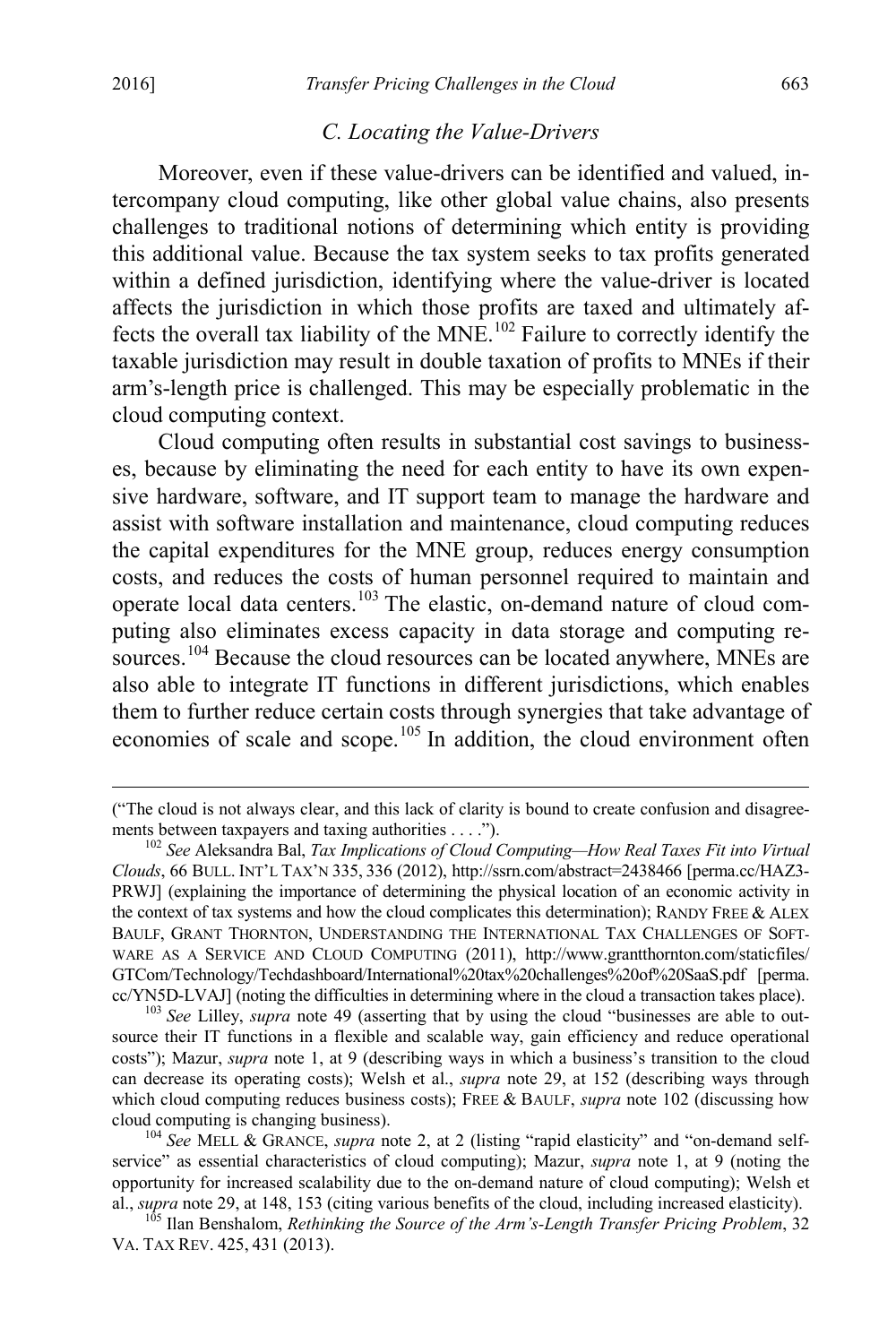### *C. Locating the Value-Drivers*

Moreover, even if these value-drivers can be identified and valued, intercompany cloud computing, like other global value chains, also presents challenges to traditional notions of determining which entity is providing this additional value. Because the tax system seeks to tax profits generated within a defined jurisdiction, identifying where the value-driver is located affects the jurisdiction in which those profits are taxed and ultimately affects the overall tax liability of the MNE.[102] Failure to correctly identify the taxable jurisdiction may result in double taxation of profits to MNEs if their arm's-length price is challenged. This may be especially problematic in the cloud computing context.

Cloud computing often results in substantial cost savings to businesses, because by eliminating the need for each entity to have its own expensive hardware, software, and IT support team to manage the hardware and assist with software installation and maintenance, cloud computing reduces the capital expenditures for the MNE group, reduces energy consumption costs, and reduces the costs of human personnel required to maintain and operate local data centers.[103] The elastic, on-demand nature of cloud computing also eliminates excess capacity in data storage and computing resources.[104] Because the cloud resources can be located anywhere, MNEs are also able to integrate IT functions in different jurisdictions, which enables them to further reduce certain costs through synergies that take advantage of economies of scale and scope.[105] In addition, the cloud environment often

---

("The cloud is not always clear, and this lack of clarity is bound to create confusion and disagreements between taxpayers and taxing authorities . . . .").

[102] *See* Aleksandra Bal, *Tax Implications of Cloud Computing—How Real Taxes Fit into Virtual Clouds*, 66 BULL. INT'L TAX'N 335, 336 (2012), http://ssrn.com/abstract=2438466 [perma.cc/HAZ3-PRWJ] (explaining the importance of determining the physical location of an economic activity in the context of tax systems and how the cloud complicates this determination); RANDY FREE & ALEX BAULF, GRANT THORNTON, UNDERSTANDING THE INTERNATIONAL TAX CHALLENGES OF SOFTWARE AS A SERVICE AND CLOUD COMPUTING (2011), http://www.grantthornton.com/staticfiles/GTCom/Technology/Techdashboard/International%20tax%20challenges%20of%20SaaS.pdf [perma.cc/YN5D-LVAJ] (noting the difficulties in determining where in the cloud a transaction takes place).

[103] *See* Lilley, *supra* note 49 (asserting that by using the cloud "businesses are able to outsource their IT functions in a flexible and scalable way, gain efficiency and reduce operational costs"); Mazur, *supra* note 1, at 9 (describing ways in which a business's transition to the cloud can decrease its operating costs); Welsh et al., *supra* note 29, at 152 (describing ways through which cloud computing reduces business costs); FREE & BAULF, *supra* note 102 (discussing how cloud computing is changing business).

[104] *See* MELL & GRANCE, *supra* note 2, at 2 (listing "rapid elasticity" and "on-demand self-service" as essential characteristics of cloud computing); Mazur, *supra* note 1, at 9 (noting the opportunity for increased scalability due to the on-demand nature of cloud computing); Welsh et al., *supra* note 29, at 148, 153 (citing various benefits of the cloud, including increased elasticity).

[105] Ilan Benshalom, *Rethinking the Source of the Arm's-Length Transfer Pricing Problem*, 32 VA. TAX REV. 425, 431 (2013).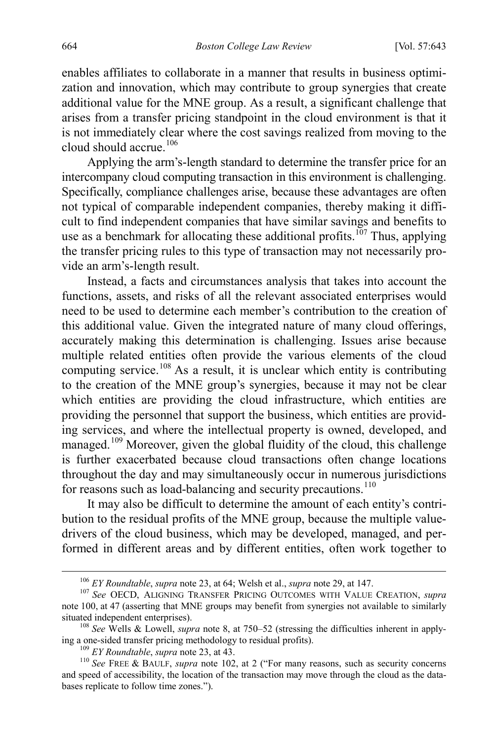enables affiliates to collaborate in a manner that results in business optimization and innovation, which may contribute to group synergies that create additional value for the MNE group. As a result, a significant challenge that arises from a transfer pricing standpoint in the cloud environment is that it is not immediately clear where the cost savings realized from moving to the cloud should accrue.[106]

Applying the arm's-length standard to determine the transfer price for an intercompany cloud computing transaction in this environment is challenging. Specifically, compliance challenges arise, because these advantages are often not typical of comparable independent companies, thereby making it difficult to find independent companies that have similar savings and benefits to use as a benchmark for allocating these additional profits.[107] Thus, applying the transfer pricing rules to this type of transaction may not necessarily provide an arm's-length result.

Instead, a facts and circumstances analysis that takes into account the functions, assets, and risks of all the relevant associated enterprises would need to be used to determine each member's contribution to the creation of this additional value. Given the integrated nature of many cloud offerings, accurately making this determination is challenging. Issues arise because multiple related entities often provide the various elements of the cloud computing service.[108] As a result, it is unclear which entity is contributing to the creation of the MNE group's synergies, because it may not be clear which entities are providing the cloud infrastructure, which entities are providing the personnel that support the business, which entities are providing services, and where the intellectual property is owned, developed, and managed.[109] Moreover, given the global fluidity of the cloud, this challenge is further exacerbated because cloud transactions often change locations throughout the day and may simultaneously occur in numerous jurisdictions for reasons such as load-balancing and security precautions.[110]

It may also be difficult to determine the amount of each entity's contribution to the residual profits of the MNE group, because the multiple value-drivers of the cloud business, which may be developed, managed, and performed in different areas and by different entities, often work together to

---

[106] *EY Roundtable*, *supra* note 23, at 64; Welsh et al., *supra* note 29, at 147.

[107] *See* OECD, ALIGNING TRANSFER PRICING OUTCOMES WITH VALUE CREATION, *supra* note 100, at 47 (asserting that MNE groups may benefit from synergies not available to similarly situated independent enterprises).

[108] *See* Wells & Lowell, *supra* note 8, at 750–52 (stressing the difficulties inherent in applying a one-sided transfer pricing methodology to residual profits).

[109] *EY Roundtable*, *supra* note 23, at 43.

[110] *See* FREE & BAULF, *supra* note 102, at 2 ("For many reasons, such as security concerns and speed of accessibility, the location of the transaction may move through the cloud as the databases replicate to follow time zones.").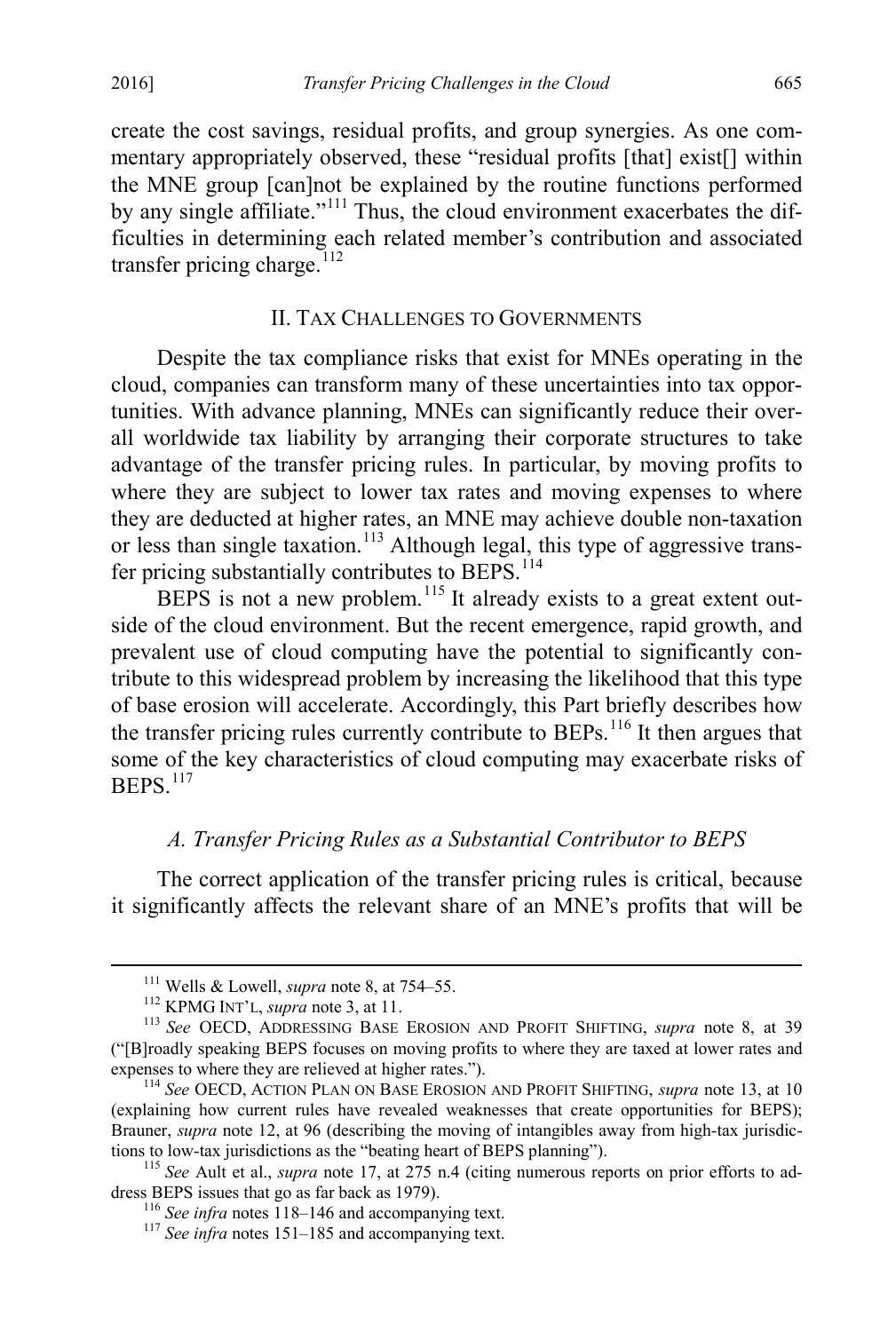create the cost savings, residual profits, and group synergies. As one commentary appropriately observed, these "residual profits [that] exist[] within the MNE group [can]not be explained by the routine functions performed by any single affiliate."[111] Thus, the cloud environment exacerbates the difficulties in determining each related member's contribution and associated transfer pricing charge.[112]

## II. Tax Challenges to Governments

Despite the tax compliance risks that exist for MNEs operating in the cloud, companies can transform many of these uncertainties into tax opportunities. With advance planning, MNEs can significantly reduce their overall worldwide tax liability by arranging their corporate structures to take advantage of the transfer pricing rules. In particular, by moving profits to where they are subject to lower tax rates and moving expenses to where they are deducted at higher rates, an MNE may achieve double non-taxation or less than single taxation.[113] Although legal, this type of aggressive transfer pricing substantially contributes to BEPS.[114]

BEPS is not a new problem.[115] It already exists to a great extent outside of the cloud environment. But the recent emergence, rapid growth, and prevalent use of cloud computing have the potential to significantly contribute to this widespread problem by increasing the likelihood that this type of base erosion will accelerate. Accordingly, this Part briefly describes how the transfer pricing rules currently contribute to BEPs.[116] It then argues that some of the key characteristics of cloud computing may exacerbate risks of BEPS.[117]

### *A. Transfer Pricing Rules as a Substantial Contributor to BEPS*

The correct application of the transfer pricing rules is critical, because it significantly affects the relevant share of an MNE's profits that will be

---

[111] Wells & Lowell, *supra* note 8, at 754–55.

[112] KPMG Int'l, *supra* note 3, at 11.

[113] *See* OECD, Addressing Base Erosion and Profit Shifting, *supra* note 8, at 39 ("[B]roadly speaking BEPS focuses on moving profits to where they are taxed at lower rates and expenses to where they are relieved at higher rates.").

[114] *See* OECD, Action Plan on Base Erosion and Profit Shifting, *supra* note 13, at 10 (explaining how current rules have revealed weaknesses that create opportunities for BEPS); Brauner, *supra* note 12, at 96 (describing the moving of intangibles away from high-tax jurisdictions to low-tax jurisdictions as the "beating heart of BEPS planning").

[115] *See* Ault et al., *supra* note 17, at 275 n.4 (citing numerous reports on prior efforts to address BEPS issues that go as far back as 1979).

[116] *See infra* notes 118–146 and accompanying text.

[117] *See infra* notes 151–185 and accompanying text.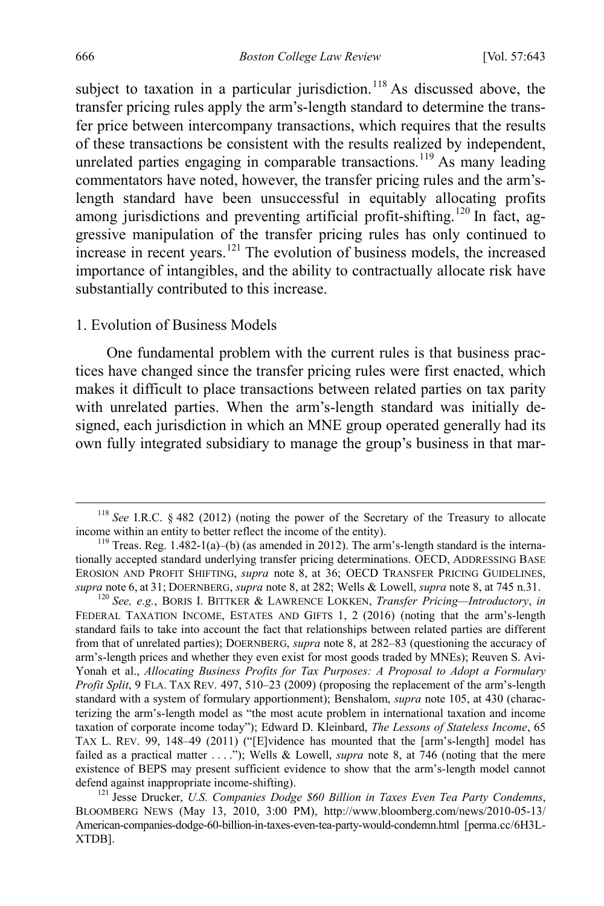subject to taxation in a particular jurisdiction.[118] As discussed above, the transfer pricing rules apply the arm's-length standard to determine the transfer price between intercompany transactions, which requires that the results of these transactions be consistent with the results realized by independent, unrelated parties engaging in comparable transactions.[119] As many leading commentators have noted, however, the transfer pricing rules and the arm's-length standard have been unsuccessful in equitably allocating profits among jurisdictions and preventing artificial profit-shifting.[120] In fact, aggressive manipulation of the transfer pricing rules has only continued to increase in recent years.[121] The evolution of business models, the increased importance of intangibles, and the ability to contractually allocate risk have substantially contributed to this increase.

### 1. Evolution of Business Models

One fundamental problem with the current rules is that business practices have changed since the transfer pricing rules were first enacted, which makes it difficult to place transactions between related parties on tax parity with unrelated parties. When the arm's-length standard was initially designed, each jurisdiction in which an MNE group operated generally had its own fully integrated subsidiary to manage the group's business in that mar-

---

[118] *See* I.R.C. § 482 (2012) (noting the power of the Secretary of the Treasury to allocate income within an entity to better reflect the income of the entity).

[119] Treas. Reg. 1.482-1(a)–(b) (as amended in 2012). The arm's-length standard is the internationally accepted standard underlying transfer pricing determinations. OECD, ADDRESSING BASE EROSION AND PROFIT SHIFTING, *supra* note 8, at 36; OECD TRANSFER PRICING GUIDELINES, *supra* note 6, at 31; DOERNBERG, *supra* note 8, at 282; Wells & Lowell, *supra* note 8, at 745 n.31.

[120] *See, e.g.*, BORIS I. BITTKER & LAWRENCE LOKKEN, *Transfer Pricing—Introductory*, *in* FEDERAL TAXATION INCOME, ESTATES AND GIFTS 1, 2 (2016) (noting that the arm's-length standard fails to take into account the fact that relationships between related parties are different from that of unrelated parties); DOERNBERG, *supra* note 8, at 282–83 (questioning the accuracy of arm's-length prices and whether they even exist for most goods traded by MNEs); Reuven S. Avi-Yonah et al., *Allocating Business Profits for Tax Purposes: A Proposal to Adopt a Formulary Profit Split*, 9 FLA. TAX REV. 497, 510–23 (2009) (proposing the replacement of the arm's-length standard with a system of formulary apportionment); Benshalom, *supra* note 105, at 430 (characterizing the arm's-length model as "the most acute problem in international taxation and income taxation of corporate income today"); Edward D. Kleinbard, *The Lessons of Stateless Income*, 65 TAX L. REV. 99, 148–49 (2011) ("[E]vidence has mounted that the [arm's-length] model has failed as a practical matter . . . ."); Wells & Lowell, *supra* note 8, at 746 (noting that the mere existence of BEPS may present sufficient evidence to show that the arm's-length model cannot defend against inappropriate income-shifting).

[121] Jesse Drucker, *U.S. Companies Dodge \$60 Billion in Taxes Even Tea Party Condemns*, BLOOMBERG NEWS (May 13, 2010, 3:00 PM), http://www.bloomberg.com/news/2010-05-13/American-companies-dodge-60-billion-in-taxes-even-tea-party-would-condemn.html [perma.cc/6H3L-XTDB].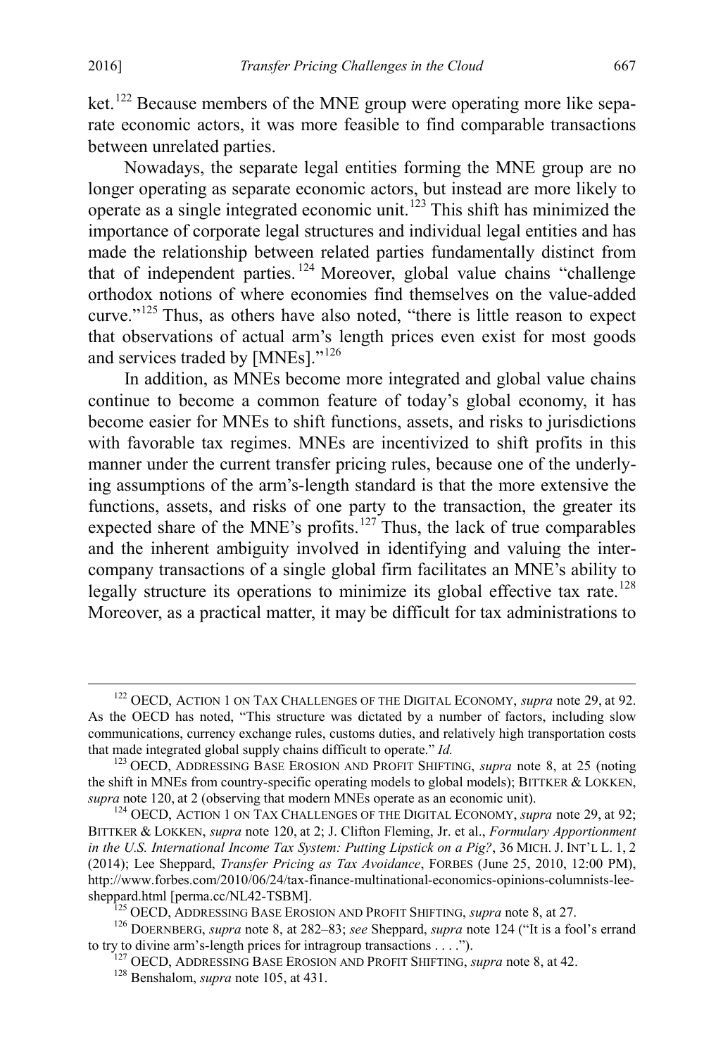ket.[122] Because members of the MNE group were operating more like separate economic actors, it was more feasible to find comparable transactions between unrelated parties.

Nowadays, the separate legal entities forming the MNE group are no longer operating as separate economic actors, but instead are more likely to operate as a single integrated economic unit.[123] This shift has minimized the importance of corporate legal structures and individual legal entities and has made the relationship between related parties fundamentally distinct from that of independent parties.[124] Moreover, global value chains "challenge orthodox notions of where economies find themselves on the value-added curve."[125] Thus, as others have also noted, "there is little reason to expect that observations of actual arm's length prices even exist for most goods and services traded by [MNEs]."[126]

In addition, as MNEs become more integrated and global value chains continue to become a common feature of today's global economy, it has become easier for MNEs to shift functions, assets, and risks to jurisdictions with favorable tax regimes. MNEs are incentivized to shift profits in this manner under the current transfer pricing rules, because one of the underlying assumptions of the arm's-length standard is that the more extensive the functions, assets, and risks of one party to the transaction, the greater its expected share of the MNE's profits.[127] Thus, the lack of true comparables and the inherent ambiguity involved in identifying and valuing the intercompany transactions of a single global firm facilitates an MNE's ability to legally structure its operations to minimize its global effective tax rate.[128] Moreover, as a practical matter, it may be difficult for tax administrations to

---

[122] OECD, ACTION 1 ON TAX CHALLENGES OF THE DIGITAL ECONOMY, *supra* note 29, at 92. As the OECD has noted, "This structure was dictated by a number of factors, including slow communications, currency exchange rules, customs duties, and relatively high transportation costs that made integrated global supply chains difficult to operate." *Id.*

[123] OECD, ADDRESSING BASE EROSION AND PROFIT SHIFTING, *supra* note 8, at 25 (noting the shift in MNEs from country-specific operating models to global models); BITTKER & LOKKEN, *supra* note 120, at 2 (observing that modern MNEs operate as an economic unit).

[124] OECD, ACTION 1 ON TAX CHALLENGES OF THE DIGITAL ECONOMY, *supra* note 29, at 92; BITTKER & LOKKEN, *supra* note 120, at 2; J. Clifton Fleming, Jr. et al., *Formulary Apportionment in the U.S. International Income Tax System: Putting Lipstick on a Pig?*, 36 MICH. J. INT'L L. 1, 2 (2014); Lee Sheppard, *Transfer Pricing as Tax Avoidance*, FORBES (June 25, 2010, 12:00 PM), http://www.forbes.com/2010/06/24/tax-finance-multinational-economics-opinions-columnists-lee-sheppard.html [perma.cc/NL42-TSBM].

[125] OECD, ADDRESSING BASE EROSION AND PROFIT SHIFTING, *supra* note 8, at 27.

[126] DOERNBERG, *supra* note 8, at 282–83; *see* Sheppard, *supra* note 124 ("It is a fool's errand to try to divine arm's-length prices for intragroup transactions . . . .").

[127] OECD, ADDRESSING BASE EROSION AND PROFIT SHIFTING, *supra* note 8, at 42.

[128] Benshalom, *supra* note 105, at 431.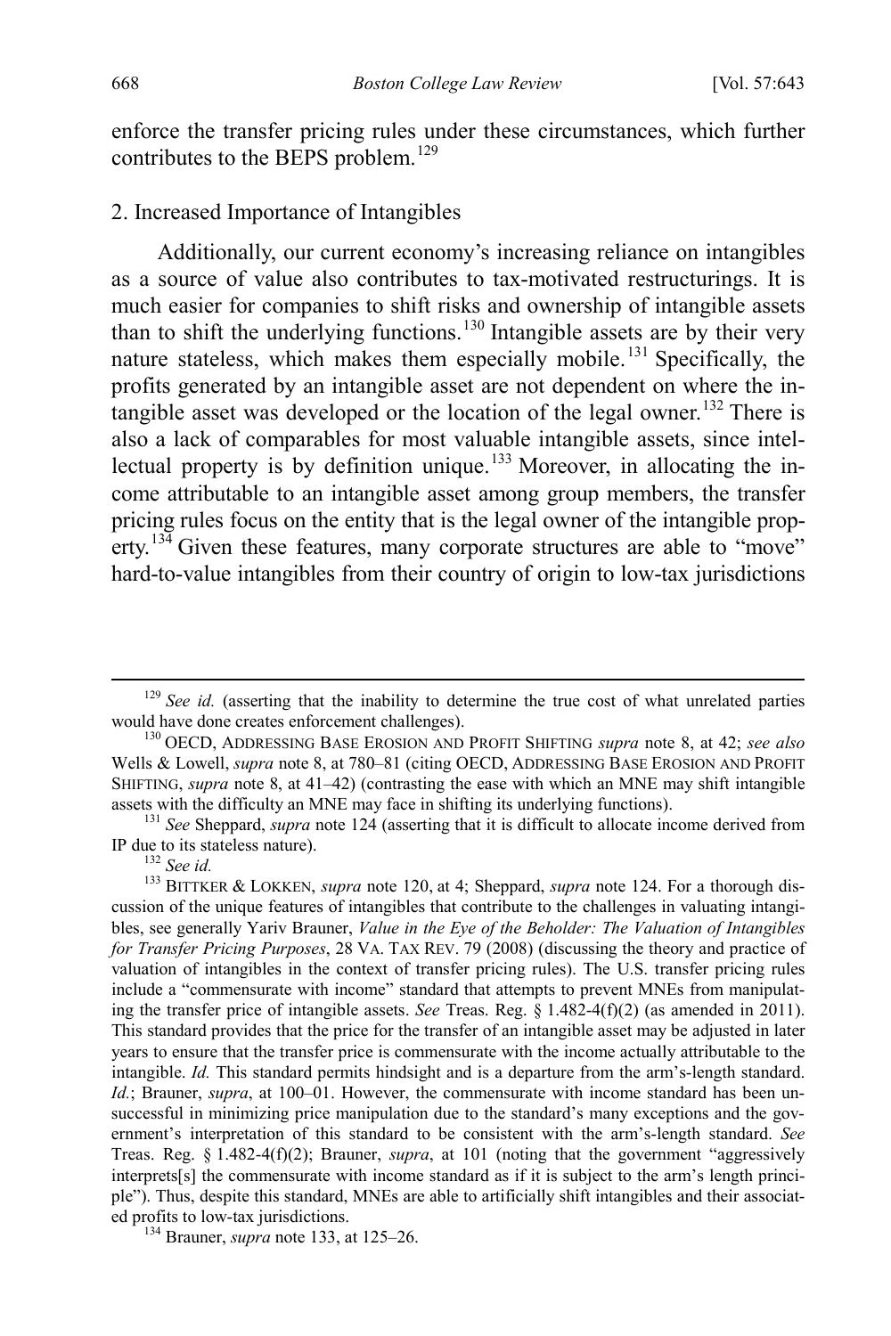enforce the transfer pricing rules under these circumstances, which further contributes to the BEPS problem.[129]

### 2. Increased Importance of Intangibles

Additionally, our current economy's increasing reliance on intangibles as a source of value also contributes to tax-motivated restructurings. It is much easier for companies to shift risks and ownership of intangible assets than to shift the underlying functions.[130] Intangible assets are by their very nature stateless, which makes them especially mobile.[131] Specifically, the profits generated by an intangible asset are not dependent on where the intangible asset was developed or the location of the legal owner.[132] There is also a lack of comparables for most valuable intangible assets, since intellectual property is by definition unique.[133] Moreover, in allocating the income attributable to an intangible asset among group members, the transfer pricing rules focus on the entity that is the legal owner of the intangible property.[134] Given these features, many corporate structures are able to "move" hard-to-value intangibles from their country of origin to low-tax jurisdictions

---

[129] *See id.* (asserting that the inability to determine the true cost of what unrelated parties would have done creates enforcement challenges).

[130] OECD, ADDRESSING BASE EROSION AND PROFIT SHIFTING *supra* note 8, at 42; *see also* Wells & Lowell, *supra* note 8, at 780–81 (citing OECD, ADDRESSING BASE EROSION AND PROFIT SHIFTING, *supra* note 8, at 41–42) (contrasting the ease with which an MNE may shift intangible assets with the difficulty an MNE may face in shifting its underlying functions).

[131] *See* Sheppard, *supra* note 124 (asserting that it is difficult to allocate income derived from IP due to its stateless nature).

[132] *See id.*

[133] BITTKER & LOKKEN, *supra* note 120, at 4; Sheppard, *supra* note 124. For a thorough discussion of the unique features of intangibles that contribute to the challenges in valuating intangibles, see generally Yariv Brauner, *Value in the Eye of the Beholder: The Valuation of Intangibles for Transfer Pricing Purposes*, 28 VA. TAX REV. 79 (2008) (discussing the theory and practice of valuation of intangibles in the context of transfer pricing rules). The U.S. transfer pricing rules include a "commensurate with income" standard that attempts to prevent MNEs from manipulating the transfer price of intangible assets. *See* Treas. Reg. § 1.482-4(f)(2) (as amended in 2011). This standard provides that the price for the transfer of an intangible asset may be adjusted in later years to ensure that the transfer price is commensurate with the income actually attributable to the intangible. *Id.* This standard permits hindsight and is a departure from the arm's-length standard. *Id.*; Brauner, *supra*, at 100–01. However, the commensurate with income standard has been unsuccessful in minimizing price manipulation due to the standard's many exceptions and the government's interpretation of this standard to be consistent with the arm's-length standard. *See* Treas. Reg. § 1.482-4(f)(2); Brauner, *supra*, at 101 (noting that the government "aggressively interprets[s] the commensurate with income standard as if it is subject to the arm's length principle"). Thus, despite this standard, MNEs are able to artificially shift intangibles and their associated profits to low-tax jurisdictions.

[134] Brauner, *supra* note 133, at 125–26.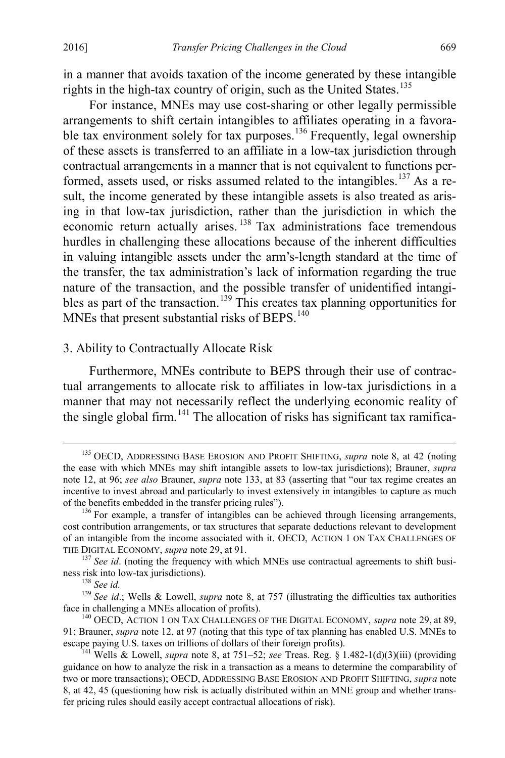in a manner that avoids taxation of the income generated by these intangible rights in the high-tax country of origin, such as the United States.[135]

For instance, MNEs may use cost-sharing or other legally permissible arrangements to shift certain intangibles to affiliates operating in a favorable tax environment solely for tax purposes.[136] Frequently, legal ownership of these assets is transferred to an affiliate in a low-tax jurisdiction through contractual arrangements in a manner that is not equivalent to functions performed, assets used, or risks assumed related to the intangibles.[137] As a result, the income generated by these intangible assets is also treated as arising in that low-tax jurisdiction, rather than the jurisdiction in which the economic return actually arises.[138] Tax administrations face tremendous hurdles in challenging these allocations because of the inherent difficulties in valuing intangible assets under the arm's-length standard at the time of the transfer, the tax administration's lack of information regarding the true nature of the transaction, and the possible transfer of unidentified intangibles as part of the transaction.[139] This creates tax planning opportunities for MNEs that present substantial risks of BEPS.[140]

### 3. Ability to Contractually Allocate Risk

Furthermore, MNEs contribute to BEPS through their use of contractual arrangements to allocate risk to affiliates in low-tax jurisdictions in a manner that may not necessarily reflect the underlying economic reality of the single global firm.[141] The allocation of risks has significant tax ramifica-

---

[135] OECD, ADDRESSING BASE EROSION AND PROFIT SHIFTING, *supra* note 8, at 42 (noting the ease with which MNEs may shift intangible assets to low-tax jurisdictions); Brauner, *supra* note 12, at 96; *see also* Brauner, *supra* note 133, at 83 (asserting that "our tax regime creates an incentive to invest abroad and particularly to invest extensively in intangibles to capture as much of the benefits embedded in the transfer pricing rules").

[136] For example, a transfer of intangibles can be achieved through licensing arrangements, cost contribution arrangements, or tax structures that separate deductions relevant to development of an intangible from the income associated with it. OECD, ACTION 1 ON TAX CHALLENGES OF THE DIGITAL ECONOMY, *supra* note 29, at 91.

[137] *See id*. (noting the frequency with which MNEs use contractual agreements to shift business risk into low-tax jurisdictions).

[138] *See id.*

[139] *See id*.; Wells & Lowell, *supra* note 8, at 757 (illustrating the difficulties tax authorities face in challenging a MNEs allocation of profits).

[140] OECD, ACTION 1 ON TAX CHALLENGES OF THE DIGITAL ECONOMY, *supra* note 29, at 89, 91; Brauner, *supra* note 12, at 97 (noting that this type of tax planning has enabled U.S. MNEs to escape paying U.S. taxes on trillions of dollars of their foreign profits).

[141] Wells & Lowell, *supra* note 8, at 751–52; *see* Treas. Reg. § 1.482-1(d)(3)(iii) (providing guidance on how to analyze the risk in a transaction as a means to determine the comparability of two or more transactions); OECD, ADDRESSING BASE EROSION AND PROFIT SHIFTING, *supra* note 8, at 42, 45 (questioning how risk is actually distributed within an MNE group and whether transfer pricing rules should easily accept contractual allocations of risk).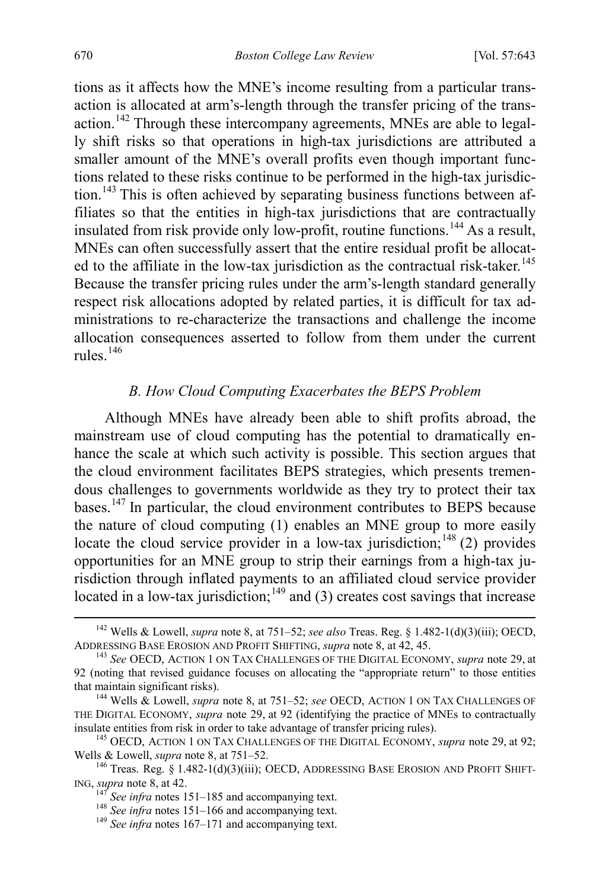tions as it affects how the MNE's income resulting from a particular transaction is allocated at arm's-length through the transfer pricing of the transaction.[142] Through these intercompany agreements, MNEs are able to legally shift risks so that operations in high-tax jurisdictions are attributed a smaller amount of the MNE's overall profits even though important functions related to these risks continue to be performed in the high-tax jurisdiction.[143] This is often achieved by separating business functions between affiliates so that the entities in high-tax jurisdictions that are contractually insulated from risk provide only low-profit, routine functions.[144] As a result, MNEs can often successfully assert that the entire residual profit be allocated to the affiliate in the low-tax jurisdiction as the contractual risk-taker.[145] Because the transfer pricing rules under the arm's-length standard generally respect risk allocations adopted by related parties, it is difficult for tax administrations to re-characterize the transactions and challenge the income allocation consequences asserted to follow from them under the current rules.[146]

### *B. How Cloud Computing Exacerbates the BEPS Problem*

Although MNEs have already been able to shift profits abroad, the mainstream use of cloud computing has the potential to dramatically enhance the scale at which such activity is possible. This section argues that the cloud environment facilitates BEPS strategies, which presents tremendous challenges to governments worldwide as they try to protect their tax bases.[147] In particular, the cloud environment contributes to BEPS because the nature of cloud computing (1) enables an MNE group to more easily locate the cloud service provider in a low-tax jurisdiction;[148] (2) provides opportunities for an MNE group to strip their earnings from a high-tax jurisdiction through inflated payments to an affiliated cloud service provider located in a low-tax jurisdiction;[149] and (3) creates cost savings that increase

---

[142] Wells & Lowell, *supra* note 8, at 751–52; *see also* Treas. Reg. § 1.482-1(d)(3)(iii); OECD, ADDRESSING BASE EROSION AND PROFIT SHIFTING, *supra* note 8, at 42, 45.

[143] *See* OECD, ACTION 1 ON TAX CHALLENGES OF THE DIGITAL ECONOMY, *supra* note 29, at 92 (noting that revised guidance focuses on allocating the "appropriate return" to those entities that maintain significant risks).

[144] Wells & Lowell, *supra* note 8, at 751–52; *see* OECD, ACTION 1 ON TAX CHALLENGES OF THE DIGITAL ECONOMY, *supra* note 29, at 92 (identifying the practice of MNEs to contractually insulate entities from risk in order to take advantage of transfer pricing rules).

[145] OECD, ACTION 1 ON TAX CHALLENGES OF THE DIGITAL ECONOMY, *supra* note 29, at 92; Wells & Lowell, *supra* note 8, at 751–52.

[146] Treas. Reg. § 1.482-1(d)(3)(iii); OECD, ADDRESSING BASE EROSION AND PROFIT SHIFTING, *supra* note 8, at 42.

[147] *See infra* notes 151–185 and accompanying text.

[148] *See infra* notes 151–166 and accompanying text.

[149] *See infra* notes 167–171 and accompanying text.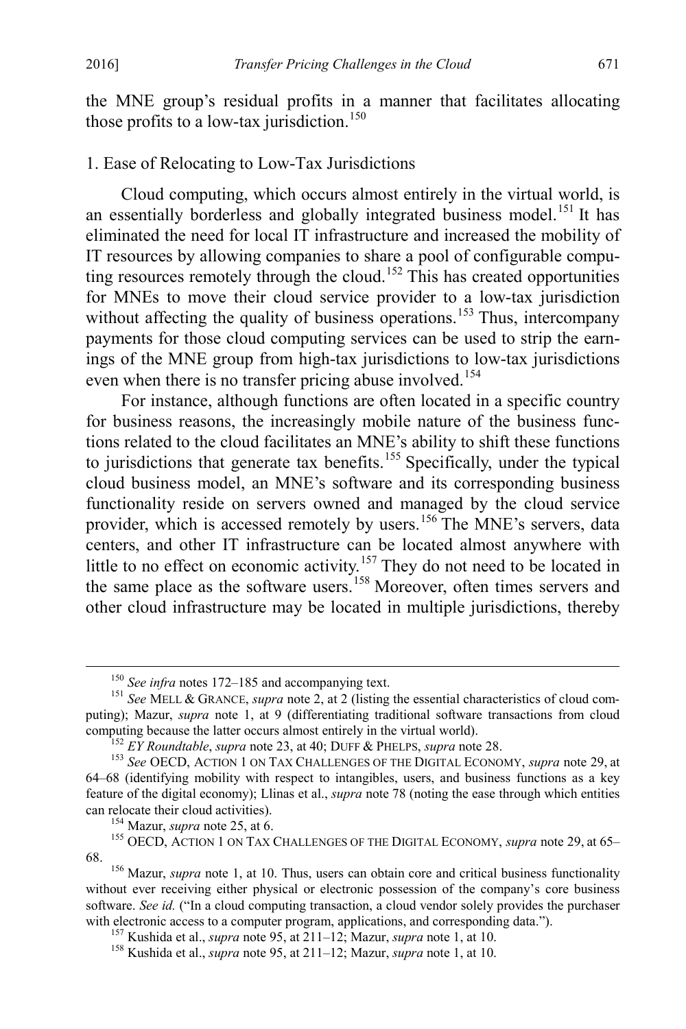the MNE group's residual profits in a manner that facilitates allocating those profits to a low-tax jurisdiction.[150]

### 1. Ease of Relocating to Low-Tax Jurisdictions

Cloud computing, which occurs almost entirely in the virtual world, is an essentially borderless and globally integrated business model.[151] It has eliminated the need for local IT infrastructure and increased the mobility of IT resources by allowing companies to share a pool of configurable computing resources remotely through the cloud.[152] This has created opportunities for MNEs to move their cloud service provider to a low-tax jurisdiction without affecting the quality of business operations.[153] Thus, intercompany payments for those cloud computing services can be used to strip the earnings of the MNE group from high-tax jurisdictions to low-tax jurisdictions even when there is no transfer pricing abuse involved.[154]

For instance, although functions are often located in a specific country for business reasons, the increasingly mobile nature of the business functions related to the cloud facilitates an MNE's ability to shift these functions to jurisdictions that generate tax benefits.[155] Specifically, under the typical cloud business model, an MNE's software and its corresponding business functionality reside on servers owned and managed by the cloud service provider, which is accessed remotely by users.[156] The MNE's servers, data centers, and other IT infrastructure can be located almost anywhere with little to no effect on economic activity.[157] They do not need to be located in the same place as the software users.[158] Moreover, often times servers and other cloud infrastructure may be located in multiple jurisdictions, thereby

---

[150] *See infra* notes 172–185 and accompanying text.

[151] *See* MELL & GRANCE, *supra* note 2, at 2 (listing the essential characteristics of cloud computing); Mazur, *supra* note 1, at 9 (differentiating traditional software transactions from cloud computing because the latter occurs almost entirely in the virtual world).

[152] *EY Roundtable*, *supra* note 23, at 40; DUFF & PHELPS, *supra* note 28.

[153] *See* OECD, ACTION 1 ON TAX CHALLENGES OF THE DIGITAL ECONOMY, *supra* note 29, at 64–68 (identifying mobility with respect to intangibles, users, and business functions as a key feature of the digital economy); Llinas et al., *supra* note 78 (noting the ease through which entities can relocate their cloud activities).

[154] Mazur, *supra* note 25, at 6.

[155] OECD, ACTION 1 ON TAX CHALLENGES OF THE DIGITAL ECONOMY, *supra* note 29, at 65–68.

[156] Mazur, *supra* note 1, at 10. Thus, users can obtain core and critical business functionality without ever receiving either physical or electronic possession of the company's core business software. *See id.* ("In a cloud computing transaction, a cloud vendor solely provides the purchaser with electronic access to a computer program, applications, and corresponding data.").

[157] Kushida et al., *supra* note 95, at 211–12; Mazur, *supra* note 1, at 10.

[158] Kushida et al., *supra* note 95, at 211–12; Mazur, *supra* note 1, at 10.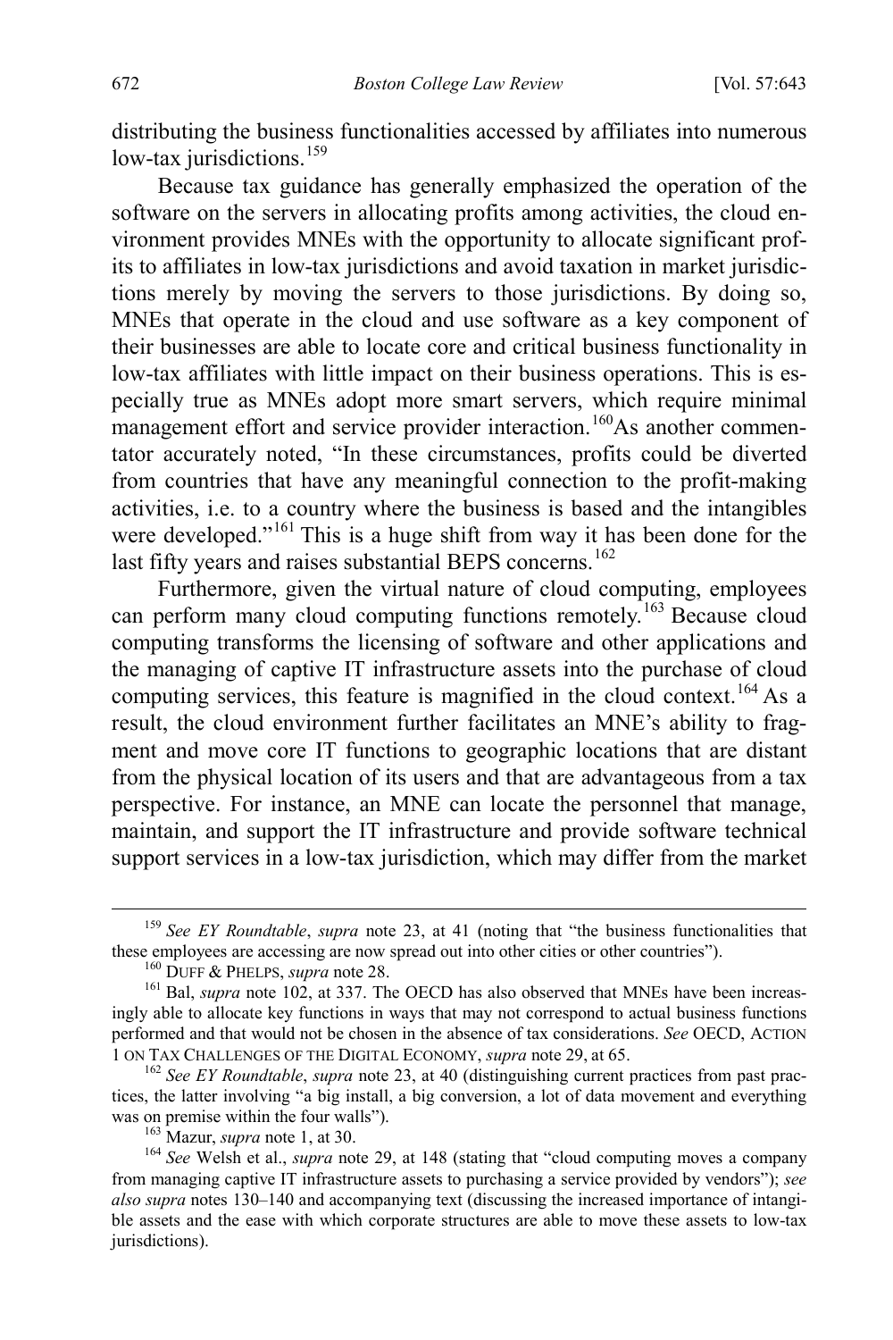distributing the business functionalities accessed by affiliates into numerous low-tax jurisdictions.[159]

Because tax guidance has generally emphasized the operation of the software on the servers in allocating profits among activities, the cloud environment provides MNEs with the opportunity to allocate significant profits to affiliates in low-tax jurisdictions and avoid taxation in market jurisdictions merely by moving the servers to those jurisdictions. By doing so, MNEs that operate in the cloud and use software as a key component of their businesses are able to locate core and critical business functionality in low-tax affiliates with little impact on their business operations. This is especially true as MNEs adopt more smart servers, which require minimal management effort and service provider interaction.[160]As another commentator accurately noted, "In these circumstances, profits could be diverted from countries that have any meaningful connection to the profit-making activities, i.e. to a country where the business is based and the intangibles were developed."[161] This is a huge shift from way it has been done for the last fifty years and raises substantial BEPS concerns.[162]

Furthermore, given the virtual nature of cloud computing, employees can perform many cloud computing functions remotely.[163] Because cloud computing transforms the licensing of software and other applications and the managing of captive IT infrastructure assets into the purchase of cloud computing services, this feature is magnified in the cloud context.[164] As a result, the cloud environment further facilitates an MNE's ability to fragment and move core IT functions to geographic locations that are distant from the physical location of its users and that are advantageous from a tax perspective. For instance, an MNE can locate the personnel that manage, maintain, and support the IT infrastructure and provide software technical support services in a low-tax jurisdiction, which may differ from the market

---

[159] *See EY Roundtable*, *supra* note 23, at 41 (noting that "the business functionalities that these employees are accessing are now spread out into other cities or other countries").

[160] DUFF & PHELPS, *supra* note 28.

[161] Bal, *supra* note 102, at 337. The OECD has also observed that MNEs have been increasingly able to allocate key functions in ways that may not correspond to actual business functions performed and that would not be chosen in the absence of tax considerations. *See* OECD, ACTION 1 ON TAX CHALLENGES OF THE DIGITAL ECONOMY, *supra* note 29, at 65.

[162] *See EY Roundtable*, *supra* note 23, at 40 (distinguishing current practices from past practices, the latter involving "a big install, a big conversion, a lot of data movement and everything was on premise within the four walls").

[163] Mazur, *supra* note 1, at 30.

[164] *See* Welsh et al., *supra* note 29, at 148 (stating that "cloud computing moves a company from managing captive IT infrastructure assets to purchasing a service provided by vendors"); *see also supra* notes 130–140 and accompanying text (discussing the increased importance of intangible assets and the ease with which corporate structures are able to move these assets to low-tax jurisdictions).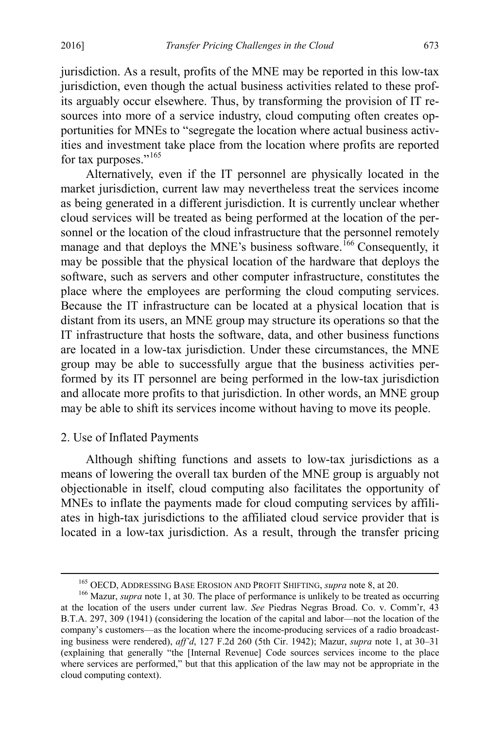jurisdiction. As a result, profits of the MNE may be reported in this low-tax jurisdiction, even though the actual business activities related to these profits arguably occur elsewhere. Thus, by transforming the provision of IT resources into more of a service industry, cloud computing often creates opportunities for MNEs to "segregate the location where actual business activities and investment take place from the location where profits are reported for tax purposes."[165]

Alternatively, even if the IT personnel are physically located in the market jurisdiction, current law may nevertheless treat the services income as being generated in a different jurisdiction. It is currently unclear whether cloud services will be treated as being performed at the location of the personnel or the location of the cloud infrastructure that the personnel remotely manage and that deploys the MNE's business software.[166] Consequently, it may be possible that the physical location of the hardware that deploys the software, such as servers and other computer infrastructure, constitutes the place where the employees are performing the cloud computing services. Because the IT infrastructure can be located at a physical location that is distant from its users, an MNE group may structure its operations so that the IT infrastructure that hosts the software, data, and other business functions are located in a low-tax jurisdiction. Under these circumstances, the MNE group may be able to successfully argue that the business activities performed by its IT personnel are being performed in the low-tax jurisdiction and allocate more profits to that jurisdiction. In other words, an MNE group may be able to shift its services income without having to move its people.

### 2. Use of Inflated Payments

Although shifting functions and assets to low-tax jurisdictions as a means of lowering the overall tax burden of the MNE group is arguably not objectionable in itself, cloud computing also facilitates the opportunity of MNEs to inflate the payments made for cloud computing services by affiliates in high-tax jurisdictions to the affiliated cloud service provider that is located in a low-tax jurisdiction. As a result, through the transfer pricing

---

[165] OECD, ADDRESSING BASE EROSION AND PROFIT SHIFTING, *supra* note 8, at 20.

[166] Mazur, *supra* note 1, at 30. The place of performance is unlikely to be treated as occurring at the location of the users under current law. *See* Piedras Negras Broad. Co. v. Comm'r, 43 B.T.A. 297, 309 (1941) (considering the location of the capital and labor—not the location of the company's customers—as the location where the income-producing services of a radio broadcasting business were rendered), *aff'd*, 127 F.2d 260 (5th Cir. 1942); Mazur, *supra* note 1, at 30–31 (explaining that generally "the [Internal Revenue] Code sources services income to the place where services are performed," but that this application of the law may not be appropriate in the cloud computing context).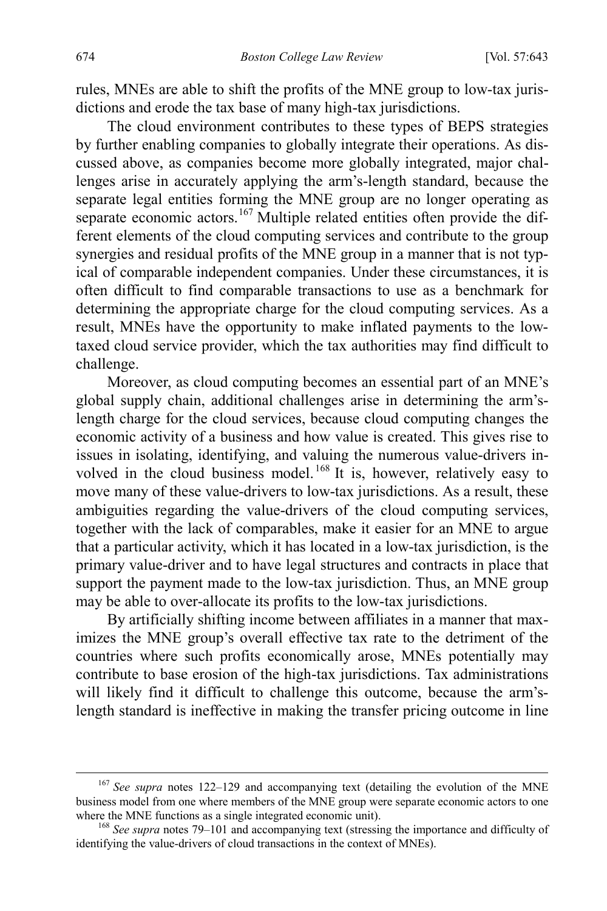rules, MNEs are able to shift the profits of the MNE group to low-tax jurisdictions and erode the tax base of many high-tax jurisdictions.

The cloud environment contributes to these types of BEPS strategies by further enabling companies to globally integrate their operations. As discussed above, as companies become more globally integrated, major challenges arise in accurately applying the arm's-length standard, because the separate legal entities forming the MNE group are no longer operating as separate economic actors.[167] Multiple related entities often provide the different elements of the cloud computing services and contribute to the group synergies and residual profits of the MNE group in a manner that is not typical of comparable independent companies. Under these circumstances, it is often difficult to find comparable transactions to use as a benchmark for determining the appropriate charge for the cloud computing services. As a result, MNEs have the opportunity to make inflated payments to the low-taxed cloud service provider, which the tax authorities may find difficult to challenge.

Moreover, as cloud computing becomes an essential part of an MNE's global supply chain, additional challenges arise in determining the arm's-length charge for the cloud services, because cloud computing changes the economic activity of a business and how value is created. This gives rise to issues in isolating, identifying, and valuing the numerous value-drivers involved in the cloud business model.[168] It is, however, relatively easy to move many of these value-drivers to low-tax jurisdictions. As a result, these ambiguities regarding the value-drivers of the cloud computing services, together with the lack of comparables, make it easier for an MNE to argue that a particular activity, which it has located in a low-tax jurisdiction, is the primary value-driver and to have legal structures and contracts in place that support the payment made to the low-tax jurisdiction. Thus, an MNE group may be able to over-allocate its profits to the low-tax jurisdictions.

By artificially shifting income between affiliates in a manner that maximizes the MNE group's overall effective tax rate to the detriment of the countries where such profits economically arose, MNEs potentially may contribute to base erosion of the high-tax jurisdictions. Tax administrations will likely find it difficult to challenge this outcome, because the arm's-length standard is ineffective in making the transfer pricing outcome in line

[167] *See supra* notes 122–129 and accompanying text (detailing the evolution of the MNE business model from one where members of the MNE group were separate economic actors to one where the MNE functions as a single integrated economic unit).

[168] *See supra* notes 79–101 and accompanying text (stressing the importance and difficulty of identifying the value-drivers of cloud transactions in the context of MNEs).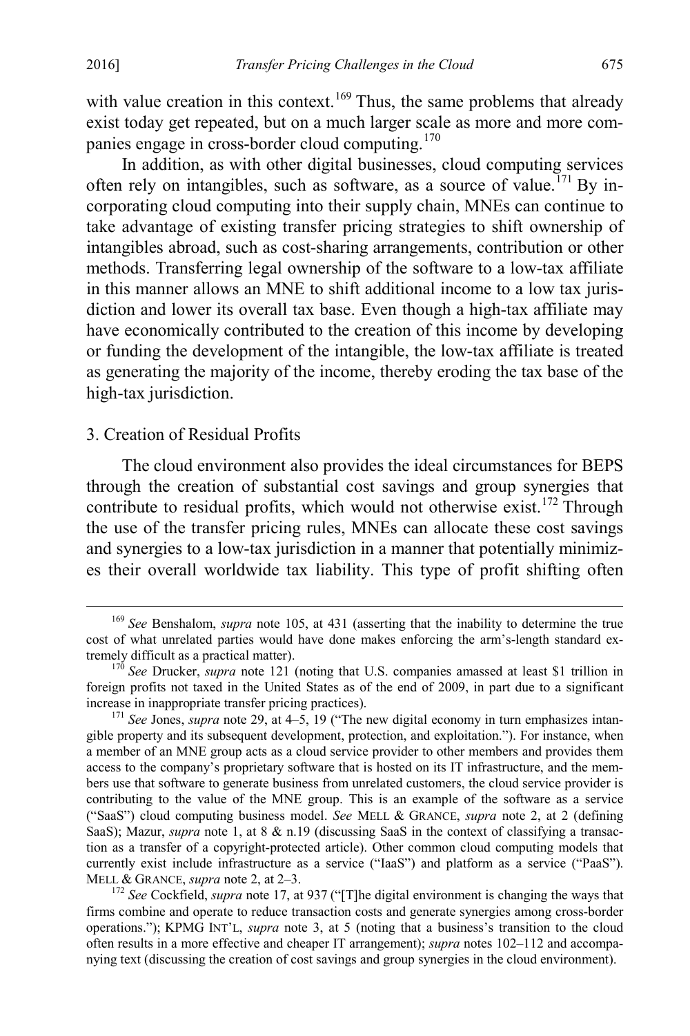with value creation in this context.[169] Thus, the same problems that already exist today get repeated, but on a much larger scale as more and more companies engage in cross-border cloud computing.[170]

In addition, as with other digital businesses, cloud computing services often rely on intangibles, such as software, as a source of value.[171] By incorporating cloud computing into their supply chain, MNEs can continue to take advantage of existing transfer pricing strategies to shift ownership of intangibles abroad, such as cost-sharing arrangements, contribution or other methods. Transferring legal ownership of the software to a low-tax affiliate in this manner allows an MNE to shift additional income to a low tax jurisdiction and lower its overall tax base. Even though a high-tax affiliate may have economically contributed to the creation of this income by developing or funding the development of the intangible, the low-tax affiliate is treated as generating the majority of the income, thereby eroding the tax base of the high-tax jurisdiction.

### 3. Creation of Residual Profits

The cloud environment also provides the ideal circumstances for BEPS through the creation of substantial cost savings and group synergies that contribute to residual profits, which would not otherwise exist.[172] Through the use of the transfer pricing rules, MNEs can allocate these cost savings and synergies to a low-tax jurisdiction in a manner that potentially minimizes their overall worldwide tax liability. This type of profit shifting often

---

[169] *See* Benshalom, *supra* note 105, at 431 (asserting that the inability to determine the true cost of what unrelated parties would have done makes enforcing the arm's-length standard extremely difficult as a practical matter).

[170] *See* Drucker, *supra* note 121 (noting that U.S. companies amassed at least $1 trillion in foreign profits not taxed in the United States as of the end of 2009, in part due to a significant increase in inappropriate transfer pricing practices).

[171] *See* Jones, *supra* note 29, at 4–5, 19 ("The new digital economy in turn emphasizes intangible property and its subsequent development, protection, and exploitation."). For instance, when a member of an MNE group acts as a cloud service provider to other members and provides them access to the company's proprietary software that is hosted on its IT infrastructure, and the members use that software to generate business from unrelated customers, the cloud service provider is contributing to the value of the MNE group. This is an example of the software as a service ("SaaS") cloud computing business model. *See* MELL & GRANCE, *supra* note 2, at 2 (defining SaaS); Mazur, *supra* note 1, at 8 & n.19 (discussing SaaS in the context of classifying a transaction as a transfer of a copyright-protected article). Other common cloud computing models that currently exist include infrastructure as a service ("IaaS") and platform as a service ("PaaS"). MELL & GRANCE, *supra* note 2, at 2–3.

[172] *See* Cockfield, *supra* note 17, at 937 ("[T]he digital environment is changing the ways that firms combine and operate to reduce transaction costs and generate synergies among cross-border operations."); KPMG INT'L, *supra* note 3, at 5 (noting that a business's transition to the cloud often results in a more effective and cheaper IT arrangement); *supra* notes 102–112 and accompanying text (discussing the creation of cost savings and group synergies in the cloud environment).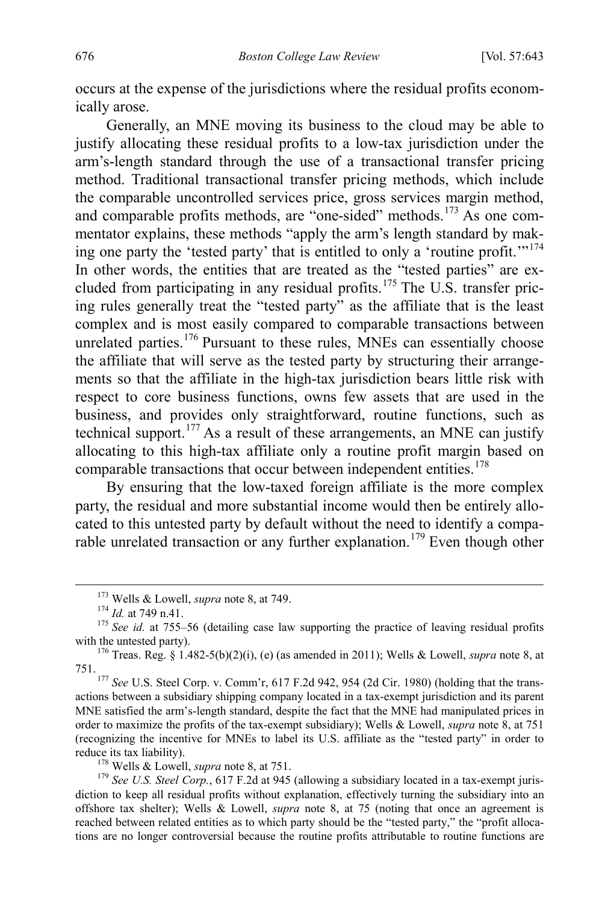occurs at the expense of the jurisdictions where the residual profits economically arose.

Generally, an MNE moving its business to the cloud may be able to justify allocating these residual profits to a low-tax jurisdiction under the arm's-length standard through the use of a transactional transfer pricing method. Traditional transactional transfer pricing methods, which include the comparable uncontrolled services price, gross services margin method, and comparable profits methods, are "one-sided" methods.[173] As one commentator explains, these methods "apply the arm's length standard by making one party the 'tested party' that is entitled to only a 'routine profit.'"[174] In other words, the entities that are treated as the "tested parties" are excluded from participating in any residual profits.[175] The U.S. transfer pricing rules generally treat the "tested party" as the affiliate that is the least complex and is most easily compared to comparable transactions between unrelated parties.[176] Pursuant to these rules, MNEs can essentially choose the affiliate that will serve as the tested party by structuring their arrangements so that the affiliate in the high-tax jurisdiction bears little risk with respect to core business functions, owns few assets that are used in the business, and provides only straightforward, routine functions, such as technical support.[177] As a result of these arrangements, an MNE can justify allocating to this high-tax affiliate only a routine profit margin based on comparable transactions that occur between independent entities.[178]

By ensuring that the low-taxed foreign affiliate is the more complex party, the residual and more substantial income would then be entirely allocated to this untested party by default without the need to identify a comparable unrelated transaction or any further explanation.[179] Even though other

---

[173] Wells & Lowell, *supra* note 8, at 749.

[174] *Id.* at 749 n.41.

[175] *See id.* at 755–56 (detailing case law supporting the practice of leaving residual profits with the untested party).

[176] Treas. Reg. § 1.482-5(b)(2)(i), (e) (as amended in 2011); Wells & Lowell, *supra* note 8, at 751.

[177] *See* U.S. Steel Corp. v. Comm'r, 617 F.2d 942, 954 (2d Cir. 1980) (holding that the transactions between a subsidiary shipping company located in a tax-exempt jurisdiction and its parent MNE satisfied the arm's-length standard, despite the fact that the MNE had manipulated prices in order to maximize the profits of the tax-exempt subsidiary); Wells & Lowell, *supra* note 8, at 751 (recognizing the incentive for MNEs to label its U.S. affiliate as the "tested party" in order to reduce its tax liability).

[178] Wells & Lowell, *supra* note 8, at 751.

[179] *See U.S. Steel Corp.*, 617 F.2d at 945 (allowing a subsidiary located in a tax-exempt jurisdiction to keep all residual profits without explanation, effectively turning the subsidiary into an offshore tax shelter); Wells & Lowell, *supra* note 8, at 75 (noting that once an agreement is reached between related entities as to which party should be the "tested party," the "profit allocations are no longer controversial because the routine profits attributable to routine functions are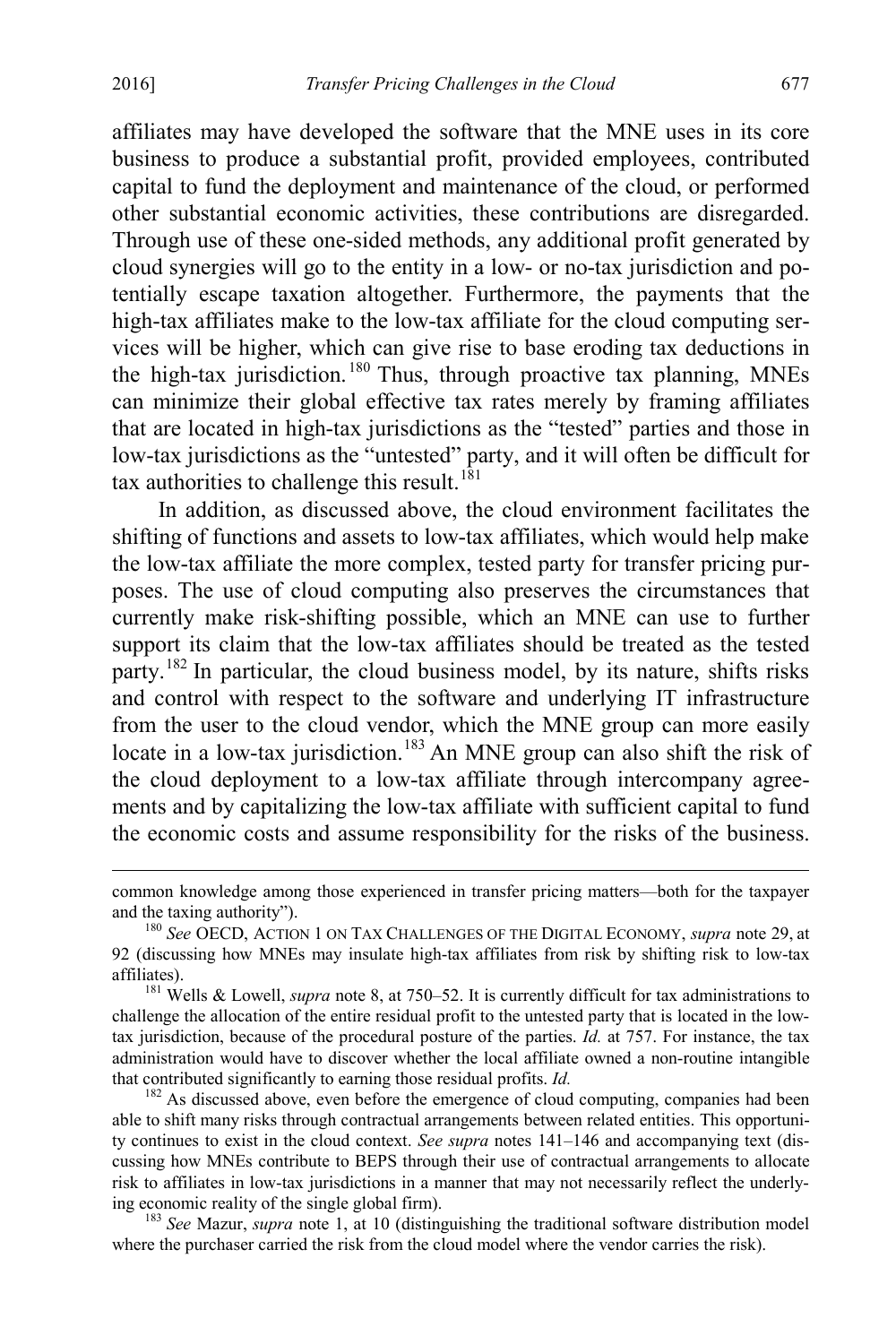affiliates may have developed the software that the MNE uses in its core business to produce a substantial profit, provided employees, contributed capital to fund the deployment and maintenance of the cloud, or performed other substantial economic activities, these contributions are disregarded. Through use of these one-sided methods, any additional profit generated by cloud synergies will go to the entity in a low- or no-tax jurisdiction and potentially escape taxation altogether. Furthermore, the payments that the high-tax affiliates make to the low-tax affiliate for the cloud computing services will be higher, which can give rise to base eroding tax deductions in the high-tax jurisdiction.[180] Thus, through proactive tax planning, MNEs can minimize their global effective tax rates merely by framing affiliates that are located in high-tax jurisdictions as the "tested" parties and those in low-tax jurisdictions as the "untested" party, and it will often be difficult for tax authorities to challenge this result.[181]

In addition, as discussed above, the cloud environment facilitates the shifting of functions and assets to low-tax affiliates, which would help make the low-tax affiliate the more complex, tested party for transfer pricing purposes. The use of cloud computing also preserves the circumstances that currently make risk-shifting possible, which an MNE can use to further support its claim that the low-tax affiliates should be treated as the tested party.[182] In particular, the cloud business model, by its nature, shifts risks and control with respect to the software and underlying IT infrastructure from the user to the cloud vendor, which the MNE group can more easily locate in a low-tax jurisdiction.[183] An MNE group can also shift the risk of the cloud deployment to a low-tax affiliate through intercompany agreements and by capitalizing the low-tax affiliate with sufficient capital to fund the economic costs and assume responsibility for the risks of the business.

---

common knowledge among those experienced in transfer pricing matters—both for the taxpayer and the taxing authority").

[180] *See* OECD, ACTION 1 ON TAX CHALLENGES OF THE DIGITAL ECONOMY, *supra* note 29, at 92 (discussing how MNEs may insulate high-tax affiliates from risk by shifting risk to low-tax affiliates).

[181] Wells & Lowell, *supra* note 8, at 750–52. It is currently difficult for tax administrations to challenge the allocation of the entire residual profit to the untested party that is located in the low-tax jurisdiction, because of the procedural posture of the parties. *Id.* at 757. For instance, the tax administration would have to discover whether the local affiliate owned a non-routine intangible that contributed significantly to earning those residual profits. *Id.*

[182] As discussed above, even before the emergence of cloud computing, companies had been able to shift many risks through contractual arrangements between related entities. This opportunity continues to exist in the cloud context. *See supra* notes 141–146 and accompanying text (discussing how MNEs contribute to BEPS through their use of contractual arrangements to allocate risk to affiliates in low-tax jurisdictions in a manner that may not necessarily reflect the underlying economic reality of the single global firm).

[183] *See* Mazur, *supra* note 1, at 10 (distinguishing the traditional software distribution model where the purchaser carried the risk from the cloud model where the vendor carries the risk).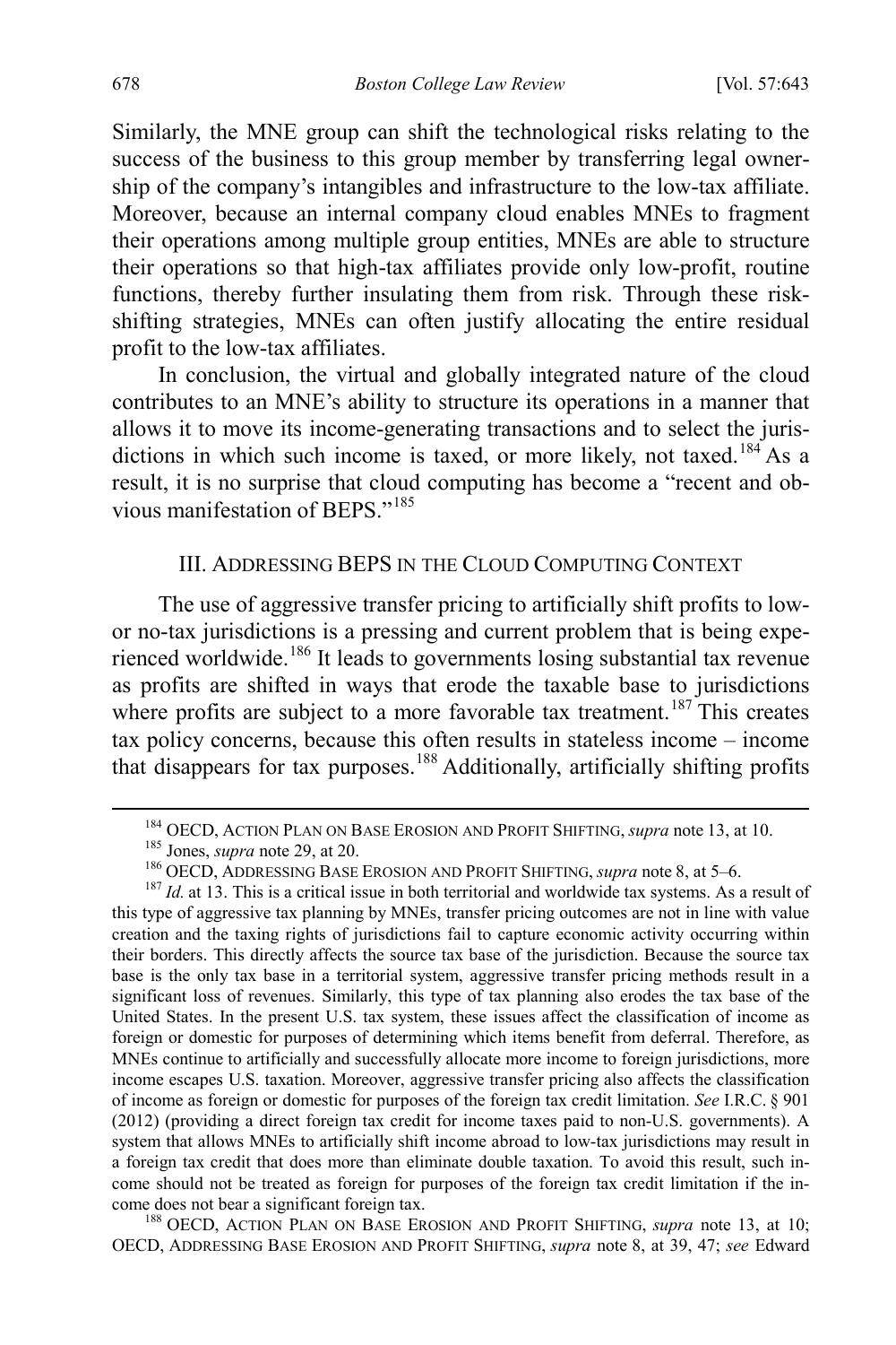Similarly, the MNE group can shift the technological risks relating to the success of the business to this group member by transferring legal ownership of the company's intangibles and infrastructure to the low-tax affiliate. Moreover, because an internal company cloud enables MNEs to fragment their operations among multiple group entities, MNEs are able to structure their operations so that high-tax affiliates provide only low-profit, routine functions, thereby further insulating them from risk. Through these risk-shifting strategies, MNEs can often justify allocating the entire residual profit to the low-tax affiliates.

In conclusion, the virtual and globally integrated nature of the cloud contributes to an MNE's ability to structure its operations in a manner that allows it to move its income-generating transactions and to select the jurisdictions in which such income is taxed, or more likely, not taxed.[184] As a result, it is no surprise that cloud computing has become a "recent and obvious manifestation of BEPS."[185]

## III. ADDRESSING BEPS IN THE CLOUD COMPUTING CONTEXT

The use of aggressive transfer pricing to artificially shift profits to low- or no-tax jurisdictions is a pressing and current problem that is being experienced worldwide.[186] It leads to governments losing substantial tax revenue as profits are shifted in ways that erode the taxable base to jurisdictions where profits are subject to a more favorable tax treatment.[187] This creates tax policy concerns, because this often results in stateless income – income that disappears for tax purposes.[188] Additionally, artificially shifting profits

---

[184] OECD, ACTION PLAN ON BASE EROSION AND PROFIT SHIFTING, *supra* note 13, at 10.

[185] Jones, *supra* note 29, at 20.

[186] OECD, ADDRESSING BASE EROSION AND PROFIT SHIFTING, *supra* note 8, at 5–6.

[187] *Id.* at 13. This is a critical issue in both territorial and worldwide tax systems. As a result of this type of aggressive tax planning by MNEs, transfer pricing outcomes are not in line with value creation and the taxing rights of jurisdictions fail to capture economic activity occurring within their borders. This directly affects the source tax base of the jurisdiction. Because the source tax base is the only tax base in a territorial system, aggressive transfer pricing methods result in a significant loss of revenues. Similarly, this type of tax planning also erodes the tax base of the United States. In the present U.S. tax system, these issues affect the classification of income as foreign or domestic for purposes of determining which items benefit from deferral. Therefore, as MNEs continue to artificially and successfully allocate more income to foreign jurisdictions, more income escapes U.S. taxation. Moreover, aggressive transfer pricing also affects the classification of income as foreign or domestic for purposes of the foreign tax credit limitation. *See* I.R.C. § 901 (2012) (providing a direct foreign tax credit for income taxes paid to non-U.S. governments). A system that allows MNEs to artificially shift income abroad to low-tax jurisdictions may result in a foreign tax credit that does more than eliminate double taxation. To avoid this result, such income should not be treated as foreign for purposes of the foreign tax credit limitation if the income does not bear a significant foreign tax.

[188] OECD, ACTION PLAN ON BASE EROSION AND PROFIT SHIFTING, *supra* note 13, at 10; OECD, ADDRESSING BASE EROSION AND PROFIT SHIFTING, *supra* note 8, at 39, 47; *see* Edward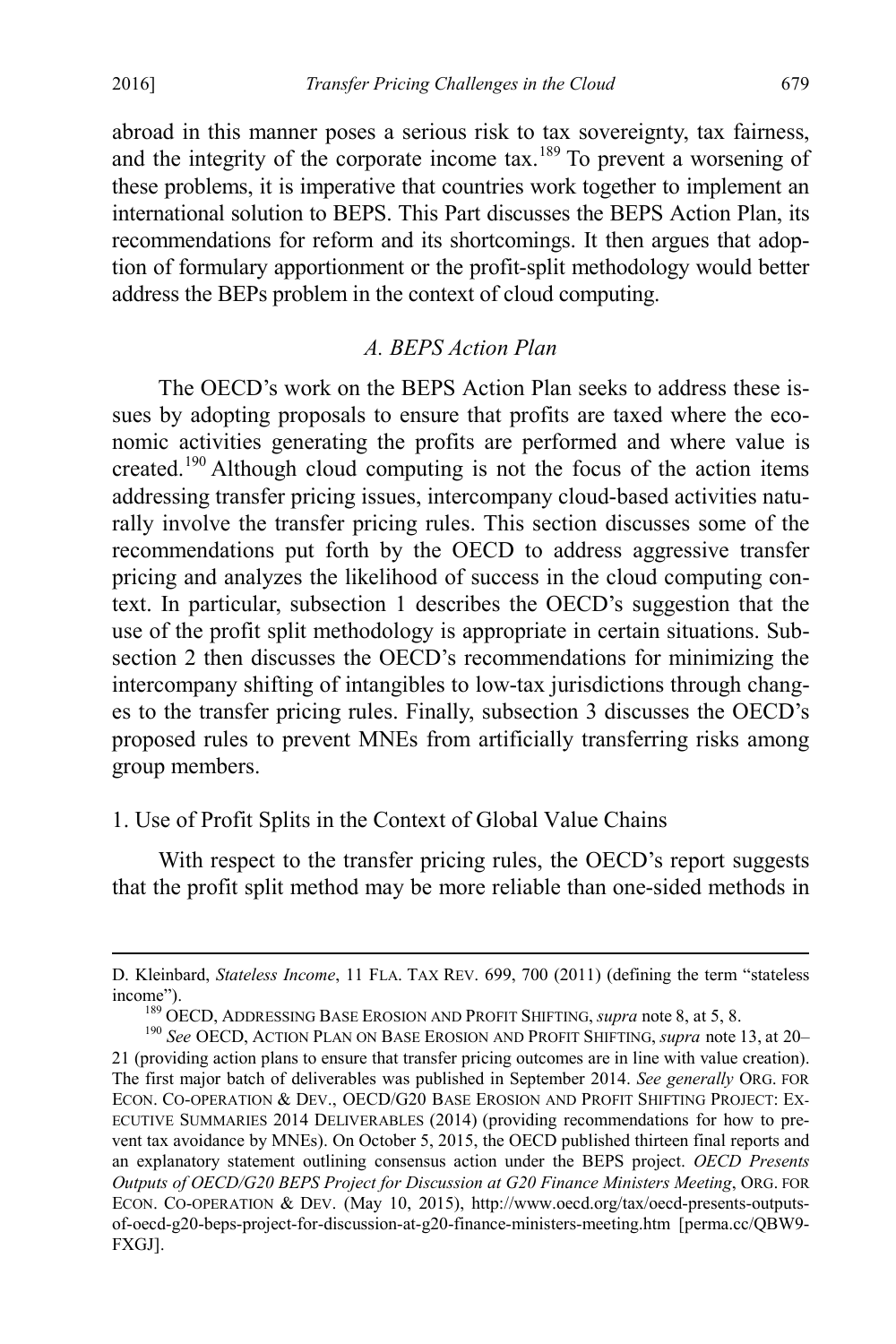abroad in this manner poses a serious risk to tax sovereignty, tax fairness, and the integrity of the corporate income tax.[189] To prevent a worsening of these problems, it is imperative that countries work together to implement an international solution to BEPS. This Part discusses the BEPS Action Plan, its recommendations for reform and its shortcomings. It then argues that adoption of formulary apportionment or the profit-split methodology would better address the BEPs problem in the context of cloud computing.

### *A. BEPS Action Plan*

The OECD's work on the BEPS Action Plan seeks to address these issues by adopting proposals to ensure that profits are taxed where the economic activities generating the profits are performed and where value is created.[190] Although cloud computing is not the focus of the action items addressing transfer pricing issues, intercompany cloud-based activities naturally involve the transfer pricing rules. This section discusses some of the recommendations put forth by the OECD to address aggressive transfer pricing and analyzes the likelihood of success in the cloud computing context. In particular, subsection 1 describes the OECD's suggestion that the use of the profit split methodology is appropriate in certain situations. Subsection 2 then discusses the OECD's recommendations for minimizing the intercompany shifting of intangibles to low-tax jurisdictions through changes to the transfer pricing rules. Finally, subsection 3 discusses the OECD's proposed rules to prevent MNEs from artificially transferring risks among group members.

#### 1. Use of Profit Splits in the Context of Global Value Chains

With respect to the transfer pricing rules, the OECD's report suggests that the profit split method may be more reliable than one-sided methods in

---

D. Kleinbard, *Stateless Income*, 11 FLA. TAX REV. 699, 700 (2011) (defining the term "stateless income").

[189] OECD, ADDRESSING BASE EROSION AND PROFIT SHIFTING, *supra* note 8, at 5, 8.

[190] *See* OECD, ACTION PLAN ON BASE EROSION AND PROFIT SHIFTING, *supra* note 13, at 20–21 (providing action plans to ensure that transfer pricing outcomes are in line with value creation). The first major batch of deliverables was published in September 2014. *See generally* ORG. FOR ECON. CO-OPERATION & DEV., OECD/G20 BASE EROSION AND PROFIT SHIFTING PROJECT: EXECUTIVE SUMMARIES 2014 DELIVERABLES (2014) (providing recommendations for how to prevent tax avoidance by MNEs). On October 5, 2015, the OECD published thirteen final reports and an explanatory statement outlining consensus action under the BEPS project. *OECD Presents Outputs of OECD/G20 BEPS Project for Discussion at G20 Finance Ministers Meeting*, ORG. FOR ECON. CO-OPERATION & DEV. (May 10, 2015), http://www.oecd.org/tax/oecd-presents-outputs-of-oecd-g20-beps-project-for-discussion-at-g20-finance-ministers-meeting.htm [perma.cc/QBW9-FXGJ].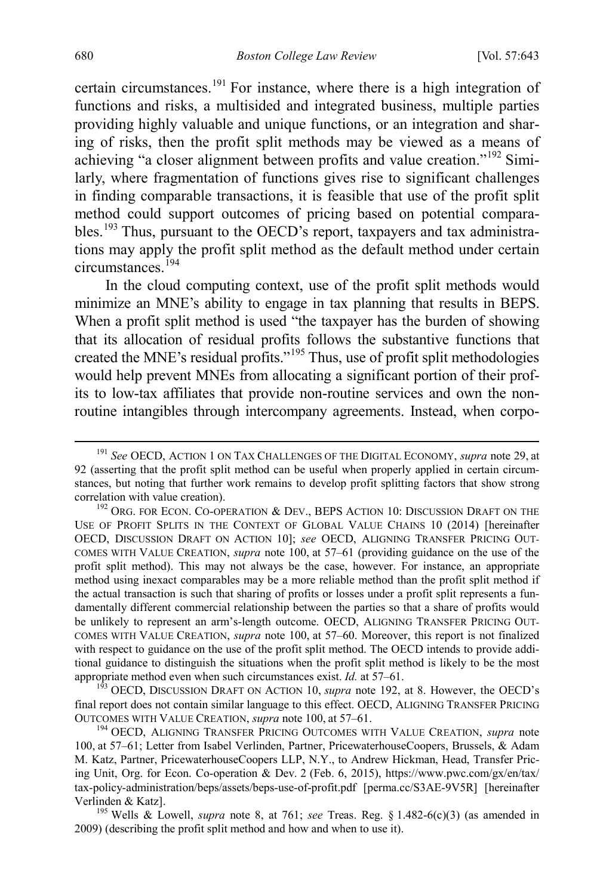certain circumstances.[191] For instance, where there is a high integration of functions and risks, a multisided and integrated business, multiple parties providing highly valuable and unique functions, or an integration and sharing of risks, then the profit split methods may be viewed as a means of achieving "a closer alignment between profits and value creation."[192] Similarly, where fragmentation of functions gives rise to significant challenges in finding comparable transactions, it is feasible that use of the profit split method could support outcomes of pricing based on potential comparables.[193] Thus, pursuant to the OECD's report, taxpayers and tax administrations may apply the profit split method as the default method under certain circumstances.[194]

In the cloud computing context, use of the profit split methods would minimize an MNE's ability to engage in tax planning that results in BEPS. When a profit split method is used "the taxpayer has the burden of showing that its allocation of residual profits follows the substantive functions that created the MNE's residual profits."[195] Thus, use of profit split methodologies would help prevent MNEs from allocating a significant portion of their profits to low-tax affiliates that provide non-routine services and own the non-routine intangibles through intercompany agreements. Instead, when corpo-

---

[191] *See* OECD, ACTION 1 ON TAX CHALLENGES OF THE DIGITAL ECONOMY, *supra* note 29, at 92 (asserting that the profit split method can be useful when properly applied in certain circumstances, but noting that further work remains to develop profit splitting factors that show strong correlation with value creation).

[192] ORG. FOR ECON. CO-OPERATION & DEV., BEPS ACTION 10: DISCUSSION DRAFT ON THE USE OF PROFIT SPLITS IN THE CONTEXT OF GLOBAL VALUE CHAINS 10 (2014) [hereinafter OECD, DISCUSSION DRAFT ON ACTION 10]; *see* OECD, ALIGNING TRANSFER PRICING OUTCOMES WITH VALUE CREATION, *supra* note 100, at 57–61 (providing guidance on the use of the profit split method). This may not always be the case, however. For instance, an appropriate method using inexact comparables may be a more reliable method than the profit split method if the actual transaction is such that sharing of profits or losses under a profit split represents a fundamentally different commercial relationship between the parties so that a share of profits would be unlikely to represent an arm's-length outcome. OECD, ALIGNING TRANSFER PRICING OUTCOMES WITH VALUE CREATION, *supra* note 100, at 57–60. Moreover, this report is not finalized with respect to guidance on the use of the profit split method. The OECD intends to provide additional guidance to distinguish the situations when the profit split method is likely to be the most appropriate method even when such circumstances exist. *Id.* at 57–61.

[193] OECD, DISCUSSION DRAFT ON ACTION 10, *supra* note 192, at 8. However, the OECD's final report does not contain similar language to this effect. OECD, ALIGNING TRANSFER PRICING OUTCOMES WITH VALUE CREATION, *supra* note 100, at 57–61.

[194] OECD, ALIGNING TRANSFER PRICING OUTCOMES WITH VALUE CREATION, *supra* note 100, at 57–61; Letter from Isabel Verlinden, Partner, PricewaterhouseCoopers, Brussels, & Adam M. Katz, Partner, PricewaterhouseCoopers LLP, N.Y., to Andrew Hickman, Head, Transfer Pricing Unit, Org. for Econ. Co-operation & Dev. 2 (Feb. 6, 2015), https://www.pwc.com/gx/en/tax/tax-policy-administration/beps/assets/beps-use-of-profit.pdf [perma.cc/S3AE-9V5R] [hereinafter Verlinden & Katz].

[195] Wells & Lowell, *supra* note 8, at 761; *see* Treas. Reg. § 1.482-6(c)(3) (as amended in 2009) (describing the profit split method and how and when to use it).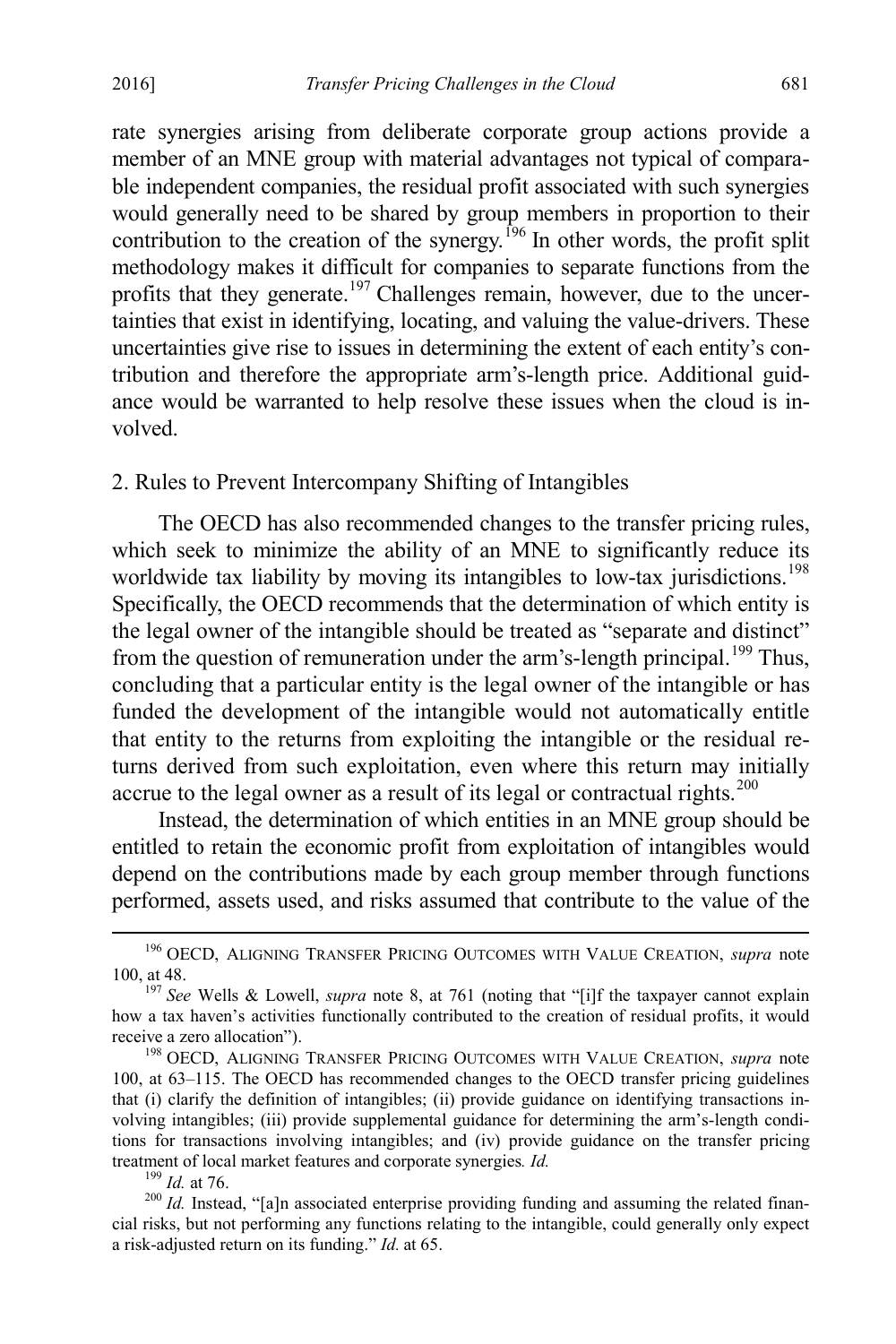rate synergies arising from deliberate corporate group actions provide a member of an MNE group with material advantages not typical of comparable independent companies, the residual profit associated with such synergies would generally need to be shared by group members in proportion to their contribution to the creation of the synergy.[196] In other words, the profit split methodology makes it difficult for companies to separate functions from the profits that they generate.[197] Challenges remain, however, due to the uncertainties that exist in identifying, locating, and valuing the value-drivers. These uncertainties give rise to issues in determining the extent of each entity's contribution and therefore the appropriate arm's-length price. Additional guidance would be warranted to help resolve these issues when the cloud is involved.

2. Rules to Prevent Intercompany Shifting of Intangibles

The OECD has also recommended changes to the transfer pricing rules, which seek to minimize the ability of an MNE to significantly reduce its worldwide tax liability by moving its intangibles to low-tax jurisdictions.[198] Specifically, the OECD recommends that the determination of which entity is the legal owner of the intangible should be treated as "separate and distinct" from the question of remuneration under the arm's-length principal.[199] Thus, concluding that a particular entity is the legal owner of the intangible or has funded the development of the intangible would not automatically entitle that entity to the returns from exploiting the intangible or the residual returns derived from such exploitation, even where this return may initially accrue to the legal owner as a result of its legal or contractual rights.[200]

Instead, the determination of which entities in an MNE group should be entitled to retain the economic profit from exploitation of intangibles would depend on the contributions made by each group member through functions performed, assets used, and risks assumed that contribute to the value of the

[196] OECD, ALIGNING TRANSFER PRICING OUTCOMES WITH VALUE CREATION, *supra* note 100, at 48.

[197] *See* Wells & Lowell, *supra* note 8, at 761 (noting that "[i]f the taxpayer cannot explain how a tax haven's activities functionally contributed to the creation of residual profits, it would receive a zero allocation").

[198] OECD, ALIGNING TRANSFER PRICING OUTCOMES WITH VALUE CREATION, *supra* note 100, at 63–115. The OECD has recommended changes to the OECD transfer pricing guidelines that (i) clarify the definition of intangibles; (ii) provide guidance on identifying transactions involving intangibles; (iii) provide supplemental guidance for determining the arm's-length conditions for transactions involving intangibles; and (iv) provide guidance on the transfer pricing treatment of local market features and corporate synergies*. Id.*

[199] *Id.* at 76.

[200] *Id.* Instead, "[a]n associated enterprise providing funding and assuming the related financial risks, but not performing any functions relating to the intangible, could generally only expect a risk-adjusted return on its funding." *Id.* at 65.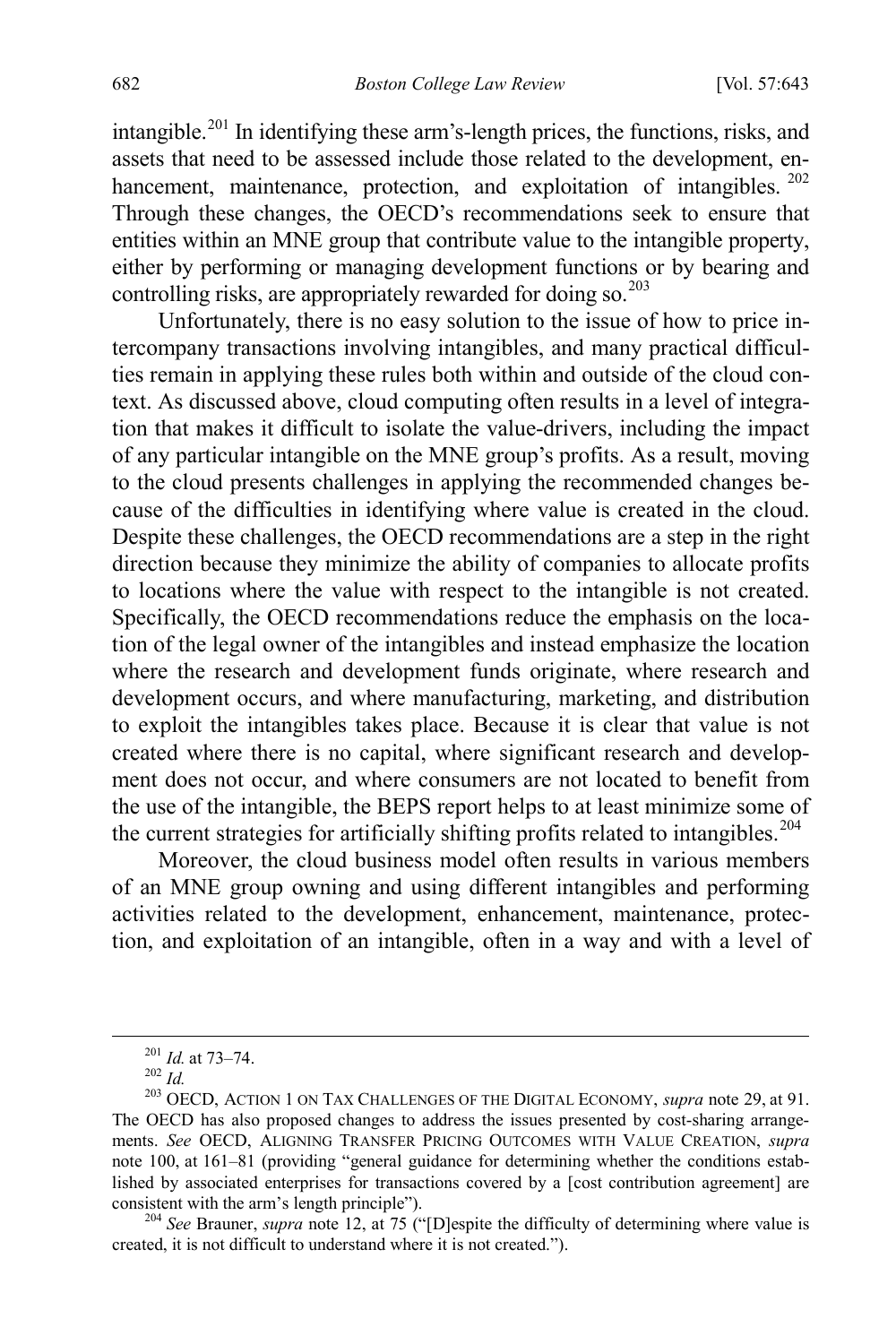intangible.[201] In identifying these arm's-length prices, the functions, risks, and assets that need to be assessed include those related to the development, enhancement, maintenance, protection, and exploitation of intangibles.[202] Through these changes, the OECD's recommendations seek to ensure that entities within an MNE group that contribute value to the intangible property, either by performing or managing development functions or by bearing and controlling risks, are appropriately rewarded for doing so.[203]

Unfortunately, there is no easy solution to the issue of how to price intercompany transactions involving intangibles, and many practical difficulties remain in applying these rules both within and outside of the cloud context. As discussed above, cloud computing often results in a level of integration that makes it difficult to isolate the value-drivers, including the impact of any particular intangible on the MNE group's profits. As a result, moving to the cloud presents challenges in applying the recommended changes because of the difficulties in identifying where value is created in the cloud. Despite these challenges, the OECD recommendations are a step in the right direction because they minimize the ability of companies to allocate profits to locations where the value with respect to the intangible is not created. Specifically, the OECD recommendations reduce the emphasis on the location of the legal owner of the intangibles and instead emphasize the location where the research and development funds originate, where research and development occurs, and where manufacturing, marketing, and distribution to exploit the intangibles takes place. Because it is clear that value is not created where there is no capital, where significant research and development does not occur, and where consumers are not located to benefit from the use of the intangible, the BEPS report helps to at least minimize some of the current strategies for artificially shifting profits related to intangibles.[204]

Moreover, the cloud business model often results in various members of an MNE group owning and using different intangibles and performing activities related to the development, enhancement, maintenance, protection, and exploitation of an intangible, often in a way and with a level of

---

[201] *Id.* at 73–74.

[202] *Id.*

[203] OECD, ACTION 1 ON TAX CHALLENGES OF THE DIGITAL ECONOMY, *supra* note 29, at 91. The OECD has also proposed changes to address the issues presented by cost-sharing arrangements. *See* OECD, ALIGNING TRANSFER PRICING OUTCOMES WITH VALUE CREATION, *supra* note 100, at 161–81 (providing "general guidance for determining whether the conditions established by associated enterprises for transactions covered by a [cost contribution agreement] are consistent with the arm's length principle").

[204] *See* Brauner, *supra* note 12, at 75 ("[D]espite the difficulty of determining where value is created, it is not difficult to understand where it is not created.").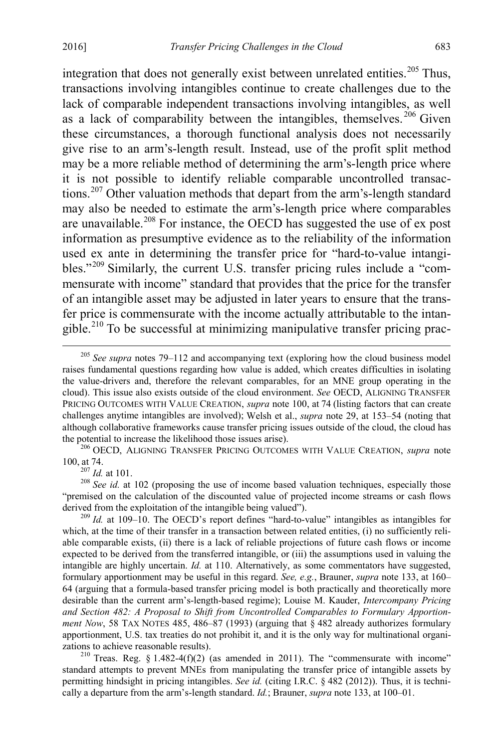integration that does not generally exist between unrelated entities.[205] Thus, transactions involving intangibles continue to create challenges due to the lack of comparable independent transactions involving intangibles, as well as a lack of comparability between the intangibles, themselves.[206] Given these circumstances, a thorough functional analysis does not necessarily give rise to an arm's-length result. Instead, use of the profit split method may be a more reliable method of determining the arm's-length price where it is not possible to identify reliable comparable uncontrolled transactions.[207] Other valuation methods that depart from the arm's-length standard may also be needed to estimate the arm's-length price where comparables are unavailable.[208] For instance, the OECD has suggested the use of ex post information as presumptive evidence as to the reliability of the information used ex ante in determining the transfer price for "hard-to-value intangibles."[209] Similarly, the current U.S. transfer pricing rules include a "commensurate with income" standard that provides that the price for the transfer of an intangible asset may be adjusted in later years to ensure that the transfer price is commensurate with the income actually attributable to the intangible.[210] To be successful at minimizing manipulative transfer pricing prac-

---

[205] *See supra* notes 79–112 and accompanying text (exploring how the cloud business model raises fundamental questions regarding how value is added, which creates difficulties in isolating the value-drivers and, therefore the relevant comparables, for an MNE group operating in the cloud). This issue also exists outside of the cloud environment. *See* OECD, ALIGNING TRANSFER PRICING OUTCOMES WITH VALUE CREATION, *supra* note 100, at 74 (listing factors that can create challenges anytime intangibles are involved); Welsh et al., *supra* note 29, at 153–54 (noting that although collaborative frameworks cause transfer pricing issues outside of the cloud, the cloud has the potential to increase the likelihood those issues arise).

[206] OECD, ALIGNING TRANSFER PRICING OUTCOMES WITH VALUE CREATION, *supra* note 100, at 74.

[207] *Id.* at 101.

[208] *See id.* at 102 (proposing the use of income based valuation techniques, especially those "premised on the calculation of the discounted value of projected income streams or cash flows derived from the exploitation of the intangible being valued").

[209] *Id.* at 109–10. The OECD's report defines "hard-to-value" intangibles as intangibles for which, at the time of their transfer in a transaction between related entities, (i) no sufficiently reliable comparable exists, (ii) there is a lack of reliable projections of future cash flows or income expected to be derived from the transferred intangible, or (iii) the assumptions used in valuing the intangible are highly uncertain. *Id.* at 110. Alternatively, as some commentators have suggested, formulary apportionment may be useful in this regard. *See, e.g.*, Brauner, *supra* note 133, at 160–64 (arguing that a formula-based transfer pricing model is both practically and theoretically more desirable than the current arm's-length-based regime); Louise M. Kauder, *Intercompany Pricing and Section 482: A Proposal to Shift from Uncontrolled Comparables to Formulary Apportionment Now*, 58 TAX NOTES 485, 486–87 (1993) (arguing that § 482 already authorizes formulary apportionment, U.S. tax treaties do not prohibit it, and it is the only way for multinational organizations to achieve reasonable results).

[210] Treas. Reg. § 1.482-4(f)(2) (as amended in 2011). The "commensurate with income" standard attempts to prevent MNEs from manipulating the transfer price of intangible assets by permitting hindsight in pricing intangibles. *See id.* (citing I.R.C. § 482 (2012)). Thus, it is technically a departure from the arm's-length standard. *Id.*; Brauner, *supra* note 133, at 100–01.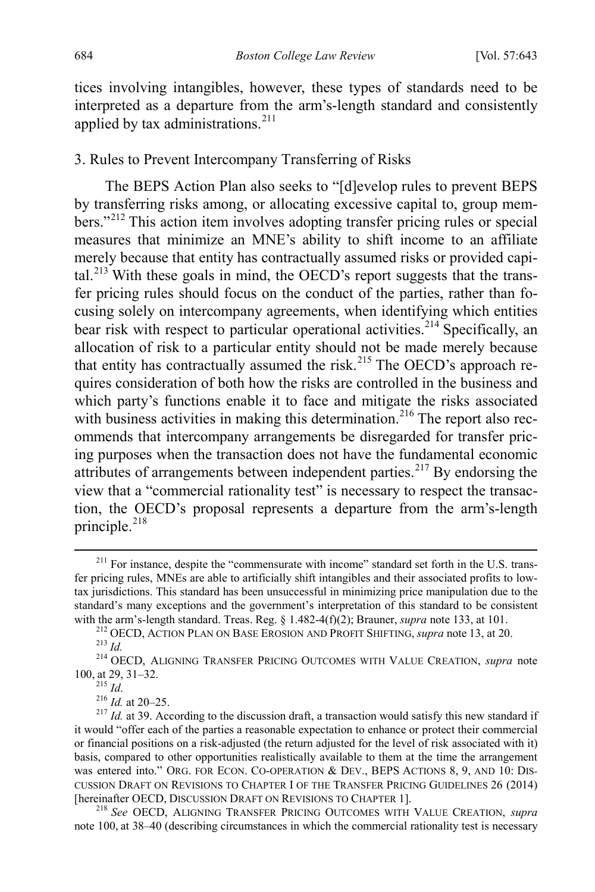tices involving intangibles, however, these types of standards need to be interpreted as a departure from the arm's-length standard and consistently applied by tax administrations.[211]

### 3. Rules to Prevent Intercompany Transferring of Risks

The BEPS Action Plan also seeks to "[d]evelop rules to prevent BEPS by transferring risks among, or allocating excessive capital to, group members."[212] This action item involves adopting transfer pricing rules or special measures that minimize an MNE's ability to shift income to an affiliate merely because that entity has contractually assumed risks or provided capital.[213] With these goals in mind, the OECD's report suggests that the transfer pricing rules should focus on the conduct of the parties, rather than focusing solely on intercompany agreements, when identifying which entities bear risk with respect to particular operational activities.[214] Specifically, an allocation of risk to a particular entity should not be made merely because that entity has contractually assumed the risk.[215] The OECD's approach requires consideration of both how the risks are controlled in the business and which party's functions enable it to face and mitigate the risks associated with business activities in making this determination.[216] The report also recommends that intercompany arrangements be disregarded for transfer pricing purposes when the transaction does not have the fundamental economic attributes of arrangements between independent parties.[217] By endorsing the view that a "commercial rationality test" is necessary to respect the transaction, the OECD's proposal represents a departure from the arm's-length principle.[218]

---

[211] For instance, despite the "commensurate with income" standard set forth in the U.S. transfer pricing rules, MNEs are able to artificially shift intangibles and their associated profits to low-tax jurisdictions. This standard has been unsuccessful in minimizing price manipulation due to the standard's many exceptions and the government's interpretation of this standard to be consistent with the arm's-length standard. Treas. Reg. § 1.482-4(f)(2); Brauner, *supra* note 133, at 101.

[212] OECD, ACTION PLAN ON BASE EROSION AND PROFIT SHIFTING, *supra* note 13, at 20.

[213] *Id.*

[214] OECD, ALIGNING TRANSFER PRICING OUTCOMES WITH VALUE CREATION, *supra* note 100, at 29, 31–32.

[215] *Id*.

[216] *Id.* at 20–25.

[217] *Id.* at 39. According to the discussion draft, a transaction would satisfy this new standard if it would "offer each of the parties a reasonable expectation to enhance or protect their commercial or financial positions on a risk-adjusted (the return adjusted for the level of risk associated with it) basis, compared to other opportunities realistically available to them at the time the arrangement was entered into." ORG. FOR ECON. CO-OPERATION & DEV., BEPS ACTIONS 8, 9, AND 10: DISCUSSION DRAFT ON REVISIONS TO CHAPTER I OF THE TRANSFER PRICING GUIDELINES 26 (2014) [hereinafter OECD, DISCUSSION DRAFT ON REVISIONS TO CHAPTER 1].

[218] *See* OECD, ALIGNING TRANSFER PRICING OUTCOMES WITH VALUE CREATION, *supra* note 100, at 38–40 (describing circumstances in which the commercial rationality test is necessary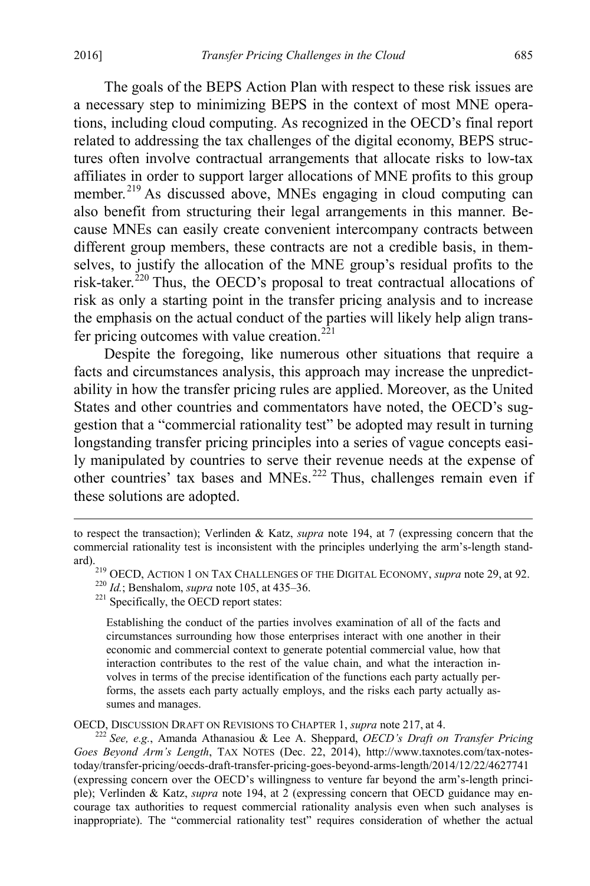The goals of the BEPS Action Plan with respect to these risk issues are a necessary step to minimizing BEPS in the context of most MNE operations, including cloud computing. As recognized in the OECD's final report related to addressing the tax challenges of the digital economy, BEPS structures often involve contractual arrangements that allocate risks to low-tax affiliates in order to support larger allocations of MNE profits to this group member.[219] As discussed above, MNEs engaging in cloud computing can also benefit from structuring their legal arrangements in this manner. Because MNEs can easily create convenient intercompany contracts between different group members, these contracts are not a credible basis, in themselves, to justify the allocation of the MNE group's residual profits to the risk-taker.[220] Thus, the OECD's proposal to treat contractual allocations of risk as only a starting point in the transfer pricing analysis and to increase the emphasis on the actual conduct of the parties will likely help align transfer pricing outcomes with value creation.[221]

Despite the foregoing, like numerous other situations that require a facts and circumstances analysis, this approach may increase the unpredictability in how the transfer pricing rules are applied. Moreover, as the United States and other countries and commentators have noted, the OECD's suggestion that a "commercial rationality test" be adopted may result in turning longstanding transfer pricing principles into a series of vague concepts easily manipulated by countries to serve their revenue needs at the expense of other countries' tax bases and MNEs.[222] Thus, challenges remain even if these solutions are adopted.

---

to respect the transaction); Verlinden & Katz, *supra* note 194, at 7 (expressing concern that the commercial rationality test is inconsistent with the principles underlying the arm's-length standard).

[219] OECD, ACTION 1 ON TAX CHALLENGES OF THE DIGITAL ECONOMY, *supra* note 29, at 92.

[220] *Id.*; Benshalom, *supra* note 105, at 435–36.

[221] Specifically, the OECD report states:

> Establishing the conduct of the parties involves examination of all of the facts and circumstances surrounding how those enterprises interact with one another in their economic and commercial context to generate potential commercial value, how that interaction contributes to the rest of the value chain, and what the interaction involves in terms of the precise identification of the functions each party actually performs, the assets each party actually employs, and the risks each party actually assumes and manages.

OECD, DISCUSSION DRAFT ON REVISIONS TO CHAPTER 1, *supra* note 217, at 4.

[222] *See, e.g.*, Amanda Athanasiou & Lee A. Sheppard, *OECD's Draft on Transfer Pricing Goes Beyond Arm's Length*, TAX NOTES (Dec. 22, 2014), http://www.taxnotes.com/tax-notes-today/transfer-pricing/oecds-draft-transfer-pricing-goes-beyond-arms-length/2014/12/22/4627741 (expressing concern over the OECD's willingness to venture far beyond the arm's-length principle); Verlinden & Katz, *supra* note 194, at 2 (expressing concern that OECD guidance may encourage tax authorities to request commercial rationality analysis even when such analyses is inappropriate). The "commercial rationality test" requires consideration of whether the actual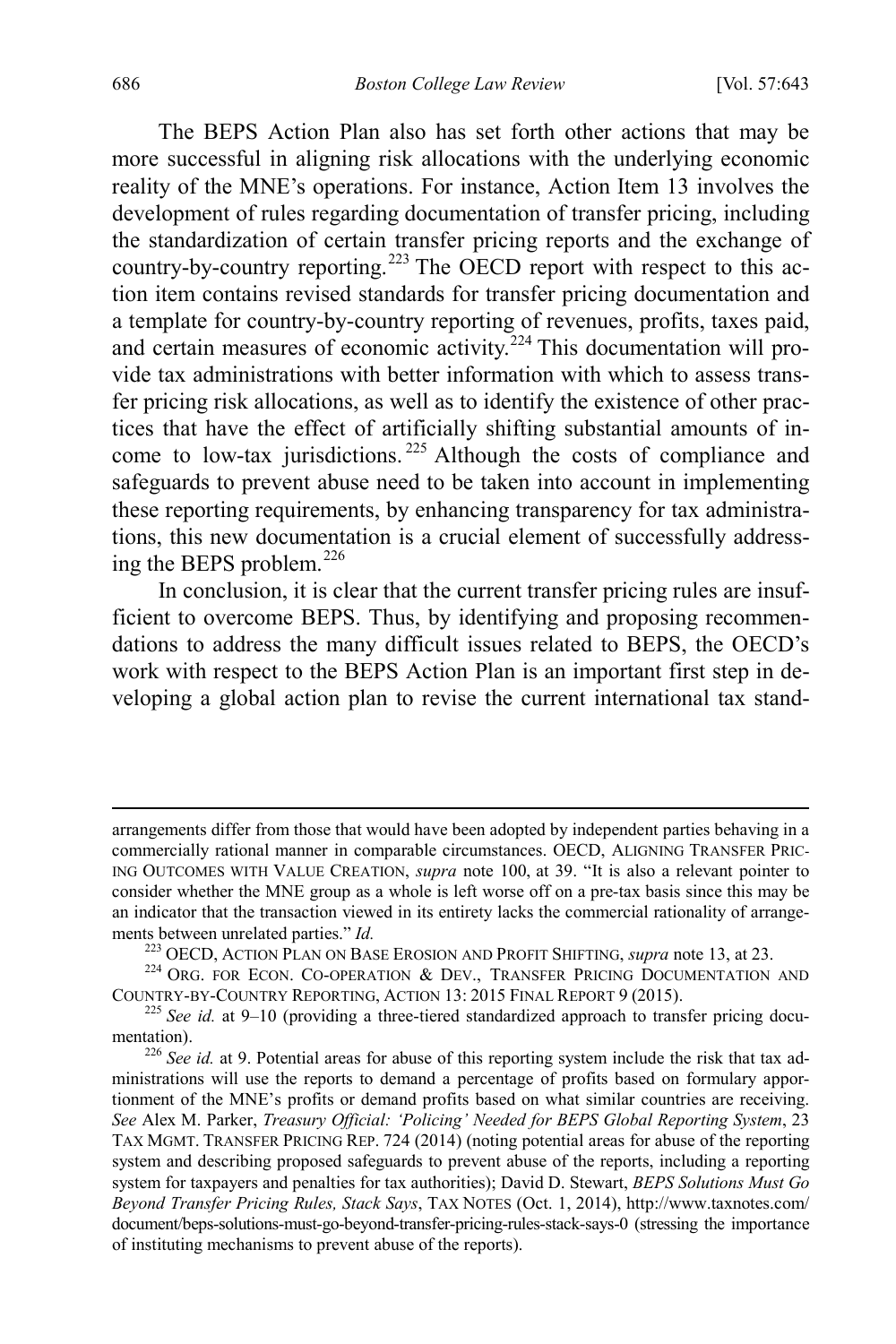The BEPS Action Plan also has set forth other actions that may be more successful in aligning risk allocations with the underlying economic reality of the MNE's operations. For instance, Action Item 13 involves the development of rules regarding documentation of transfer pricing, including the standardization of certain transfer pricing reports and the exchange of country-by-country reporting.[223] The OECD report with respect to this action item contains revised standards for transfer pricing documentation and a template for country-by-country reporting of revenues, profits, taxes paid, and certain measures of economic activity.[224] This documentation will provide tax administrations with better information with which to assess transfer pricing risk allocations, as well as to identify the existence of other practices that have the effect of artificially shifting substantial amounts of income to low-tax jurisdictions.[225] Although the costs of compliance and safeguards to prevent abuse need to be taken into account in implementing these reporting requirements, by enhancing transparency for tax administrations, this new documentation is a crucial element of successfully addressing the BEPS problem.[226]

In conclusion, it is clear that the current transfer pricing rules are insufficient to overcome BEPS. Thus, by identifying and proposing recommendations to address the many difficult issues related to BEPS, the OECD's work with respect to the BEPS Action Plan is an important first step in developing a global action plan to revise the current international tax stand-

---

arrangements differ from those that would have been adopted by independent parties behaving in a commercially rational manner in comparable circumstances. OECD, ALIGNING TRANSFER PRICING OUTCOMES WITH VALUE CREATION, *supra* note 100, at 39. "It is also a relevant pointer to consider whether the MNE group as a whole is left worse off on a pre-tax basis since this may be an indicator that the transaction viewed in its entirety lacks the commercial rationality of arrangements between unrelated parties." *Id.*

[223] OECD, ACTION PLAN ON BASE EROSION AND PROFIT SHIFTING, *supra* note 13, at 23.

[224] ORG. FOR ECON. CO-OPERATION & DEV., TRANSFER PRICING DOCUMENTATION AND COUNTRY-BY-COUNTRY REPORTING, ACTION 13: 2015 FINAL REPORT 9 (2015).

[225] *See id.* at 9–10 (providing a three-tiered standardized approach to transfer pricing documentation).

[226] *See id.* at 9. Potential areas for abuse of this reporting system include the risk that tax administrations will use the reports to demand a percentage of profits based on formulary apportionment of the MNE's profits or demand profits based on what similar countries are receiving. *See* Alex M. Parker, *Treasury Official: 'Policing' Needed for BEPS Global Reporting System*, 23 TAX MGMT. TRANSFER PRICING REP. 724 (2014) (noting potential areas for abuse of the reporting system and describing proposed safeguards to prevent abuse of the reports, including a reporting system for taxpayers and penalties for tax authorities); David D. Stewart, *BEPS Solutions Must Go Beyond Transfer Pricing Rules, Stack Says*, TAX NOTES (Oct. 1, 2014), http://www.taxnotes.com/document/beps-solutions-must-go-beyond-transfer-pricing-rules-stack-says-0 (stressing the importance of instituting mechanisms to prevent abuse of the reports).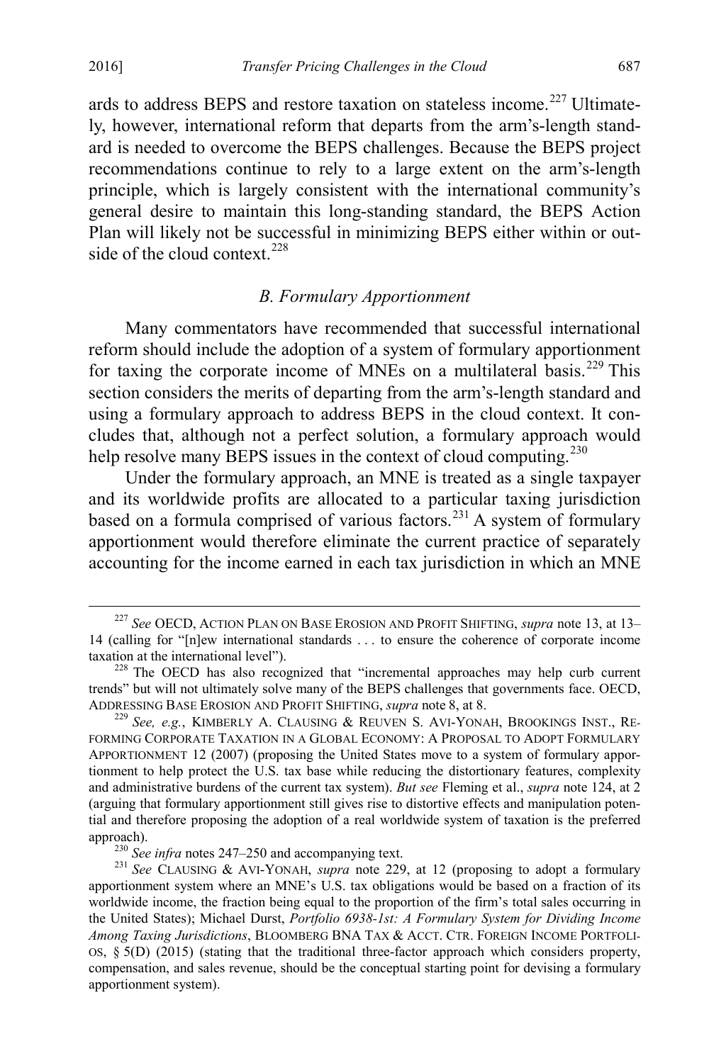ards to address BEPS and restore taxation on stateless income.[227] Ultimately, however, international reform that departs from the arm's-length standard is needed to overcome the BEPS challenges. Because the BEPS project recommendations continue to rely to a large extent on the arm's-length principle, which is largely consistent with the international community's general desire to maintain this long-standing standard, the BEPS Action Plan will likely not be successful in minimizing BEPS either within or outside of the cloud context.[228]

### *B. Formulary Apportionment*

Many commentators have recommended that successful international reform should include the adoption of a system of formulary apportionment for taxing the corporate income of MNEs on a multilateral basis.[229] This section considers the merits of departing from the arm's-length standard and using a formulary approach to address BEPS in the cloud context. It concludes that, although not a perfect solution, a formulary approach would help resolve many BEPS issues in the context of cloud computing.[230]

Under the formulary approach, an MNE is treated as a single taxpayer and its worldwide profits are allocated to a particular taxing jurisdiction based on a formula comprised of various factors.[231] A system of formulary apportionment would therefore eliminate the current practice of separately accounting for the income earned in each tax jurisdiction in which an MNE

---

[227] *See* OECD, ACTION PLAN ON BASE EROSION AND PROFIT SHIFTING, *supra* note 13, at 13–14 (calling for "[n]ew international standards . . . to ensure the coherence of corporate income taxation at the international level").

[228] The OECD has also recognized that "incremental approaches may help curb current trends" but will not ultimately solve many of the BEPS challenges that governments face. OECD, ADDRESSING BASE EROSION AND PROFIT SHIFTING, *supra* note 8, at 8.

[229] *See, e.g.*, KIMBERLY A. CLAUSING & REUVEN S. AVI-YONAH, BROOKINGS INST., REFORMING CORPORATE TAXATION IN A GLOBAL ECONOMY: A PROPOSAL TO ADOPT FORMULARY APPORTIONMENT 12 (2007) (proposing the United States move to a system of formulary apportionment to help protect the U.S. tax base while reducing the distortionary features, complexity and administrative burdens of the current tax system). *But see* Fleming et al., *supra* note 124, at 2 (arguing that formulary apportionment still gives rise to distortive effects and manipulation potential and therefore proposing the adoption of a real worldwide system of taxation is the preferred approach).

[230] *See infra* notes 247–250 and accompanying text.

[231] *See* CLAUSING & AVI-YONAH, *supra* note 229, at 12 (proposing to adopt a formulary apportionment system where an MNE's U.S. tax obligations would be based on a fraction of its worldwide income, the fraction being equal to the proportion of the firm's total sales occurring in the United States); Michael Durst, *Portfolio 6938-1st: A Formulary System for Dividing Income Among Taxing Jurisdictions*, BLOOMBERG BNA TAX & ACCT. CTR. FOREIGN INCOME PORTFOLIOS, § 5(D) (2015) (stating that the traditional three-factor approach which considers property, compensation, and sales revenue, should be the conceptual starting point for devising a formulary apportionment system).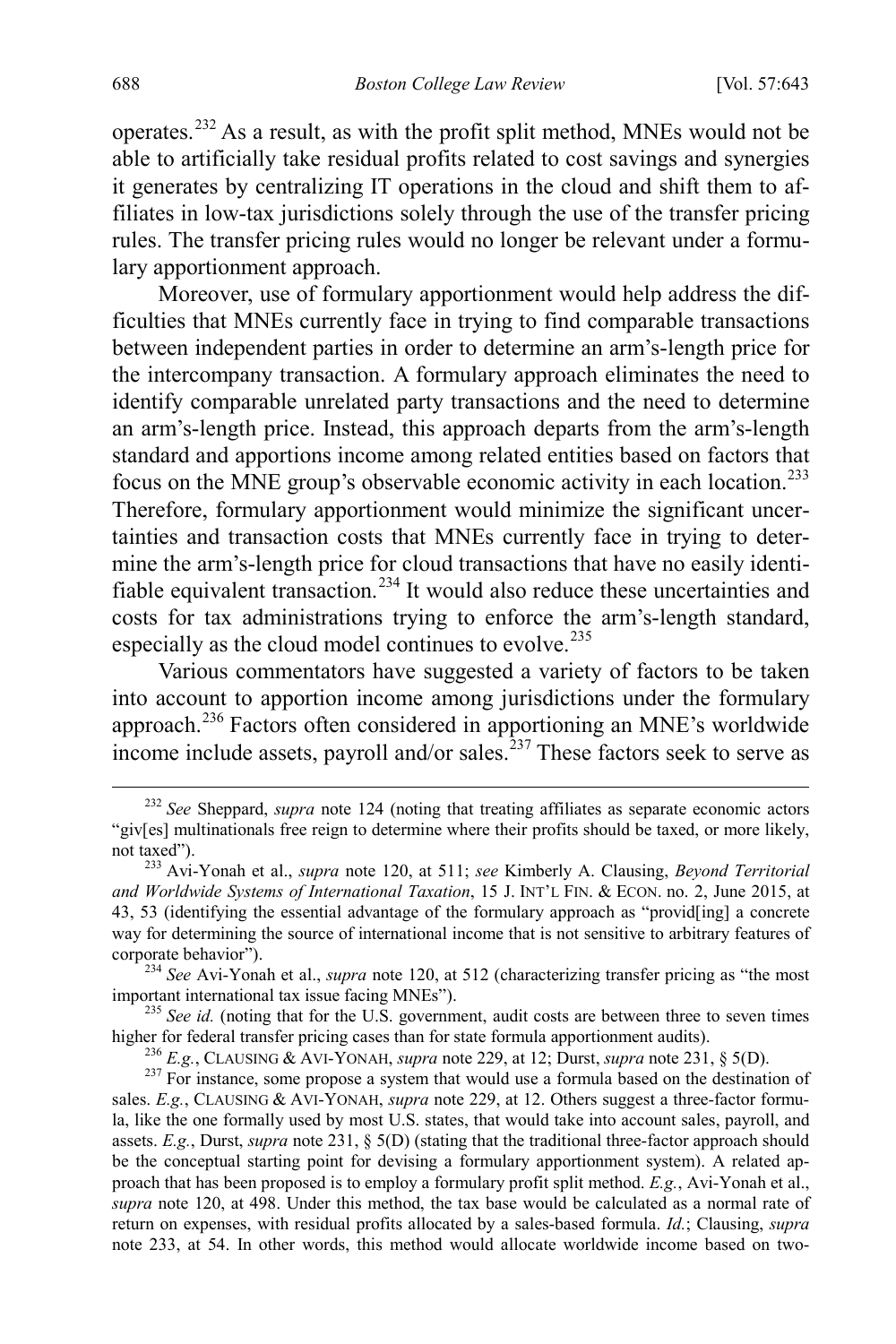operates.[232] As a result, as with the profit split method, MNEs would not be able to artificially take residual profits related to cost savings and synergies it generates by centralizing IT operations in the cloud and shift them to affiliates in low-tax jurisdictions solely through the use of the transfer pricing rules. The transfer pricing rules would no longer be relevant under a formulary apportionment approach.

Moreover, use of formulary apportionment would help address the difficulties that MNEs currently face in trying to find comparable transactions between independent parties in order to determine an arm's-length price for the intercompany transaction. A formulary approach eliminates the need to identify comparable unrelated party transactions and the need to determine an arm's-length price. Instead, this approach departs from the arm's-length standard and apportions income among related entities based on factors that focus on the MNE group's observable economic activity in each location.[233] Therefore, formulary apportionment would minimize the significant uncertainties and transaction costs that MNEs currently face in trying to determine the arm's-length price for cloud transactions that have no easily identifiable equivalent transaction.[234] It would also reduce these uncertainties and costs for tax administrations trying to enforce the arm's-length standard, especially as the cloud model continues to evolve.[235]

Various commentators have suggested a variety of factors to be taken into account to apportion income among jurisdictions under the formulary approach.[236] Factors often considered in apportioning an MNE's worldwide income include assets, payroll and/or sales.[237] These factors seek to serve as

---

[232] *See* Sheppard, *supra* note 124 (noting that treating affiliates as separate economic actors "giv[es] multinationals free reign to determine where their profits should be taxed, or more likely, not taxed").

[233] Avi-Yonah et al., *supra* note 120, at 511; *see* Kimberly A. Clausing, *Beyond Territorial and Worldwide Systems of International Taxation*, 15 J. INT'L FIN. & ECON. no. 2, June 2015, at 43, 53 (identifying the essential advantage of the formulary approach as "provid[ing] a concrete way for determining the source of international income that is not sensitive to arbitrary features of corporate behavior").

[234] *See* Avi-Yonah et al., *supra* note 120, at 512 (characterizing transfer pricing as "the most important international tax issue facing MNEs").

[235] *See id.* (noting that for the U.S. government, audit costs are between three to seven times higher for federal transfer pricing cases than for state formula apportionment audits).

[236] *E.g.*, CLAUSING & AVI-YONAH, *supra* note 229, at 12; Durst, *supra* note 231, § 5(D).

[237] For instance, some propose a system that would use a formula based on the destination of sales. *E.g.*, CLAUSING & AVI-YONAH, *supra* note 229, at 12. Others suggest a three-factor formula, like the one formally used by most U.S. states, that would take into account sales, payroll, and assets. *E.g.*, Durst, *supra* note 231, § 5(D) (stating that the traditional three-factor approach should be the conceptual starting point for devising a formulary apportionment system). A related approach that has been proposed is to employ a formulary profit split method. *E.g.*, Avi-Yonah et al., *supra* note 120, at 498. Under this method, the tax base would be calculated as a normal rate of return on expenses, with residual profits allocated by a sales-based formula. *Id.*; Clausing, *supra* note 233, at 54. In other words, this method would allocate worldwide income based on two-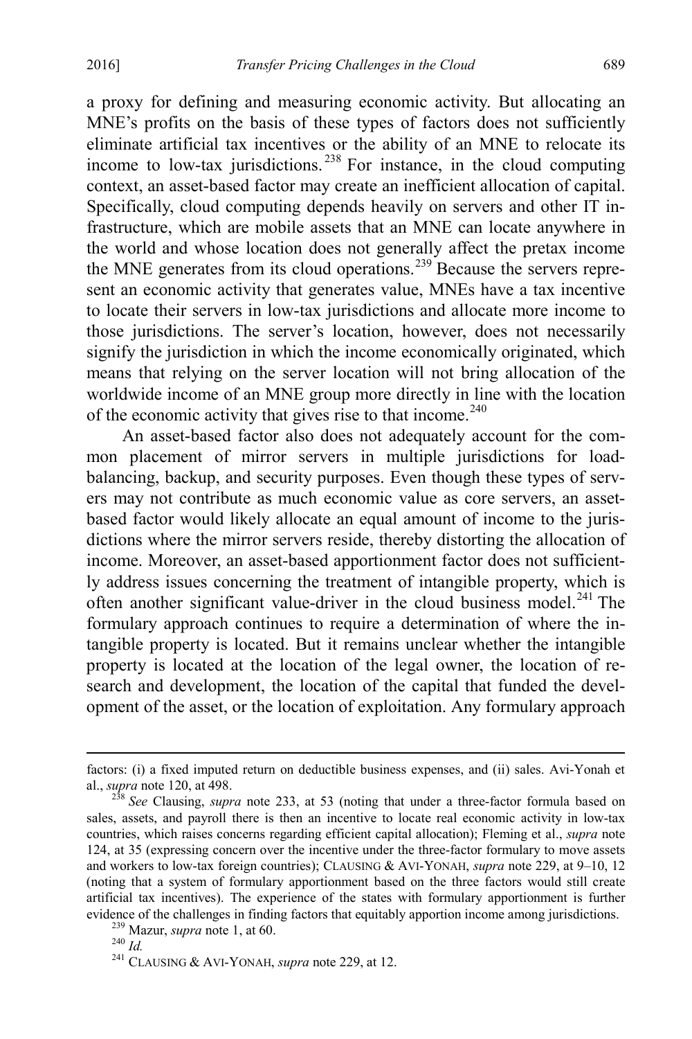a proxy for defining and measuring economic activity. But allocating an MNE's profits on the basis of these types of factors does not sufficiently eliminate artificial tax incentives or the ability of an MNE to relocate its income to low-tax jurisdictions.[238] For instance, in the cloud computing context, an asset-based factor may create an inefficient allocation of capital. Specifically, cloud computing depends heavily on servers and other IT infrastructure, which are mobile assets that an MNE can locate anywhere in the world and whose location does not generally affect the pretax income the MNE generates from its cloud operations.[239] Because the servers represent an economic activity that generates value, MNEs have a tax incentive to locate their servers in low-tax jurisdictions and allocate more income to those jurisdictions. The server's location, however, does not necessarily signify the jurisdiction in which the income economically originated, which means that relying on the server location will not bring allocation of the worldwide income of an MNE group more directly in line with the location of the economic activity that gives rise to that income.[240]

An asset-based factor also does not adequately account for the common placement of mirror servers in multiple jurisdictions for load-balancing, backup, and security purposes. Even though these types of servers may not contribute as much economic value as core servers, an asset-based factor would likely allocate an equal amount of income to the jurisdictions where the mirror servers reside, thereby distorting the allocation of income. Moreover, an asset-based apportionment factor does not sufficiently address issues concerning the treatment of intangible property, which is often another significant value-driver in the cloud business model.[241] The formulary approach continues to require a determination of where the intangible property is located. But it remains unclear whether the intangible property is located at the location of the legal owner, the location of research and development, the location of the capital that funded the development of the asset, or the location of exploitation. Any formulary approach

---

factors: (i) a fixed imputed return on deductible business expenses, and (ii) sales. Avi-Yonah et al., *supra* note 120, at 498.

[238] *See* Clausing, *supra* note 233, at 53 (noting that under a three-factor formula based on sales, assets, and payroll there is then an incentive to locate real economic activity in low-tax countries, which raises concerns regarding efficient capital allocation); Fleming et al., *supra* note 124, at 35 (expressing concern over the incentive under the three-factor formulary to move assets and workers to low-tax foreign countries); CLAUSING & AVI-YONAH, *supra* note 229, at 9–10, 12 (noting that a system of formulary apportionment based on the three factors would still create artificial tax incentives). The experience of the states with formulary apportionment is further evidence of the challenges in finding factors that equitably apportion income among jurisdictions.

[239] Mazur, *supra* note 1, at 60.

[240] *Id.*

[241] CLAUSING & AVI-YONAH, *supra* note 229, at 12.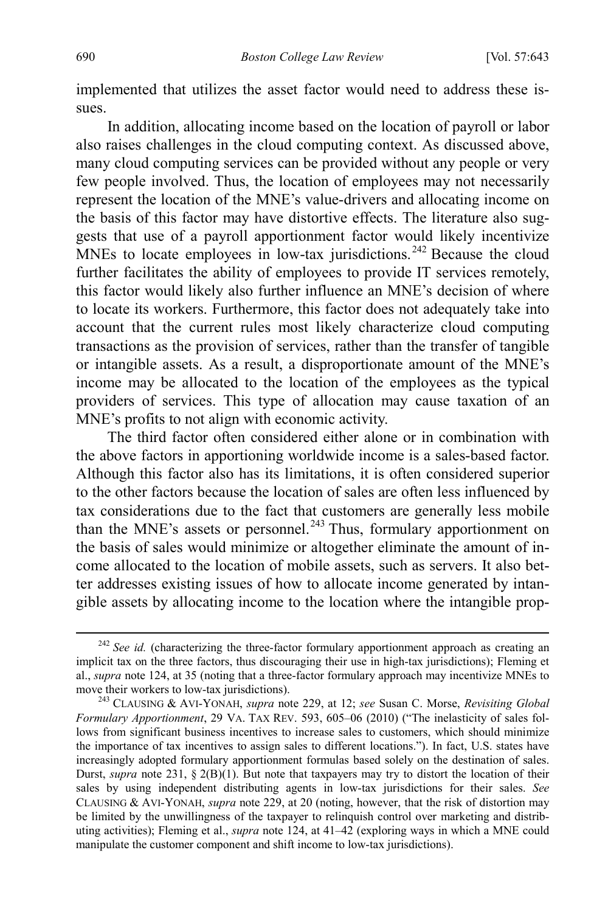implemented that utilizes the asset factor would need to address these issues.

In addition, allocating income based on the location of payroll or labor also raises challenges in the cloud computing context. As discussed above, many cloud computing services can be provided without any people or very few people involved. Thus, the location of employees may not necessarily represent the location of the MNE's value-drivers and allocating income on the basis of this factor may have distortive effects. The literature also suggests that use of a payroll apportionment factor would likely incentivize MNEs to locate employees in low-tax jurisdictions.[242] Because the cloud further facilitates the ability of employees to provide IT services remotely, this factor would likely also further influence an MNE's decision of where to locate its workers. Furthermore, this factor does not adequately take into account that the current rules most likely characterize cloud computing transactions as the provision of services, rather than the transfer of tangible or intangible assets. As a result, a disproportionate amount of the MNE's income may be allocated to the location of the employees as the typical providers of services. This type of allocation may cause taxation of an MNE's profits to not align with economic activity.

The third factor often considered either alone or in combination with the above factors in apportioning worldwide income is a sales-based factor. Although this factor also has its limitations, it is often considered superior to the other factors because the location of sales are often less influenced by tax considerations due to the fact that customers are generally less mobile than the MNE's assets or personnel.[243] Thus, formulary apportionment on the basis of sales would minimize or altogether eliminate the amount of income allocated to the location of mobile assets, such as servers. It also better addresses existing issues of how to allocate income generated by intangible assets by allocating income to the location where the intangible prop-

---

[242] *See id.* (characterizing the three-factor formulary apportionment approach as creating an implicit tax on the three factors, thus discouraging their use in high-tax jurisdictions); Fleming et al., *supra* note 124, at 35 (noting that a three-factor formulary approach may incentivize MNEs to move their workers to low-tax jurisdictions).

[243] CLAUSING & AVI-YONAH, *supra* note 229, at 12; *see* Susan C. Morse, *Revisiting Global Formulary Apportionment*, 29 VA. TAX REV. 593, 605–06 (2010) ("The inelasticity of sales follows from significant business incentives to increase sales to customers, which should minimize the importance of tax incentives to assign sales to different locations."). In fact, U.S. states have increasingly adopted formulary apportionment formulas based solely on the destination of sales. Durst, *supra* note 231, § 2(B)(1). But note that taxpayers may try to distort the location of their sales by using independent distributing agents in low-tax jurisdictions for their sales. *See* CLAUSING & AVI-YONAH, *supra* note 229, at 20 (noting, however, that the risk of distortion may be limited by the unwillingness of the taxpayer to relinquish control over marketing and distributing activities); Fleming et al., *supra* note 124, at 41–42 (exploring ways in which a MNE could manipulate the customer component and shift income to low-tax jurisdictions).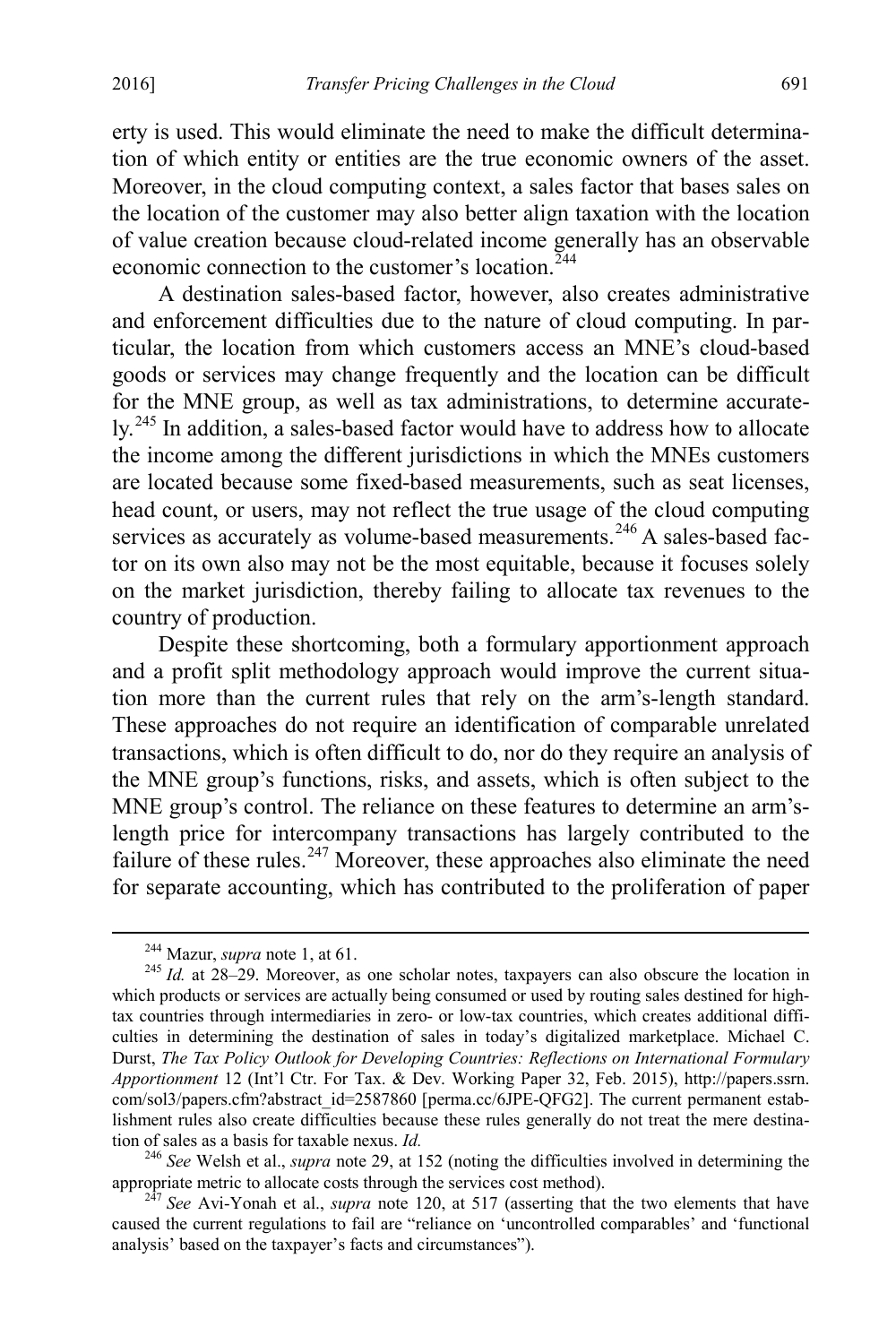erty is used. This would eliminate the need to make the difficult determination of which entity or entities are the true economic owners of the asset. Moreover, in the cloud computing context, a sales factor that bases sales on the location of the customer may also better align taxation with the location of value creation because cloud-related income generally has an observable economic connection to the customer's location.[244]

A destination sales-based factor, however, also creates administrative and enforcement difficulties due to the nature of cloud computing. In particular, the location from which customers access an MNE's cloud-based goods or services may change frequently and the location can be difficult for the MNE group, as well as tax administrations, to determine accurately.[245] In addition, a sales-based factor would have to address how to allocate the income among the different jurisdictions in which the MNEs customers are located because some fixed-based measurements, such as seat licenses, head count, or users, may not reflect the true usage of the cloud computing services as accurately as volume-based measurements.[246] A sales-based factor on its own also may not be the most equitable, because it focuses solely on the market jurisdiction, thereby failing to allocate tax revenues to the country of production.

Despite these shortcoming, both a formulary apportionment approach and a profit split methodology approach would improve the current situation more than the current rules that rely on the arm's-length standard. These approaches do not require an identification of comparable unrelated transactions, which is often difficult to do, nor do they require an analysis of the MNE group's functions, risks, and assets, which is often subject to the MNE group's control. The reliance on these features to determine an arm's-length price for intercompany transactions has largely contributed to the failure of these rules.[247] Moreover, these approaches also eliminate the need for separate accounting, which has contributed to the proliferation of paper

---

[244] Mazur, *supra* note 1, at 61.

[245] *Id.* at 28–29. Moreover, as one scholar notes, taxpayers can also obscure the location in which products or services are actually being consumed or used by routing sales destined for high-tax countries through intermediaries in zero- or low-tax countries, which creates additional difficulties in determining the destination of sales in today's digitalized marketplace. Michael C. Durst, *The Tax Policy Outlook for Developing Countries: Reflections on International Formulary Apportionment* 12 (Int'l Ctr. For Tax. & Dev. Working Paper 32, Feb. 2015), http://papers.ssrn.com/sol3/papers.cfm?abstract_id=2587860 [perma.cc/6JPE-QFG2]. The current permanent establishment rules also create difficulties because these rules generally do not treat the mere destination of sales as a basis for taxable nexus. *Id.*

[246] *See* Welsh et al., *supra* note 29, at 152 (noting the difficulties involved in determining the appropriate metric to allocate costs through the services cost method).

[247] *See* Avi-Yonah et al., *supra* note 120, at 517 (asserting that the two elements that have caused the current regulations to fail are "reliance on 'uncontrolled comparables' and 'functional analysis' based on the taxpayer's facts and circumstances").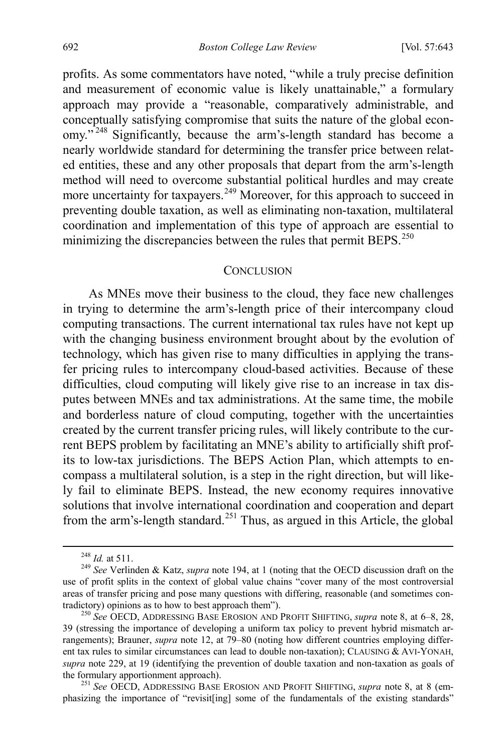profits. As some commentators have noted, "while a truly precise definition and measurement of economic value is likely unattainable," a formulary approach may provide a "reasonable, comparatively administrable, and conceptually satisfying compromise that suits the nature of the global economy."[248] Significantly, because the arm's-length standard has become a nearly worldwide standard for determining the transfer price between related entities, these and any other proposals that depart from the arm's-length method will need to overcome substantial political hurdles and may create more uncertainty for taxpayers.[249] Moreover, for this approach to succeed in preventing double taxation, as well as eliminating non-taxation, multilateral coordination and implementation of this type of approach are essential to minimizing the discrepancies between the rules that permit BEPS.[250]

## CONCLUSION

As MNEs move their business to the cloud, they face new challenges in trying to determine the arm's-length price of their intercompany cloud computing transactions. The current international tax rules have not kept up with the changing business environment brought about by the evolution of technology, which has given rise to many difficulties in applying the transfer pricing rules to intercompany cloud-based activities. Because of these difficulties, cloud computing will likely give rise to an increase in tax disputes between MNEs and tax administrations. At the same time, the mobile and borderless nature of cloud computing, together with the uncertainties created by the current transfer pricing rules, will likely contribute to the current BEPS problem by facilitating an MNE's ability to artificially shift profits to low-tax jurisdictions. The BEPS Action Plan, which attempts to encompass a multilateral solution, is a step in the right direction, but will likely fail to eliminate BEPS. Instead, the new economy requires innovative solutions that involve international coordination and cooperation and depart from the arm's-length standard.[251] Thus, as argued in this Article, the global

---

[248] *Id.* at 511.

[249] *See* Verlinden & Katz, *supra* note 194, at 1 (noting that the OECD discussion draft on the use of profit splits in the context of global value chains "cover many of the most controversial areas of transfer pricing and pose many questions with differing, reasonable (and sometimes contradictory) opinions as to how to best approach them").

[250] *See* OECD, ADDRESSING BASE EROSION AND PROFIT SHIFTING, *supra* note 8, at 6–8, 28, 39 (stressing the importance of developing a uniform tax policy to prevent hybrid mismatch arrangements); Brauner, *supra* note 12, at 79–80 (noting how different countries employing different tax rules to similar circumstances can lead to double non-taxation); CLAUSING & AVI-YONAH, *supra* note 229, at 19 (identifying the prevention of double taxation and non-taxation as goals of the formulary apportionment approach).

[251] *See* OECD, ADDRESSING BASE EROSION AND PROFIT SHIFTING, *supra* note 8, at 8 (emphasizing the importance of "revisit[ing] some of the fundamentals of the existing standards"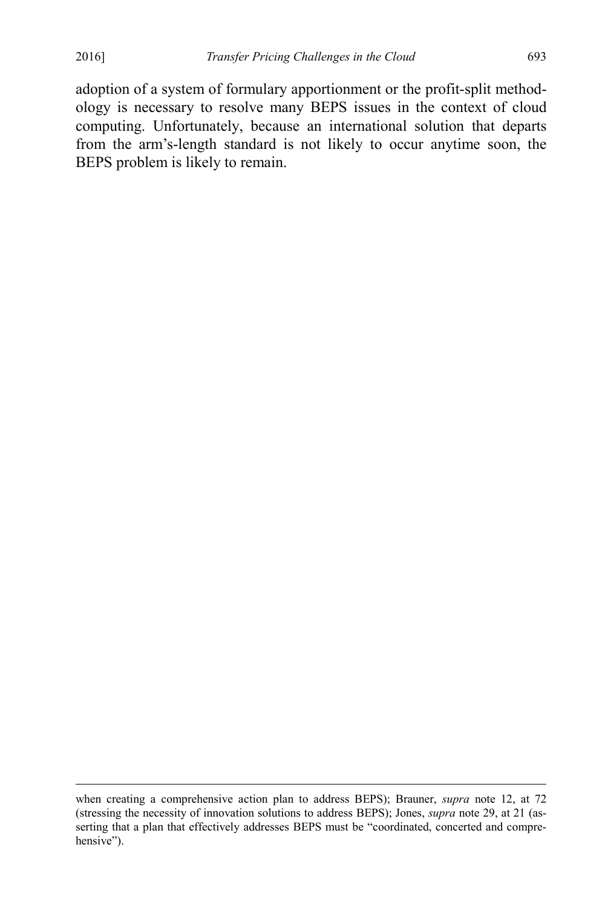adoption of a system of formulary apportionment or the profit-split methodology is necessary to resolve many BEPS issues in the context of cloud computing. Unfortunately, because an international solution that departs from the arm's-length standard is not likely to occur anytime soon, the BEPS problem is likely to remain.

---

when creating a comprehensive action plan to address BEPS); Brauner, *supra* note 12, at 72 (stressing the necessity of innovation solutions to address BEPS); Jones, *supra* note 29, at 21 (asserting that a plan that effectively addresses BEPS must be "coordinated, concerted and comprehensive").